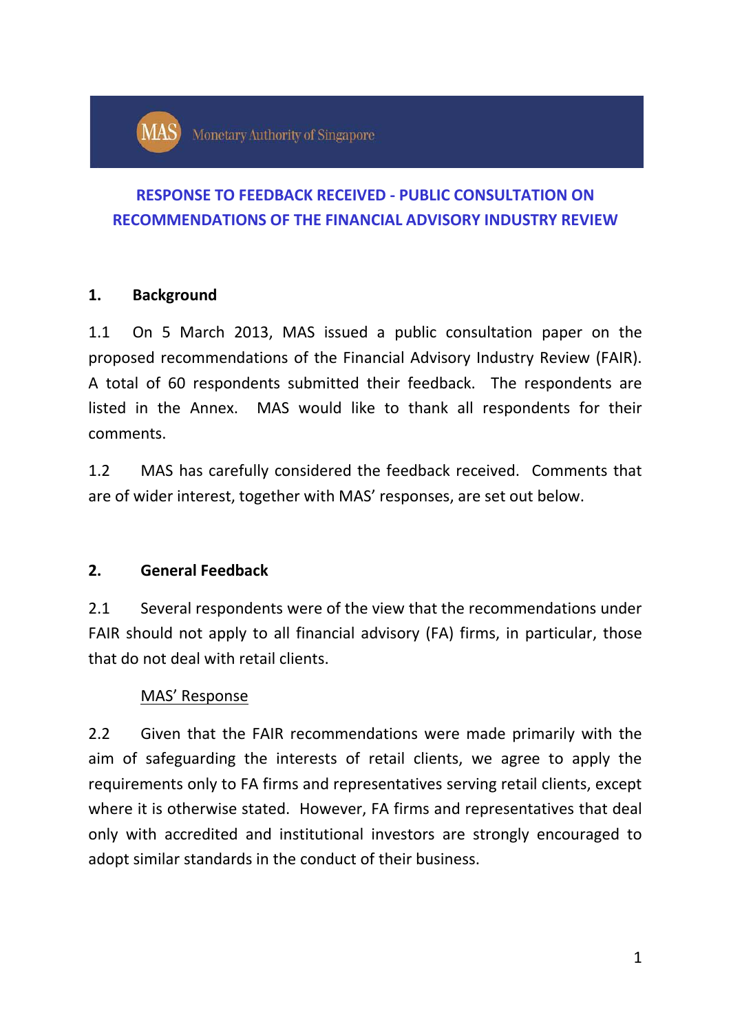Monetary Authority of Singapore

# RESPONSE TO FEEDBACK RECEIVED - PUBLIC CONSULTATION ON RECOMMENDATIONS OF THE FINANCIAL ADVISORY INDUSTRY REVIEW

## 1. Background

1.1 On 5 March 2013, MAS issued a public consultation paper on the proposed recommendations of the Financial Advisory Industry Review (FAIR). A total of 60 respondents submitted their feedback. The respondents are listed in the Annex. MAS would like to thank all respondents for their comments.

1.2 MAS has carefully considered the feedback received. Comments that are of wider interest, together with MAS' responses, are set out below.

## 2. General Feedback

2.1 Several respondents were of the view that the recommendations under FAIR should not apply to all financial advisory (FA) firms, in particular, those that do not deal with retail clients.

MAS' Response

2.2 Given that the FAIR recommendations were made primarily with the aim of safeguarding the interests of retail clients, we agree to apply the requirements only to FA firms and representatives serving retail clients, except where it is otherwise stated. However, FA firms and representatives that deal only with accredited and institutional investors are strongly encouraged to adopt similar standards in the conduct of their business.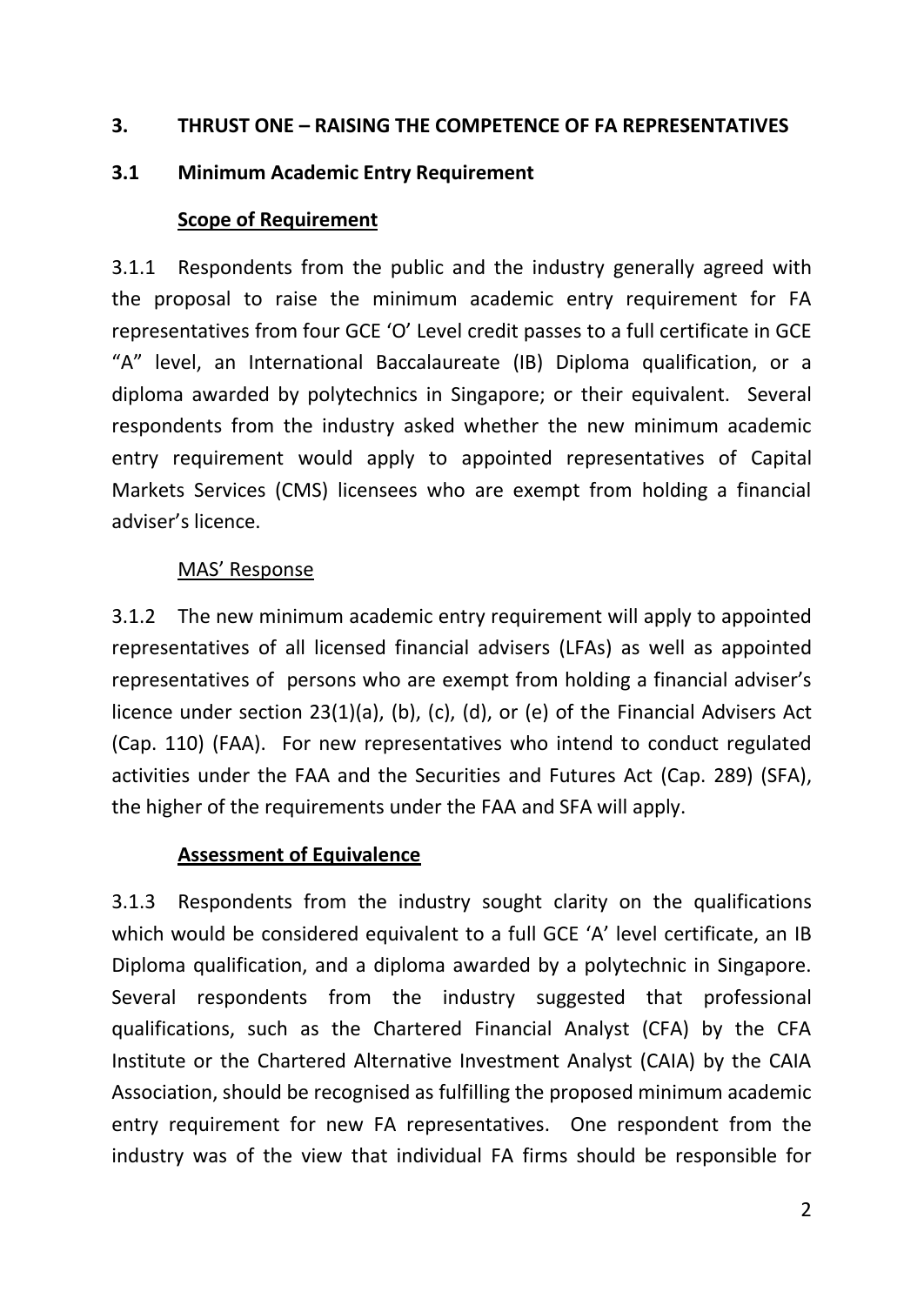## 3. THRUST ONE – RAISING THE COMPETENCE OF FA REPRESENTATIVES

### 3.1 Minimum Academic Entry Requirement

**Scope of Requirement**

3.1.1 Respondents from the public and the industry generally agreed with the proposal to raise the minimum academic entry requirement for FA representatives from four GCE 'O' Level credit passes to a full certificate in GCE "A" level, an International Baccalaureate (IB) Diploma qualification, or a diploma awarded by polytechnics in Singapore; or their equivalent. Several respondents from the industry asked whether the new minimum academic entry requirement would apply to appointed representatives of Capital Markets Services (CMS) licensees who are exempt from holding a financial adviser's licence.

MAS' Response

3.1.2 The new minimum academic entry requirement will apply to appointed representatives of all licensed financial advisers (LFAs) as well as appointed representatives of persons who are exempt from holding a financial adviser's licence under section 23(1)(a), (b), (c), (d), or (e) of the Financial Advisers Act (Cap. 110) (FAA). For new representatives who intend to conduct regulated activities under the FAA and the Securities and Futures Act (Cap. 289) (SFA), the higher of the requirements under the FAA and SFA will apply.

**Assessment of Equivalence**

3.1.3 Respondents from the industry sought clarity on the qualifications which would be considered equivalent to a full GCE 'A' level certificate, an IB Diploma qualification, and a diploma awarded by a polytechnic in Singapore. Several respondents from the industry suggested that professional qualifications, such as the Chartered Financial Analyst (CFA) by the CFA Institute or the Chartered Alternative Investment Analyst (CAIA) by the CAIA Association, should be recognised as fulfilling the proposed minimum academic entry requirement for new FA representatives. One respondent from the industry was of the view that individual FA firms should be responsible for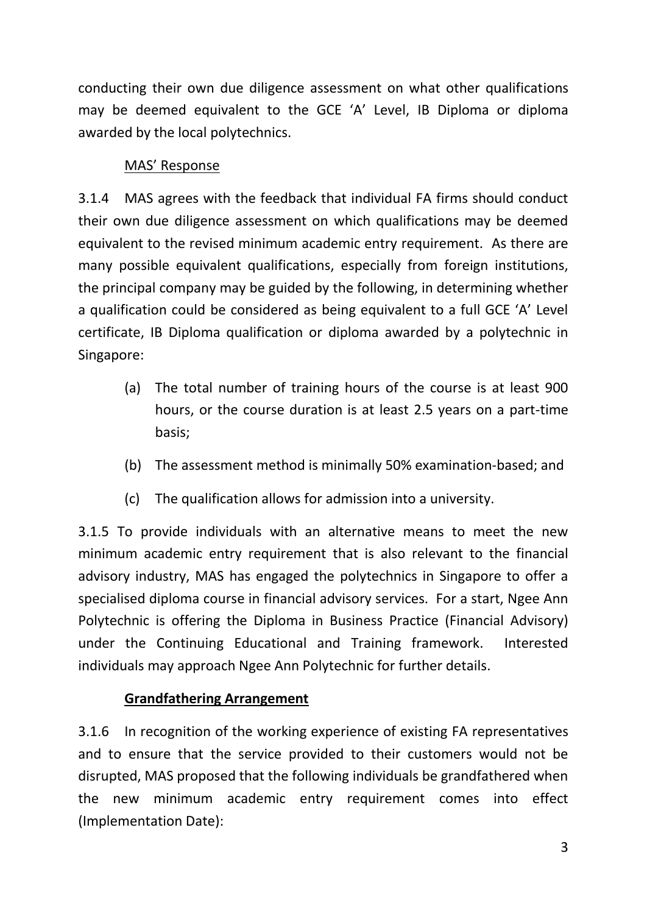conducting their own due diligence assessment on what other qualifications may be deemed equivalent to the GCE 'A' Level, IB Diploma or diploma awarded by the local polytechnics.

MAS' Response

3.1.4 MAS agrees with the feedback that individual FA firms should conduct their own due diligence assessment on which qualifications may be deemed equivalent to the revised minimum academic entry requirement. As there are many possible equivalent qualifications, especially from foreign institutions, the principal company may be guided by the following, in determining whether a qualification could be considered as being equivalent to a full GCE 'A' Level certificate, IB Diploma qualification or diploma awarded by a polytechnic in Singapore:

(a) The total number of training hours of the course is at least 900 hours, or the course duration is at least 2.5 years on a part-time basis;

(b) The assessment method is minimally 50% examination-based; and

(c) The qualification allows for admission into a university.

3.1.5 To provide individuals with an alternative means to meet the new minimum academic entry requirement that is also relevant to the financial advisory industry, MAS has engaged the polytechnics in Singapore to offer a specialised diploma course in financial advisory services. For a start, Ngee Ann Polytechnic is offering the Diploma in Business Practice (Financial Advisory) under the Continuing Educational and Training framework. Interested individuals may approach Ngee Ann Polytechnic for further details.

**Grandfathering Arrangement**

3.1.6 In recognition of the working experience of existing FA representatives and to ensure that the service provided to their customers would not be disrupted, MAS proposed that the following individuals be grandfathered when the new minimum academic entry requirement comes into effect (Implementation Date):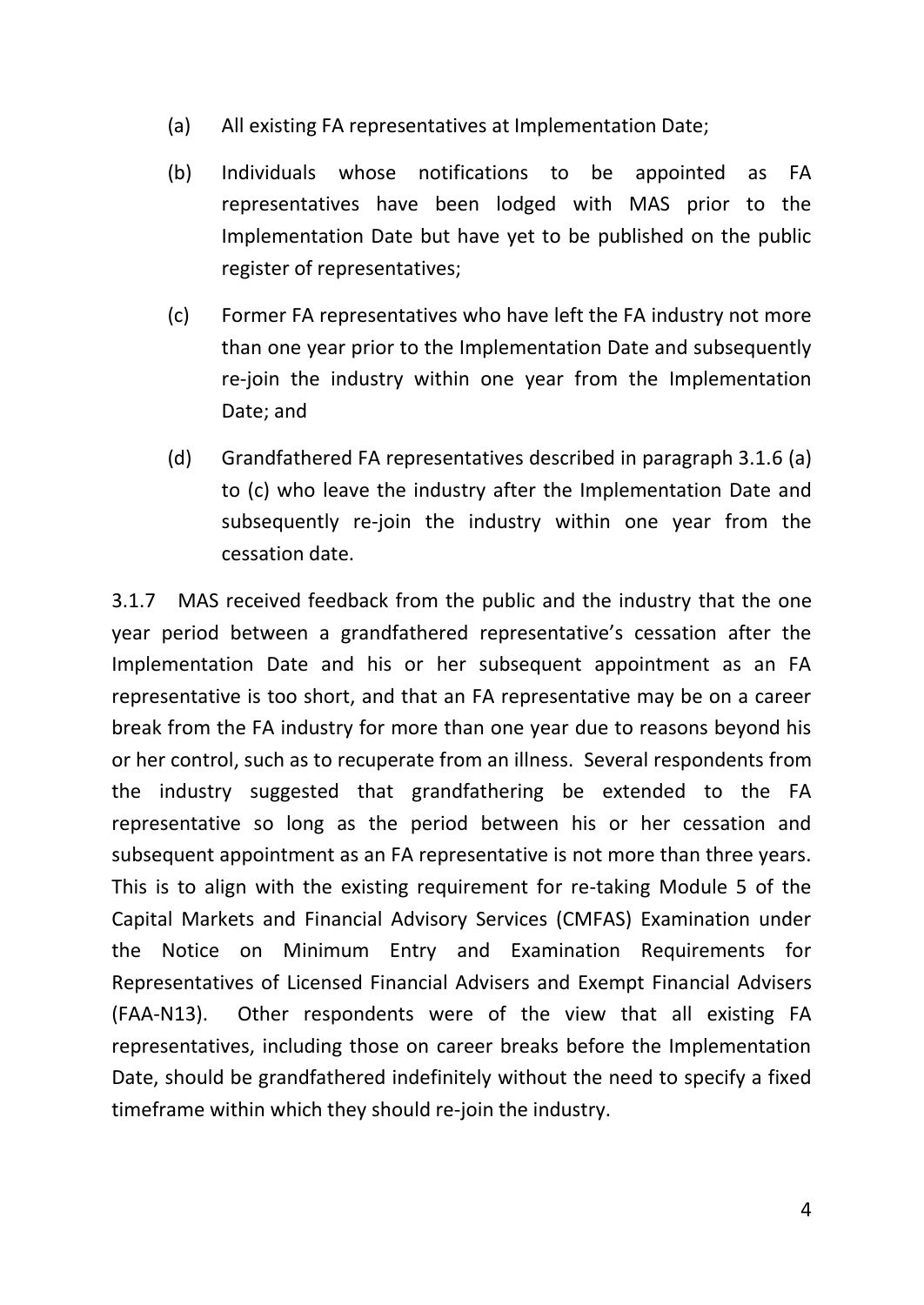(a) All existing FA representatives at Implementation Date;

(b) Individuals whose notifications to be appointed as FA representatives have been lodged with MAS prior to the Implementation Date but have yet to be published on the public register of representatives;

(c) Former FA representatives who have left the FA industry not more than one year prior to the Implementation Date and subsequently re-join the industry within one year from the Implementation Date; and

(d) Grandfathered FA representatives described in paragraph 3.1.6 (a) to (c) who leave the industry after the Implementation Date and subsequently re-join the industry within one year from the cessation date.

3.1.7 MAS received feedback from the public and the industry that the one year period between a grandfathered representative's cessation after the Implementation Date and his or her subsequent appointment as an FA representative is too short, and that an FA representative may be on a career break from the FA industry for more than one year due to reasons beyond his or her control, such as to recuperate from an illness. Several respondents from the industry suggested that grandfathering be extended to the FA representative so long as the period between his or her cessation and subsequent appointment as an FA representative is not more than three years. This is to align with the existing requirement for re-taking Module 5 of the Capital Markets and Financial Advisory Services (CMFAS) Examination under the Notice on Minimum Entry and Examination Requirements for Representatives of Licensed Financial Advisers and Exempt Financial Advisers (FAA-N13). Other respondents were of the view that all existing FA representatives, including those on career breaks before the Implementation Date, should be grandfathered indefinitely without the need to specify a fixed timeframe within which they should re-join the industry.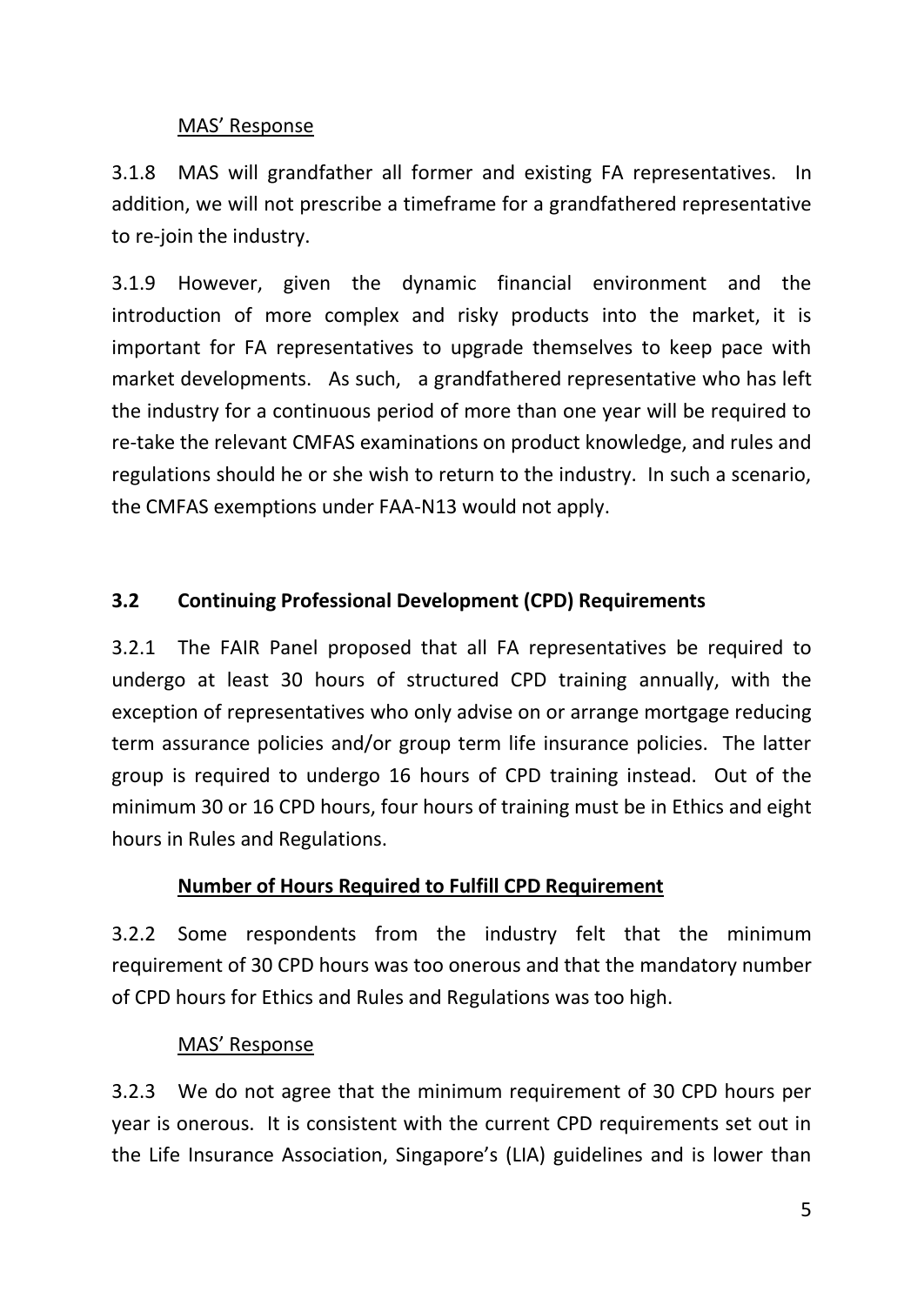<u>MAS' Response</u>

3.1.8 MAS will grandfather all former and existing FA representatives. In addition, we will not prescribe a timeframe for a grandfathered representative to re-join the industry.

3.1.9 However, given the dynamic financial environment and the introduction of more complex and risky products into the market, it is important for FA representatives to upgrade themselves to keep pace with market developments. As such, a grandfathered representative who has left the industry for a continuous period of more than one year will be required to re-take the relevant CMFAS examinations on product knowledge, and rules and regulations should he or she wish to return to the industry. In such a scenario, the CMFAS exemptions under FAA-N13 would not apply.

### 3.2 Continuing Professional Development (CPD) Requirements

3.2.1 The FAIR Panel proposed that all FA representatives be required to undergo at least 30 hours of structured CPD training annually, with the exception of representatives who only advise on or arrange mortgage reducing term assurance policies and/or group term life insurance policies. The latter group is required to undergo 16 hours of CPD training instead. Out of the minimum 30 or 16 CPD hours, four hours of training must be in Ethics and eight hours in Rules and Regulations.

#### <u>Number of Hours Required to Fulfill CPD Requirement</u>

3.2.2 Some respondents from the industry felt that the minimum requirement of 30 CPD hours was too onerous and that the mandatory number of CPD hours for Ethics and Rules and Regulations was too high.

<u>MAS' Response</u>

3.2.3 We do not agree that the minimum requirement of 30 CPD hours per year is onerous. It is consistent with the current CPD requirements set out in the Life Insurance Association, Singapore's (LIA) guidelines and is lower than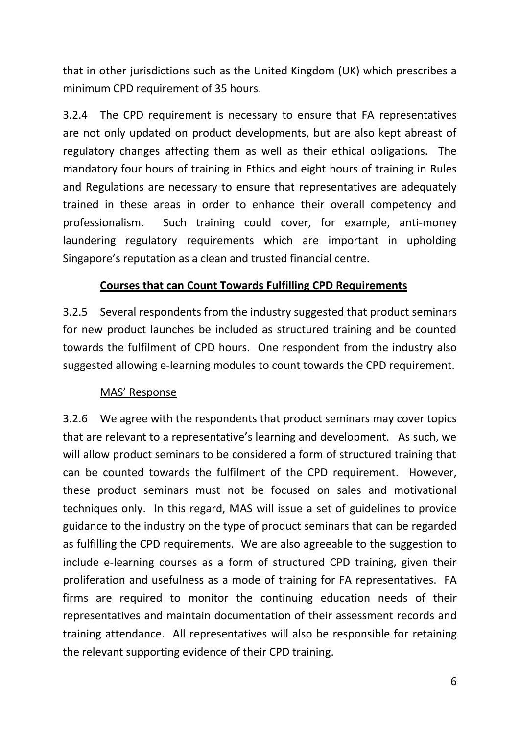that in other jurisdictions such as the United Kingdom (UK) which prescribes a minimum CPD requirement of 35 hours.

3.2.4 The CPD requirement is necessary to ensure that FA representatives are not only updated on product developments, but are also kept abreast of regulatory changes affecting them as well as their ethical obligations. The mandatory four hours of training in Ethics and eight hours of training in Rules and Regulations are necessary to ensure that representatives are adequately trained in these areas in order to enhance their overall competency and professionalism. Such training could cover, for example, anti-money laundering regulatory requirements which are important in upholding Singapore's reputation as a clean and trusted financial centre.

**Courses that can Count Towards Fulfilling CPD Requirements**

3.2.5 Several respondents from the industry suggested that product seminars for new product launches be included as structured training and be counted towards the fulfilment of CPD hours. One respondent from the industry also suggested allowing e-learning modules to count towards the CPD requirement.

MAS' Response

3.2.6 We agree with the respondents that product seminars may cover topics that are relevant to a representative's learning and development. As such, we will allow product seminars to be considered a form of structured training that can be counted towards the fulfilment of the CPD requirement. However, these product seminars must not be focused on sales and motivational techniques only. In this regard, MAS will issue a set of guidelines to provide guidance to the industry on the type of product seminars that can be regarded as fulfilling the CPD requirements. We are also agreeable to the suggestion to include e-learning courses as a form of structured CPD training, given their proliferation and usefulness as a mode of training for FA representatives. FA firms are required to monitor the continuing education needs of their representatives and maintain documentation of their assessment records and training attendance. All representatives will also be responsible for retaining the relevant supporting evidence of their CPD training.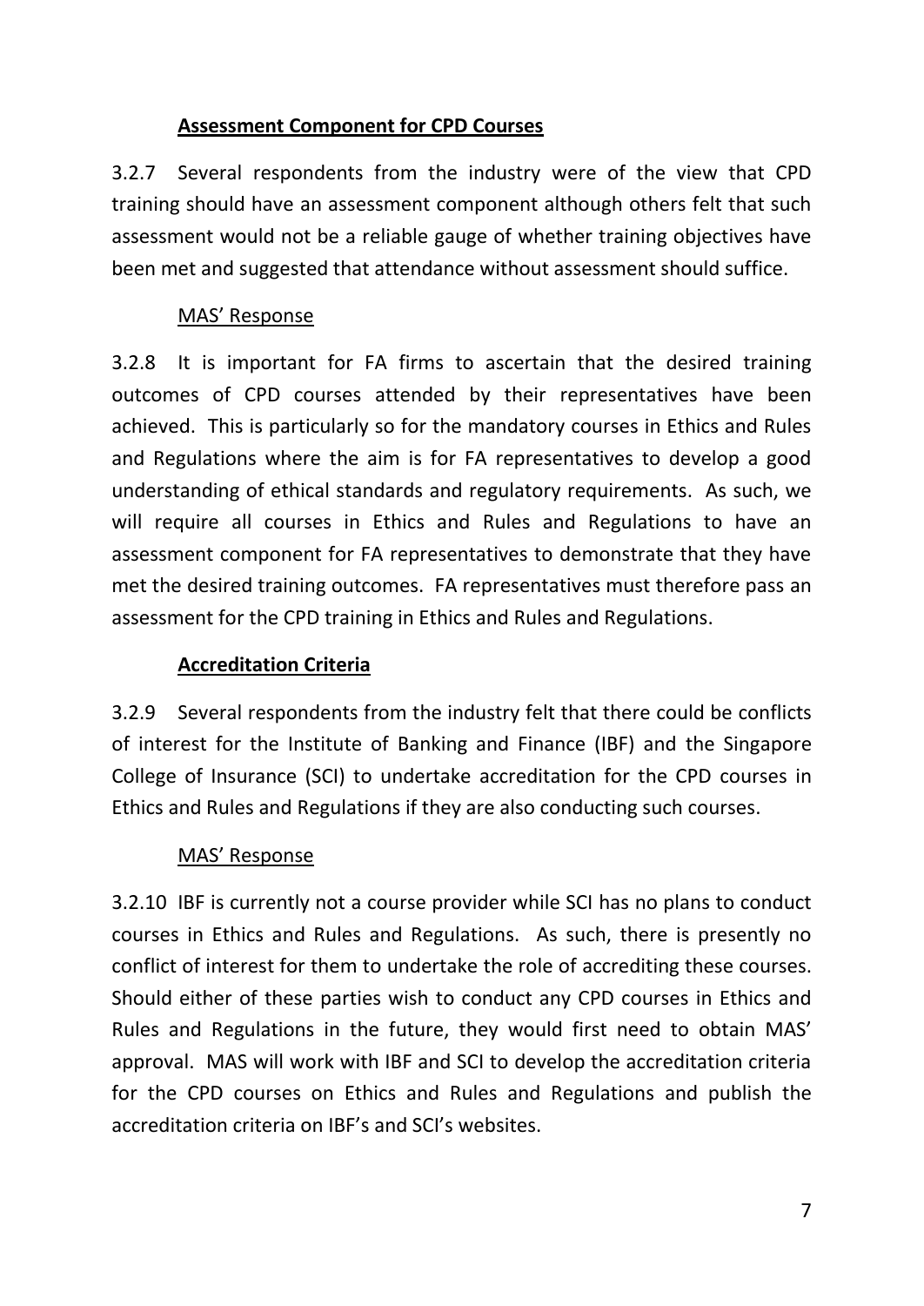**Assessment Component for CPD Courses**

3.2.7 Several respondents from the industry were of the view that CPD training should have an assessment component although others felt that such assessment would not be a reliable gauge of whether training objectives have been met and suggested that attendance without assessment should suffice.

MAS' Response

3.2.8 It is important for FA firms to ascertain that the desired training outcomes of CPD courses attended by their representatives have been achieved. This is particularly so for the mandatory courses in Ethics and Rules and Regulations where the aim is for FA representatives to develop a good understanding of ethical standards and regulatory requirements. As such, we will require all courses in Ethics and Rules and Regulations to have an assessment component for FA representatives to demonstrate that they have met the desired training outcomes. FA representatives must therefore pass an assessment for the CPD training in Ethics and Rules and Regulations.

**Accreditation Criteria**

3.2.9 Several respondents from the industry felt that there could be conflicts of interest for the Institute of Banking and Finance (IBF) and the Singapore College of Insurance (SCI) to undertake accreditation for the CPD courses in Ethics and Rules and Regulations if they are also conducting such courses.

MAS' Response

3.2.10 IBF is currently not a course provider while SCI has no plans to conduct courses in Ethics and Rules and Regulations. As such, there is presently no conflict of interest for them to undertake the role of accrediting these courses. Should either of these parties wish to conduct any CPD courses in Ethics and Rules and Regulations in the future, they would first need to obtain MAS' approval. MAS will work with IBF and SCI to develop the accreditation criteria for the CPD courses on Ethics and Rules and Regulations and publish the accreditation criteria on IBF's and SCI's websites.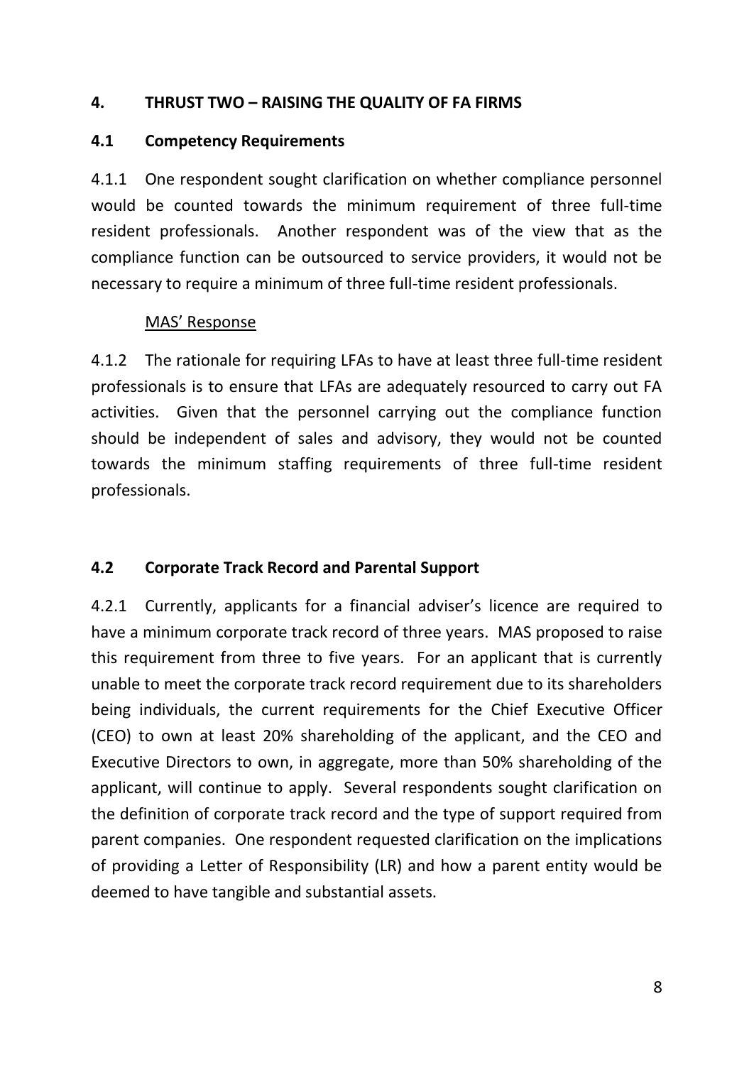## 4. THRUST TWO – RAISING THE QUALITY OF FA FIRMS

### 4.1 Competency Requirements

4.1.1 One respondent sought clarification on whether compliance personnel would be counted towards the minimum requirement of three full-time resident professionals. Another respondent was of the view that as the compliance function can be outsourced to service providers, it would not be necessary to require a minimum of three full-time resident professionals.

MAS' Response

4.1.2 The rationale for requiring LFAs to have at least three full-time resident professionals is to ensure that LFAs are adequately resourced to carry out FA activities. Given that the personnel carrying out the compliance function should be independent of sales and advisory, they would not be counted towards the minimum staffing requirements of three full-time resident professionals.

### 4.2 Corporate Track Record and Parental Support

4.2.1 Currently, applicants for a financial adviser's licence are required to have a minimum corporate track record of three years. MAS proposed to raise this requirement from three to five years. For an applicant that is currently unable to meet the corporate track record requirement due to its shareholders being individuals, the current requirements for the Chief Executive Officer (CEO) to own at least 20% shareholding of the applicant, and the CEO and Executive Directors to own, in aggregate, more than 50% shareholding of the applicant, will continue to apply. Several respondents sought clarification on the definition of corporate track record and the type of support required from parent companies. One respondent requested clarification on the implications of providing a Letter of Responsibility (LR) and how a parent entity would be deemed to have tangible and substantial assets.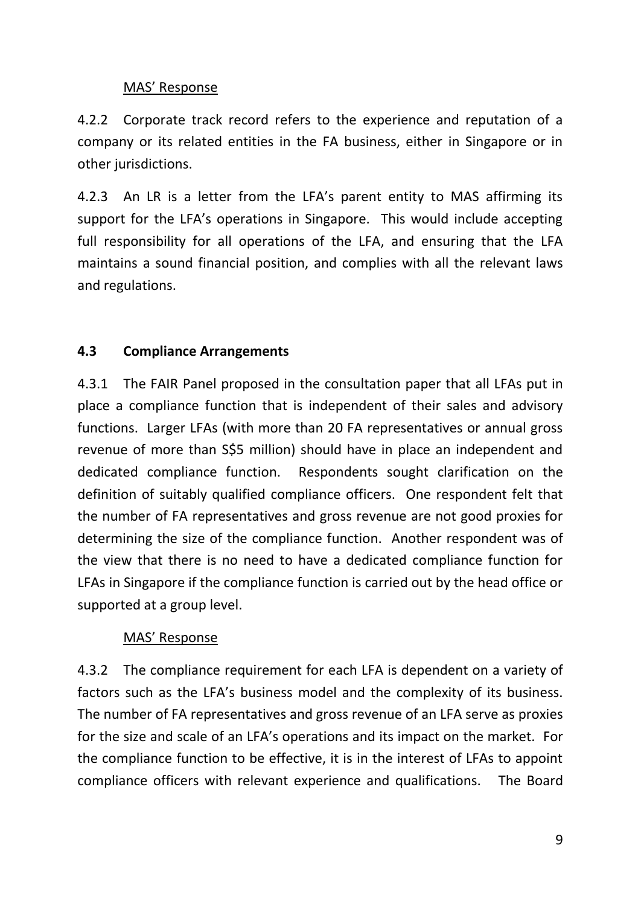MAS' Response

4.2.2 Corporate track record refers to the experience and reputation of a company or its related entities in the FA business, either in Singapore or in other jurisdictions.

4.2.3 An LR is a letter from the LFA's parent entity to MAS affirming its support for the LFA's operations in Singapore. This would include accepting full responsibility for all operations of the LFA, and ensuring that the LFA maintains a sound financial position, and complies with all the relevant laws and regulations.

### 4.3 Compliance Arrangements

4.3.1 The FAIR Panel proposed in the consultation paper that all LFAs put in place a compliance function that is independent of their sales and advisory functions. Larger LFAs (with more than 20 FA representatives or annual gross revenue of more than S$5 million) should have in place an independent and dedicated compliance function. Respondents sought clarification on the definition of suitably qualified compliance officers. One respondent felt that the number of FA representatives and gross revenue are not good proxies for determining the size of the compliance function. Another respondent was of the view that there is no need to have a dedicated compliance function for LFAs in Singapore if the compliance function is carried out by the head office or supported at a group level.

MAS' Response

4.3.2 The compliance requirement for each LFA is dependent on a variety of factors such as the LFA's business model and the complexity of its business. The number of FA representatives and gross revenue of an LFA serve as proxies for the size and scale of an LFA's operations and its impact on the market. For the compliance function to be effective, it is in the interest of LFAs to appoint compliance officers with relevant experience and qualifications. The Board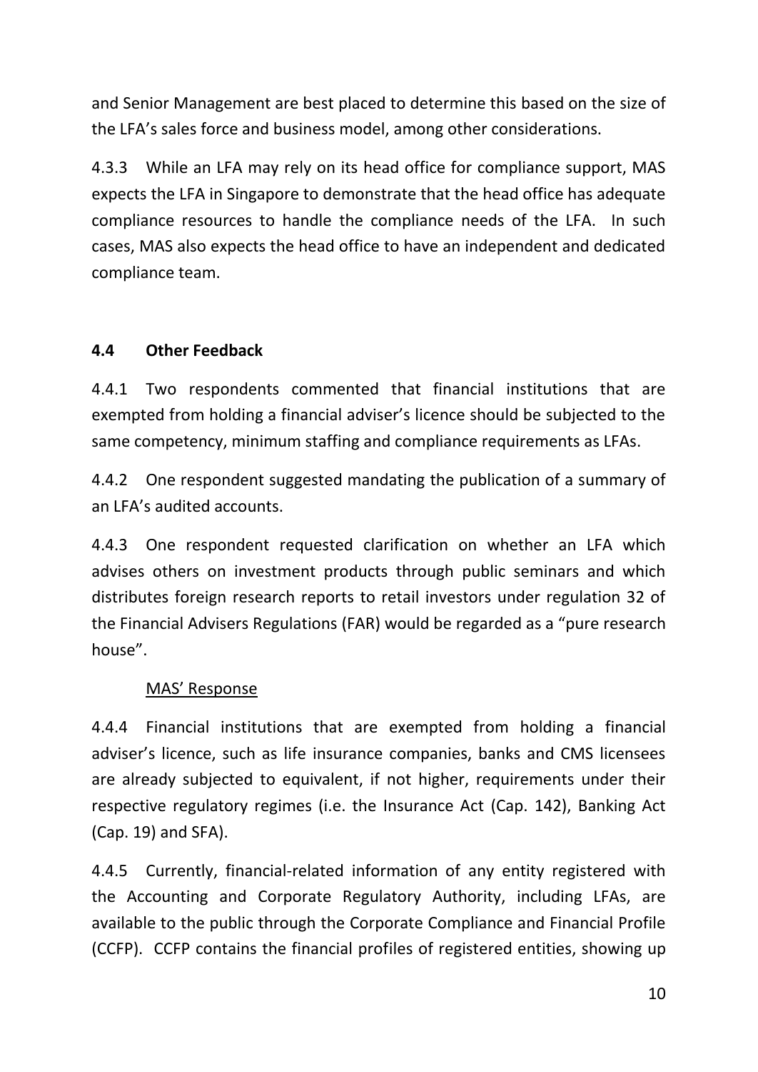and Senior Management are best placed to determine this based on the size of the LFA's sales force and business model, among other considerations.

4.3.3 While an LFA may rely on its head office for compliance support, MAS expects the LFA in Singapore to demonstrate that the head office has adequate compliance resources to handle the compliance needs of the LFA. In such cases, MAS also expects the head office to have an independent and dedicated compliance team.

### 4.4 Other Feedback

4.4.1 Two respondents commented that financial institutions that are exempted from holding a financial adviser's licence should be subjected to the same competency, minimum staffing and compliance requirements as LFAs.

4.4.2 One respondent suggested mandating the publication of a summary of an LFA's audited accounts.

4.4.3 One respondent requested clarification on whether an LFA which advises others on investment products through public seminars and which distributes foreign research reports to retail investors under regulation 32 of the Financial Advisers Regulations (FAR) would be regarded as a "pure research house".

<u>MAS' Response</u>

4.4.4 Financial institutions that are exempted from holding a financial adviser's licence, such as life insurance companies, banks and CMS licensees are already subjected to equivalent, if not higher, requirements under their respective regulatory regimes (i.e. the Insurance Act (Cap. 142), Banking Act (Cap. 19) and SFA).

4.4.5 Currently, financial-related information of any entity registered with the Accounting and Corporate Regulatory Authority, including LFAs, are available to the public through the Corporate Compliance and Financial Profile (CCFP). CCFP contains the financial profiles of registered entities, showing up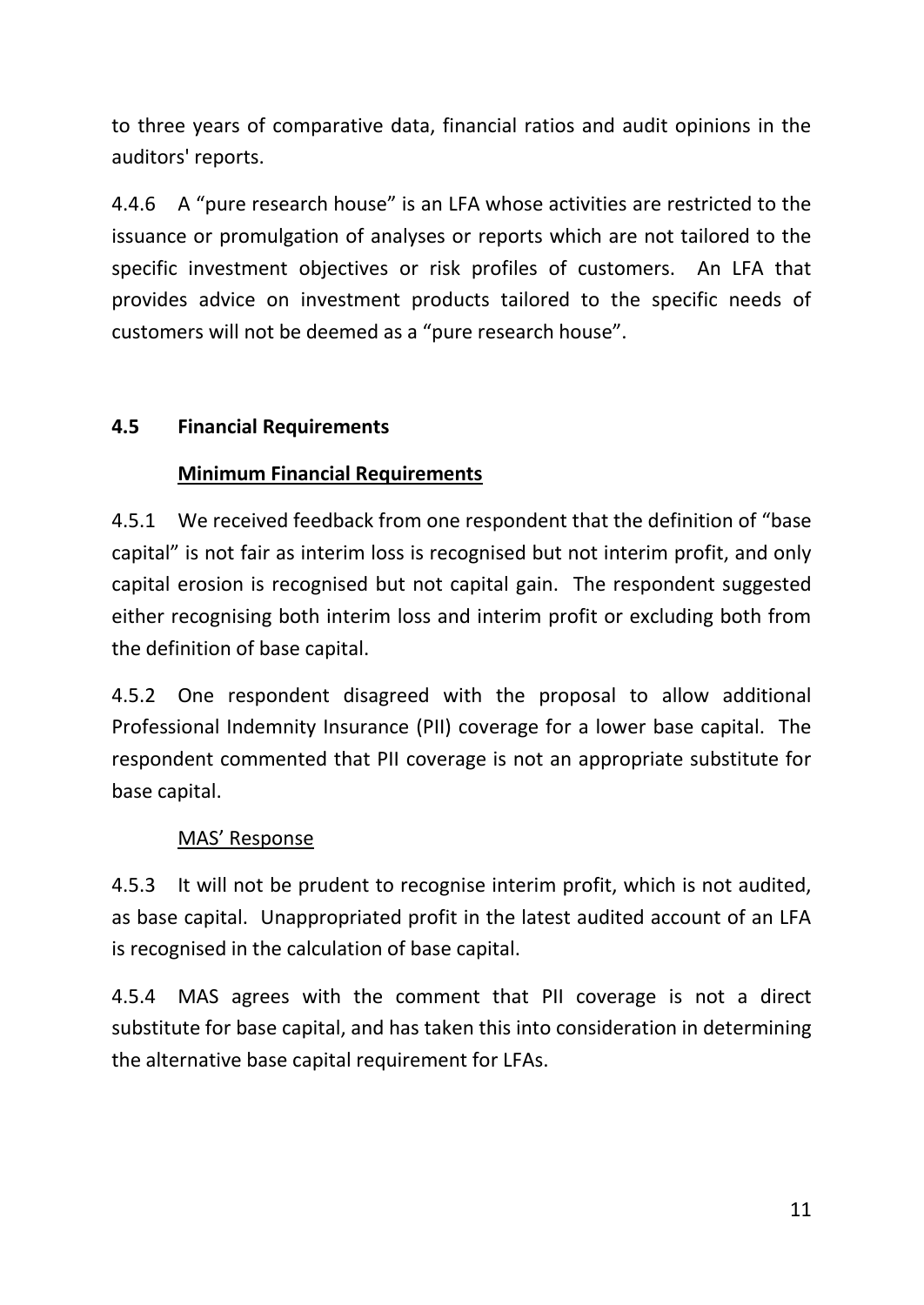to three years of comparative data, financial ratios and audit opinions in the auditors' reports.

4.4.6 A "pure research house" is an LFA whose activities are restricted to the issuance or promulgation of analyses or reports which are not tailored to the specific investment objectives or risk profiles of customers. An LFA that provides advice on investment products tailored to the specific needs of customers will not be deemed as a "pure research house".

## 4.5 Financial Requirements

### Minimum Financial Requirements

4.5.1 We received feedback from one respondent that the definition of "base capital" is not fair as interim loss is recognised but not interim profit, and only capital erosion is recognised but not capital gain. The respondent suggested either recognising both interim loss and interim profit or excluding both from the definition of base capital.

4.5.2 One respondent disagreed with the proposal to allow additional Professional Indemnity Insurance (PII) coverage for a lower base capital. The respondent commented that PII coverage is not an appropriate substitute for base capital.

MAS' Response

4.5.3 It will not be prudent to recognise interim profit, which is not audited, as base capital. Unappropriated profit in the latest audited account of an LFA is recognised in the calculation of base capital.

4.5.4 MAS agrees with the comment that PII coverage is not a direct substitute for base capital, and has taken this into consideration in determining the alternative base capital requirement for LFAs.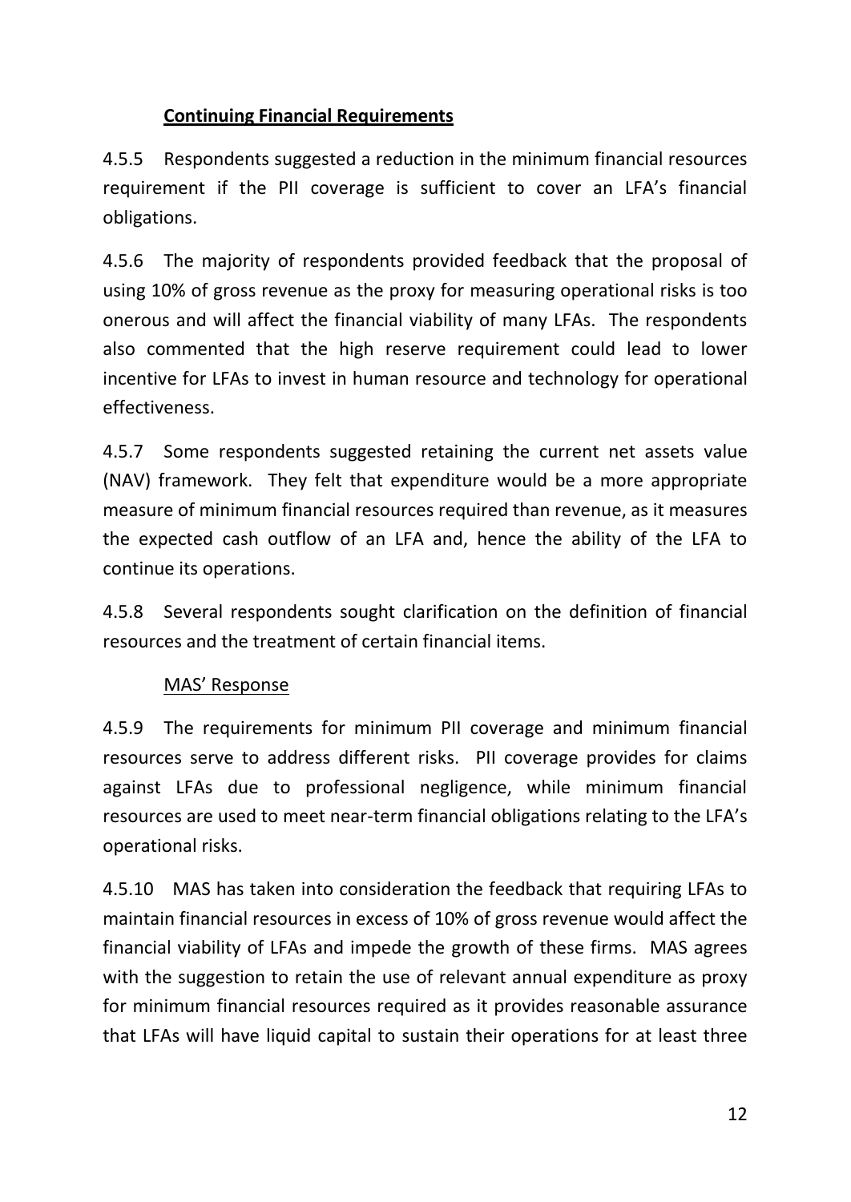**Continuing Financial Requirements**

4.5.5 Respondents suggested a reduction in the minimum financial resources requirement if the PII coverage is sufficient to cover an LFA's financial obligations.

4.5.6 The majority of respondents provided feedback that the proposal of using 10% of gross revenue as the proxy for measuring operational risks is too onerous and will affect the financial viability of many LFAs. The respondents also commented that the high reserve requirement could lead to lower incentive for LFAs to invest in human resource and technology for operational effectiveness.

4.5.7 Some respondents suggested retaining the current net assets value (NAV) framework. They felt that expenditure would be a more appropriate measure of minimum financial resources required than revenue, as it measures the expected cash outflow of an LFA and, hence the ability of the LFA to continue its operations.

4.5.8 Several respondents sought clarification on the definition of financial resources and the treatment of certain financial items.

MAS' Response

4.5.9 The requirements for minimum PII coverage and minimum financial resources serve to address different risks. PII coverage provides for claims against LFAs due to professional negligence, while minimum financial resources are used to meet near-term financial obligations relating to the LFA's operational risks.

4.5.10 MAS has taken into consideration the feedback that requiring LFAs to maintain financial resources in excess of 10% of gross revenue would affect the financial viability of LFAs and impede the growth of these firms. MAS agrees with the suggestion to retain the use of relevant annual expenditure as proxy for minimum financial resources required as it provides reasonable assurance that LFAs will have liquid capital to sustain their operations for at least three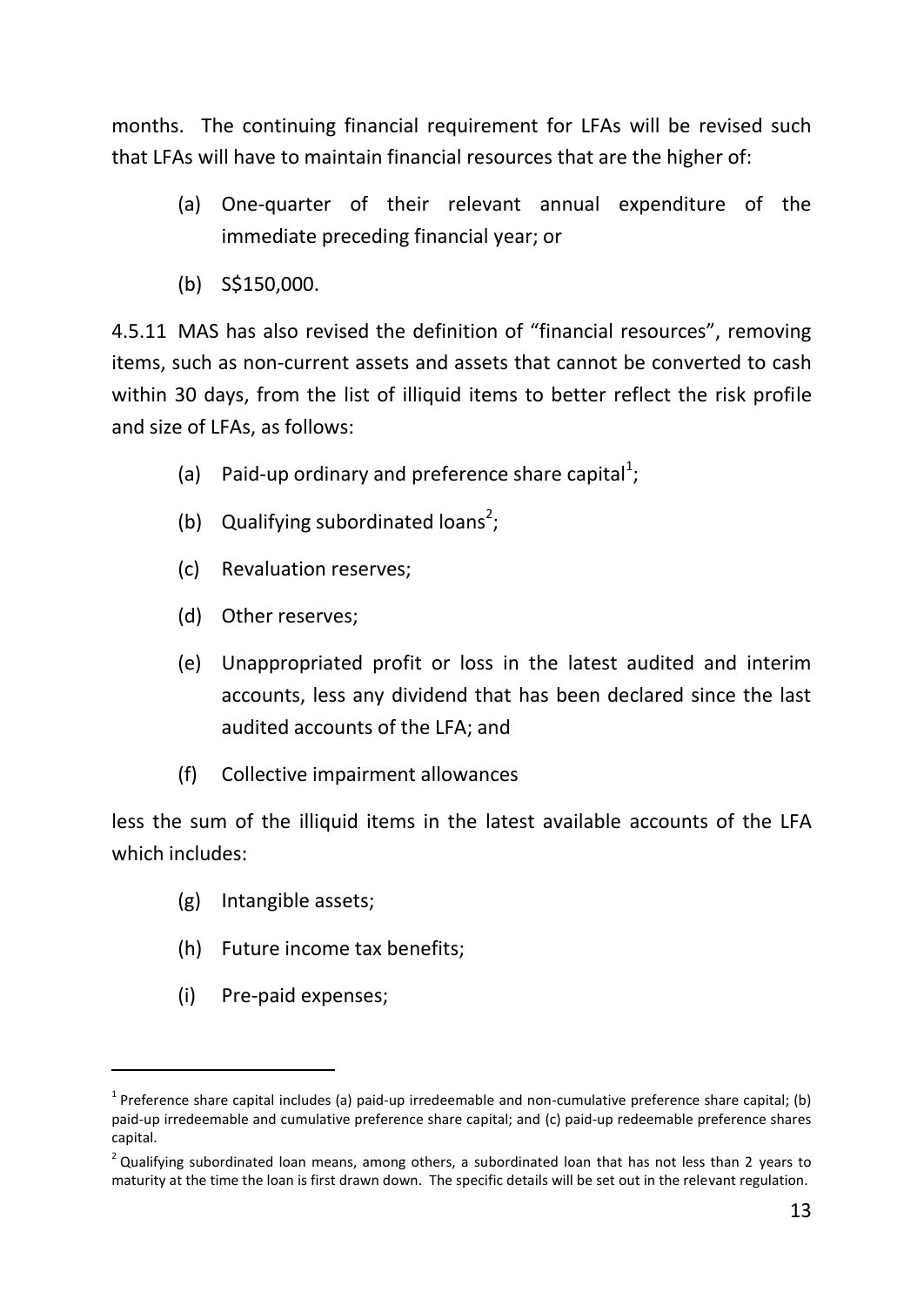months. The continuing financial requirement for LFAs will be revised such that LFAs will have to maintain financial resources that are the higher of:

(a) One-quarter of their relevant annual expenditure of the immediate preceding financial year; or

(b) S$150,000.

4.5.11 MAS has also revised the definition of "financial resources", removing items, such as non-current assets and assets that cannot be converted to cash within 30 days, from the list of illiquid items to better reflect the risk profile and size of LFAs, as follows:

(a) Paid-up ordinary and preference share capital[1];

(b) Qualifying subordinated loans[2];

(c) Revaluation reserves;

(d) Other reserves;

(e) Unappropriated profit or loss in the latest audited and interim accounts, less any dividend that has been declared since the last audited accounts of the LFA; and

(f) Collective impairment allowances

less the sum of the illiquid items in the latest available accounts of the LFA which includes:

(g) Intangible assets;

(h) Future income tax benefits;

(i) Pre-paid expenses;

---

[1] Preference share capital includes (a) paid-up irredeemable and non-cumulative preference share capital; (b) paid-up irredeemable and cumulative preference share capital; and (c) paid-up redeemable preference shares capital.

[2] Qualifying subordinated loan means, among others, a subordinated loan that has not less than 2 years to maturity at the time the loan is first drawn down. The specific details will be set out in the relevant regulation.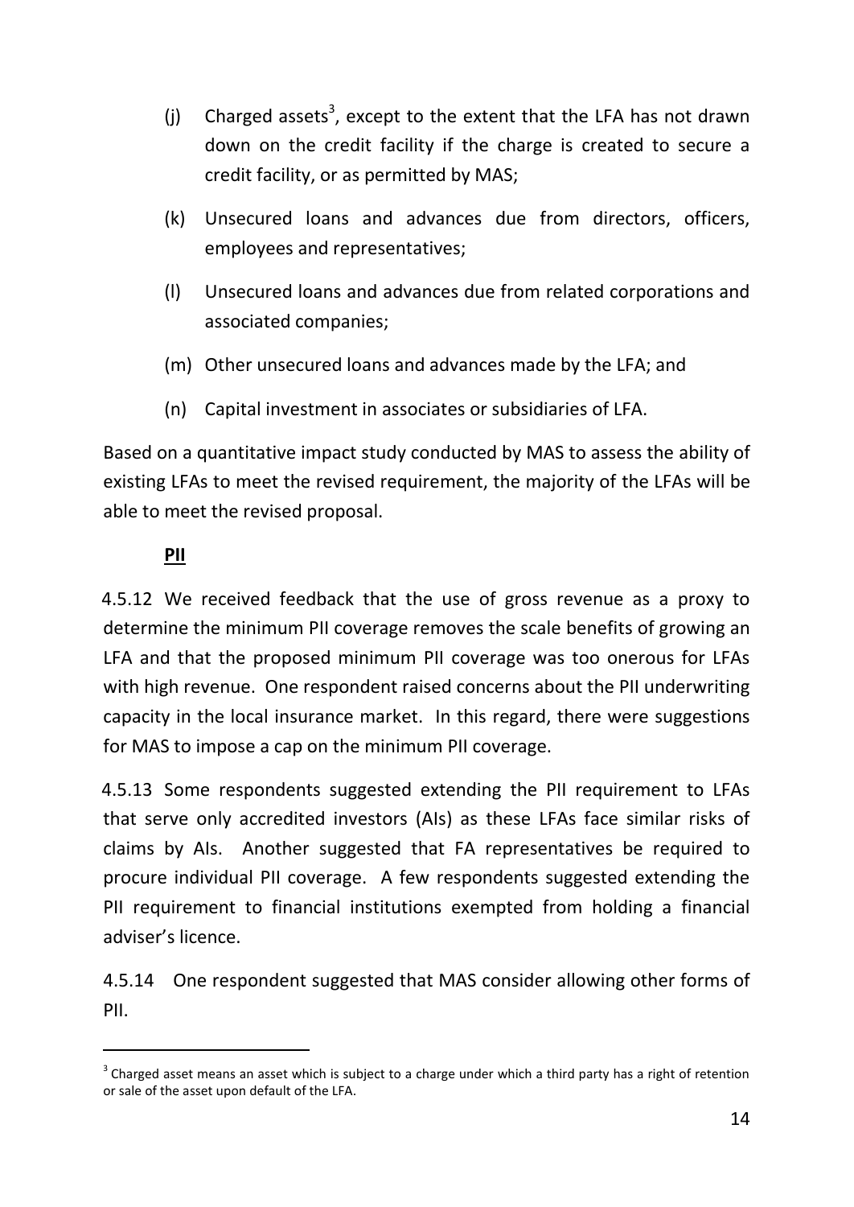(j) Charged assets[3], except to the extent that the LFA has not drawn down on the credit facility if the charge is created to secure a credit facility, or as permitted by MAS;

(k) Unsecured loans and advances due from directors, officers, employees and representatives;

(l) Unsecured loans and advances due from related corporations and associated companies;

(m) Other unsecured loans and advances made by the LFA; and

(n) Capital investment in associates or subsidiaries of LFA.

Based on a quantitative impact study conducted by MAS to assess the ability of existing LFAs to meet the revised requirement, the majority of the LFAs will be able to meet the revised proposal.

**PII**

4.5.12 We received feedback that the use of gross revenue as a proxy to determine the minimum PII coverage removes the scale benefits of growing an LFA and that the proposed minimum PII coverage was too onerous for LFAs with high revenue. One respondent raised concerns about the PII underwriting capacity in the local insurance market. In this regard, there were suggestions for MAS to impose a cap on the minimum PII coverage.

4.5.13 Some respondents suggested extending the PII requirement to LFAs that serve only accredited investors (AIs) as these LFAs face similar risks of claims by AIs. Another suggested that FA representatives be required to procure individual PII coverage. A few respondents suggested extending the PII requirement to financial institutions exempted from holding a financial adviser's licence.

4.5.14 One respondent suggested that MAS consider allowing other forms of PII.

[3] Charged asset means an asset which is subject to a charge under which a third party has a right of retention or sale of the asset upon default of the LFA.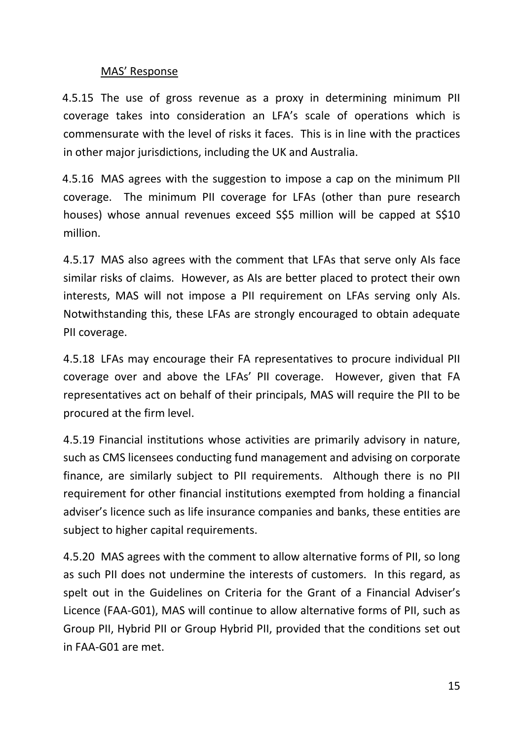MAS' Response

4.5.15 The use of gross revenue as a proxy in determining minimum PII coverage takes into consideration an LFA's scale of operations which is commensurate with the level of risks it faces. This is in line with the practices in other major jurisdictions, including the UK and Australia.

4.5.16 MAS agrees with the suggestion to impose a cap on the minimum PII coverage. The minimum PII coverage for LFAs (other than pure research houses) whose annual revenues exceed S$5 million will be capped at S$10 million.

4.5.17 MAS also agrees with the comment that LFAs that serve only AIs face similar risks of claims. However, as AIs are better placed to protect their own interests, MAS will not impose a PII requirement on LFAs serving only AIs. Notwithstanding this, these LFAs are strongly encouraged to obtain adequate PII coverage.

4.5.18 LFAs may encourage their FA representatives to procure individual PII coverage over and above the LFAs' PII coverage. However, given that FA representatives act on behalf of their principals, MAS will require the PII to be procured at the firm level.

4.5.19 Financial institutions whose activities are primarily advisory in nature, such as CMS licensees conducting fund management and advising on corporate finance, are similarly subject to PII requirements. Although there is no PII requirement for other financial institutions exempted from holding a financial adviser's licence such as life insurance companies and banks, these entities are subject to higher capital requirements.

4.5.20 MAS agrees with the comment to allow alternative forms of PII, so long as such PII does not undermine the interests of customers. In this regard, as spelt out in the Guidelines on Criteria for the Grant of a Financial Adviser's Licence (FAA-G01), MAS will continue to allow alternative forms of PII, such as Group PII, Hybrid PII or Group Hybrid PII, provided that the conditions set out in FAA-G01 are met.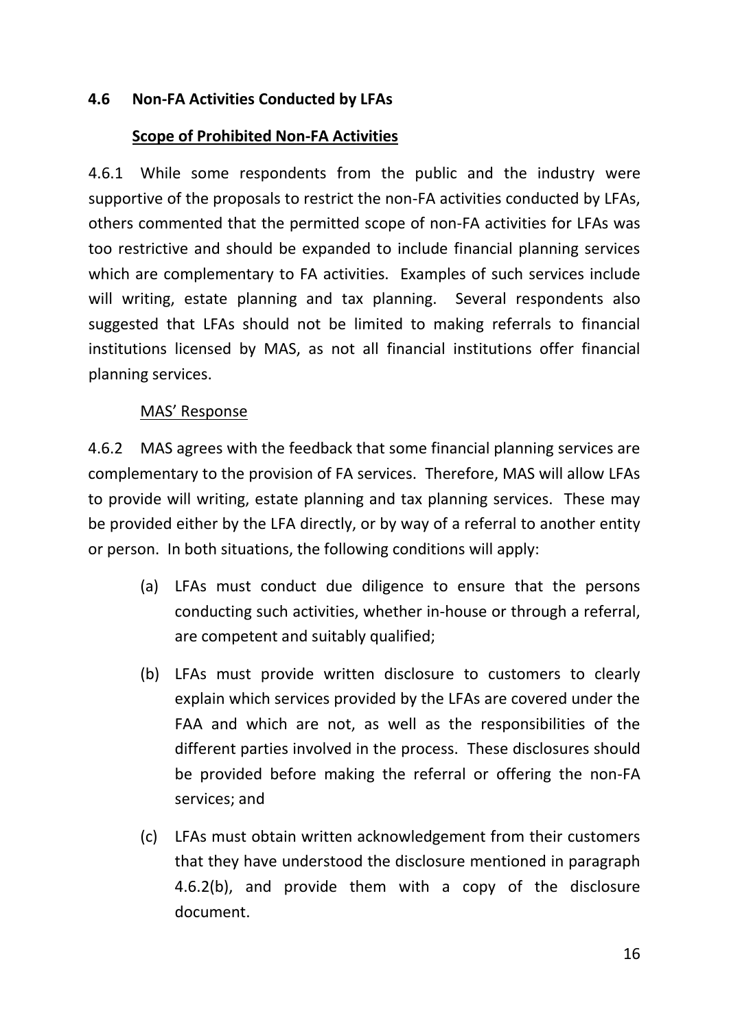### 4.6 Non-FA Activities Conducted by LFAs

**Scope of Prohibited Non-FA Activities**

4.6.1 While some respondents from the public and the industry were supportive of the proposals to restrict the non-FA activities conducted by LFAs, others commented that the permitted scope of non-FA activities for LFAs was too restrictive and should be expanded to include financial planning services which are complementary to FA activities. Examples of such services include will writing, estate planning and tax planning. Several respondents also suggested that LFAs should not be limited to making referrals to financial institutions licensed by MAS, as not all financial institutions offer financial planning services.

MAS' Response

4.6.2 MAS agrees with the feedback that some financial planning services are complementary to the provision of FA services. Therefore, MAS will allow LFAs to provide will writing, estate planning and tax planning services. These may be provided either by the LFA directly, or by way of a referral to another entity or person. In both situations, the following conditions will apply:

(a) LFAs must conduct due diligence to ensure that the persons conducting such activities, whether in-house or through a referral, are competent and suitably qualified;

(b) LFAs must provide written disclosure to customers to clearly explain which services provided by the LFAs are covered under the FAA and which are not, as well as the responsibilities of the different parties involved in the process. These disclosures should be provided before making the referral or offering the non-FA services; and

(c) LFAs must obtain written acknowledgement from their customers that they have understood the disclosure mentioned in paragraph 4.6.2(b), and provide them with a copy of the disclosure document.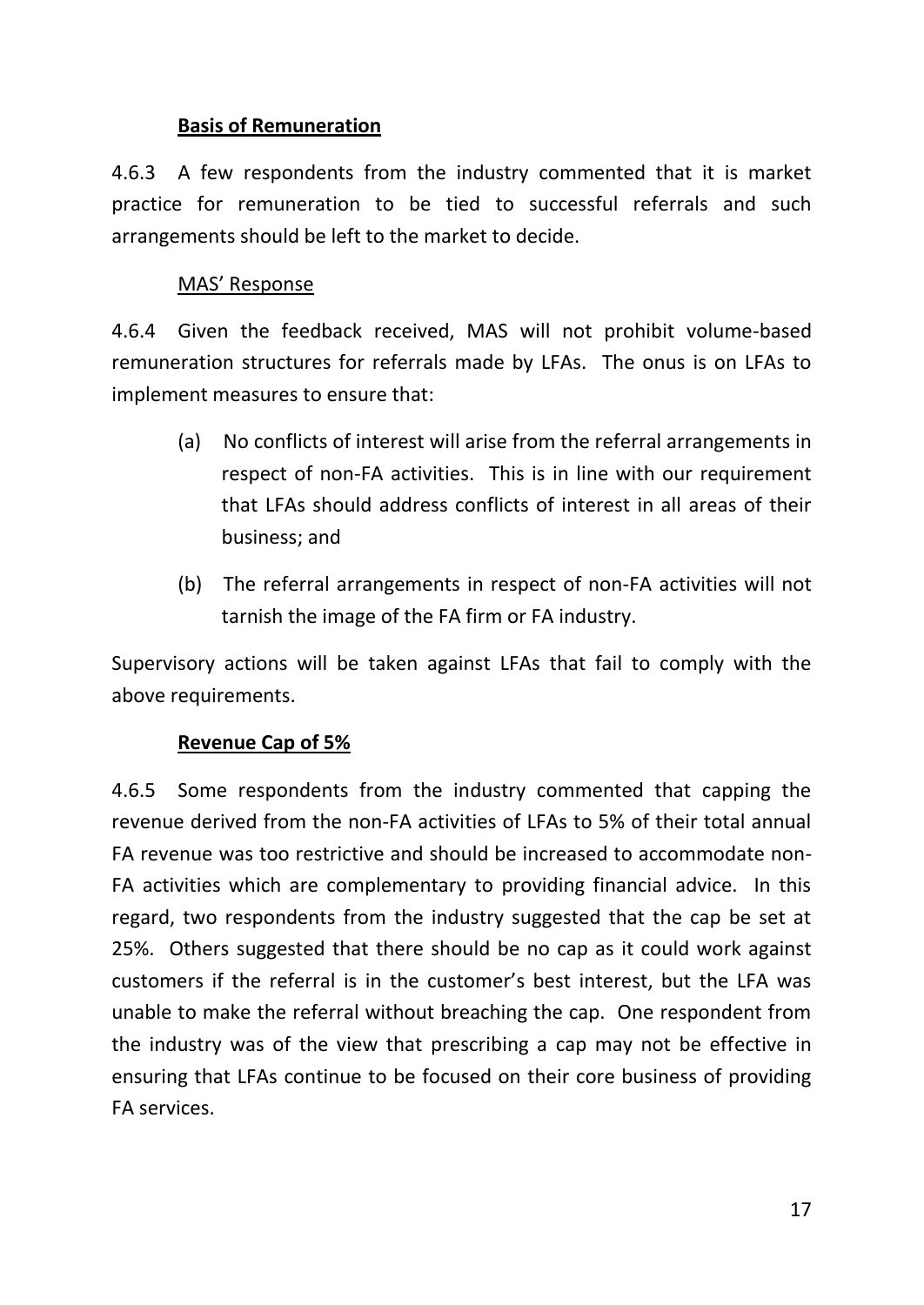**Basis of Remuneration**

4.6.3 A few respondents from the industry commented that it is market practice for remuneration to be tied to successful referrals and such arrangements should be left to the market to decide.

MAS' Response

4.6.4 Given the feedback received, MAS will not prohibit volume-based remuneration structures for referrals made by LFAs. The onus is on LFAs to implement measures to ensure that:

(a) No conflicts of interest will arise from the referral arrangements in respect of non-FA activities. This is in line with our requirement that LFAs should address conflicts of interest in all areas of their business; and

(b) The referral arrangements in respect of non-FA activities will not tarnish the image of the FA firm or FA industry.

Supervisory actions will be taken against LFAs that fail to comply with the above requirements.

**Revenue Cap of 5%**

4.6.5 Some respondents from the industry commented that capping the revenue derived from the non-FA activities of LFAs to 5% of their total annual FA revenue was too restrictive and should be increased to accommodate non-FA activities which are complementary to providing financial advice. In this regard, two respondents from the industry suggested that the cap be set at 25%. Others suggested that there should be no cap as it could work against customers if the referral is in the customer's best interest, but the LFA was unable to make the referral without breaching the cap. One respondent from the industry was of the view that prescribing a cap may not be effective in ensuring that LFAs continue to be focused on their core business of providing FA services.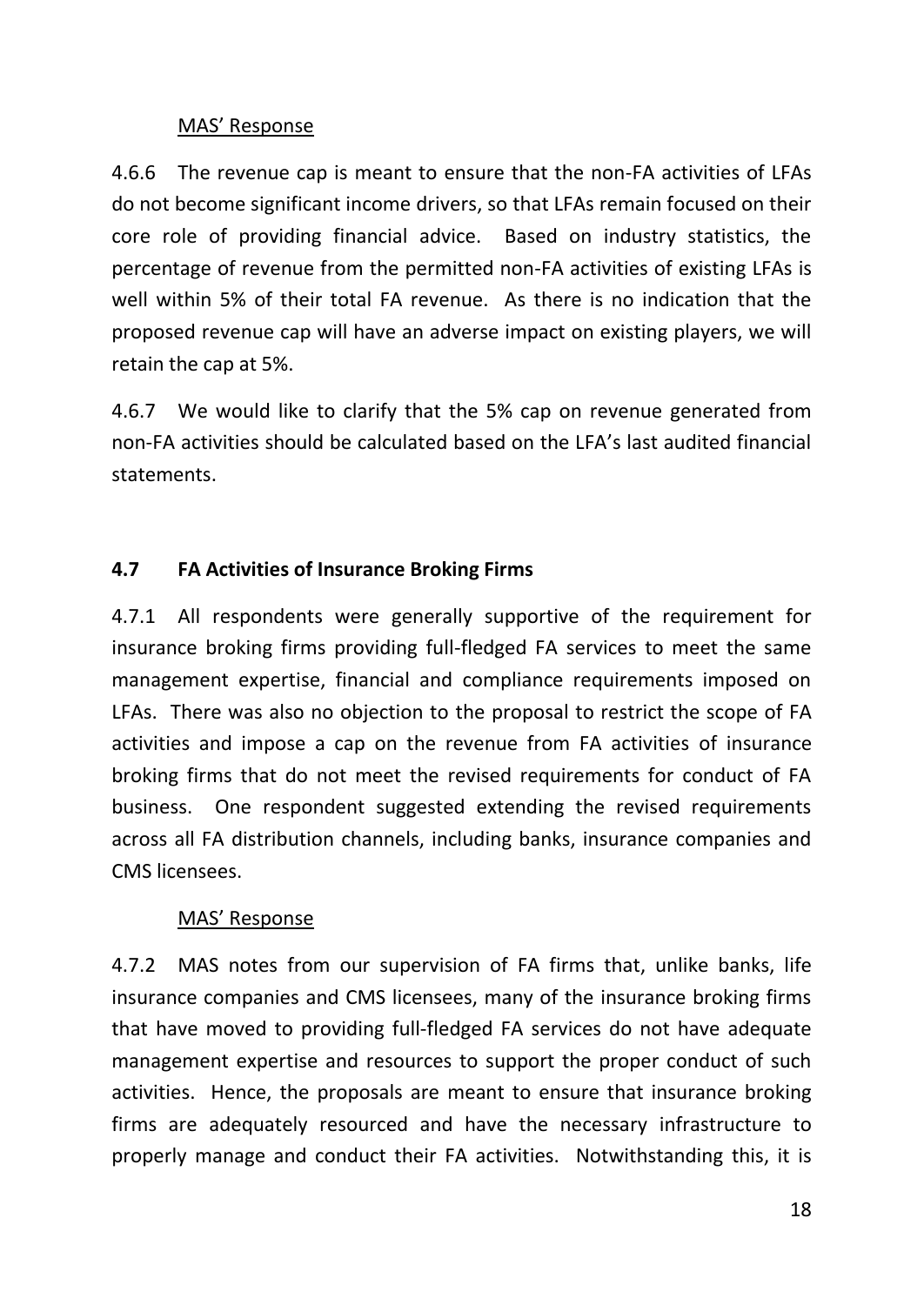<u>MAS' Response</u>

4.6.6 The revenue cap is meant to ensure that the non-FA activities of LFAs do not become significant income drivers, so that LFAs remain focused on their core role of providing financial advice. Based on industry statistics, the percentage of revenue from the permitted non-FA activities of existing LFAs is well within 5% of their total FA revenue. As there is no indication that the proposed revenue cap will have an adverse impact on existing players, we will retain the cap at 5%.

4.6.7 We would like to clarify that the 5% cap on revenue generated from non-FA activities should be calculated based on the LFA's last audited financial statements.

### 4.7 FA Activities of Insurance Broking Firms

4.7.1 All respondents were generally supportive of the requirement for insurance broking firms providing full-fledged FA services to meet the same management expertise, financial and compliance requirements imposed on LFAs. There was also no objection to the proposal to restrict the scope of FA activities and impose a cap on the revenue from FA activities of insurance broking firms that do not meet the revised requirements for conduct of FA business. One respondent suggested extending the revised requirements across all FA distribution channels, including banks, insurance companies and CMS licensees.

<u>MAS' Response</u>

4.7.2 MAS notes from our supervision of FA firms that, unlike banks, life insurance companies and CMS licensees, many of the insurance broking firms that have moved to providing full-fledged FA services do not have adequate management expertise and resources to support the proper conduct of such activities. Hence, the proposals are meant to ensure that insurance broking firms are adequately resourced and have the necessary infrastructure to properly manage and conduct their FA activities. Notwithstanding this, it is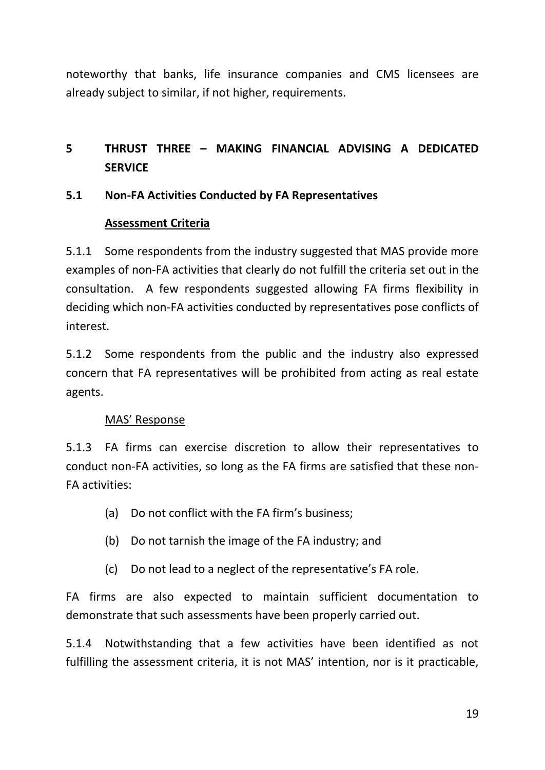noteworthy that banks, life insurance companies and CMS licensees are already subject to similar, if not higher, requirements.

## 5 THRUST THREE – MAKING FINANCIAL ADVISING A DEDICATED SERVICE

### 5.1 Non-FA Activities Conducted by FA Representatives

**Assessment Criteria**

5.1.1 Some respondents from the industry suggested that MAS provide more examples of non-FA activities that clearly do not fulfill the criteria set out in the consultation. A few respondents suggested allowing FA firms flexibility in deciding which non-FA activities conducted by representatives pose conflicts of interest.

5.1.2 Some respondents from the public and the industry also expressed concern that FA representatives will be prohibited from acting as real estate agents.

MAS' Response

5.1.3 FA firms can exercise discretion to allow their representatives to conduct non-FA activities, so long as the FA firms are satisfied that these non-FA activities:

(a) Do not conflict with the FA firm's business;

(b) Do not tarnish the image of the FA industry; and

(c) Do not lead to a neglect of the representative's FA role.

FA firms are also expected to maintain sufficient documentation to demonstrate that such assessments have been properly carried out.

5.1.4 Notwithstanding that a few activities have been identified as not fulfilling the assessment criteria, it is not MAS' intention, nor is it practicable,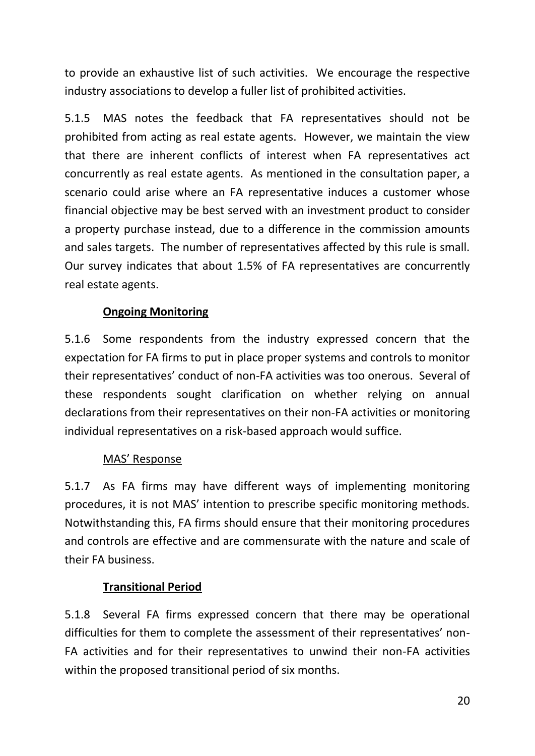to provide an exhaustive list of such activities. We encourage the respective industry associations to develop a fuller list of prohibited activities.

5.1.5 MAS notes the feedback that FA representatives should not be prohibited from acting as real estate agents. However, we maintain the view that there are inherent conflicts of interest when FA representatives act concurrently as real estate agents. As mentioned in the consultation paper, a scenario could arise where an FA representative induces a customer whose financial objective may be best served with an investment product to consider a property purchase instead, due to a difference in the commission amounts and sales targets. The number of representatives affected by this rule is small. Our survey indicates that about 1.5% of FA representatives are concurrently real estate agents.

**Ongoing Monitoring**

5.1.6 Some respondents from the industry expressed concern that the expectation for FA firms to put in place proper systems and controls to monitor their representatives' conduct of non-FA activities was too onerous. Several of these respondents sought clarification on whether relying on annual declarations from their representatives on their non-FA activities or monitoring individual representatives on a risk-based approach would suffice.

MAS' Response

5.1.7 As FA firms may have different ways of implementing monitoring procedures, it is not MAS' intention to prescribe specific monitoring methods. Notwithstanding this, FA firms should ensure that their monitoring procedures and controls are effective and are commensurate with the nature and scale of their FA business.

**Transitional Period**

5.1.8 Several FA firms expressed concern that there may be operational difficulties for them to complete the assessment of their representatives' non-FA activities and for their representatives to unwind their non-FA activities within the proposed transitional period of six months.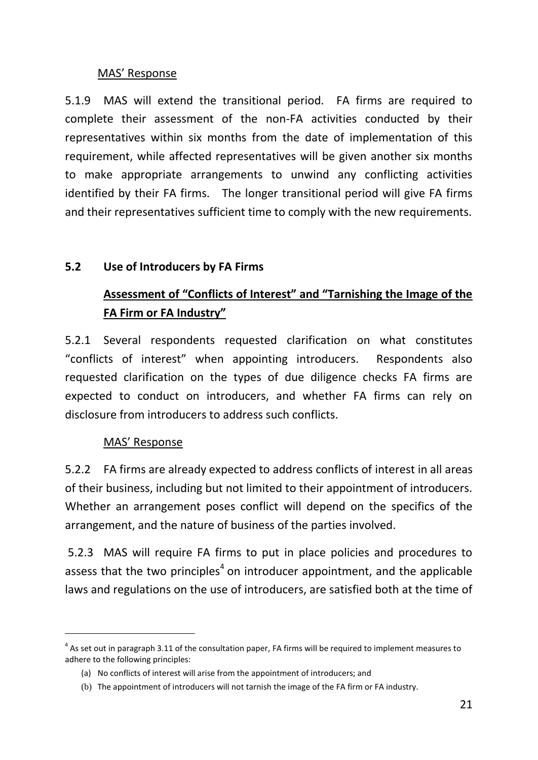MAS' Response

5.1.9 MAS will extend the transitional period. FA firms are required to complete their assessment of the non-FA activities conducted by their representatives within six months from the date of implementation of this requirement, while affected representatives will be given another six months to make appropriate arrangements to unwind any conflicting activities identified by their FA firms. The longer transitional period will give FA firms and their representatives sufficient time to comply with the new requirements.

## 5.2 Use of Introducers by FA Firms

### Assessment of "Conflicts of Interest" and "Tarnishing the Image of the FA Firm or FA Industry"

5.2.1 Several respondents requested clarification on what constitutes "conflicts of interest" when appointing introducers. Respondents also requested clarification on the types of due diligence checks FA firms are expected to conduct on introducers, and whether FA firms can rely on disclosure from introducers to address such conflicts.

MAS' Response

5.2.2 FA firms are already expected to address conflicts of interest in all areas of their business, including but not limited to their appointment of introducers. Whether an arrangement poses conflict will depend on the specifics of the arrangement, and the nature of business of the parties involved.

5.2.3 MAS will require FA firms to put in place policies and procedures to assess that the two principles[4] on introducer appointment, and the applicable laws and regulations on the use of introducers, are satisfied both at the time of

---

[4] As set out in paragraph 3.11 of the consultation paper, FA firms will be required to implement measures to adhere to the following principles:

(a) No conflicts of interest will arise from the appointment of introducers; and

(b) The appointment of introducers will not tarnish the image of the FA firm or FA industry.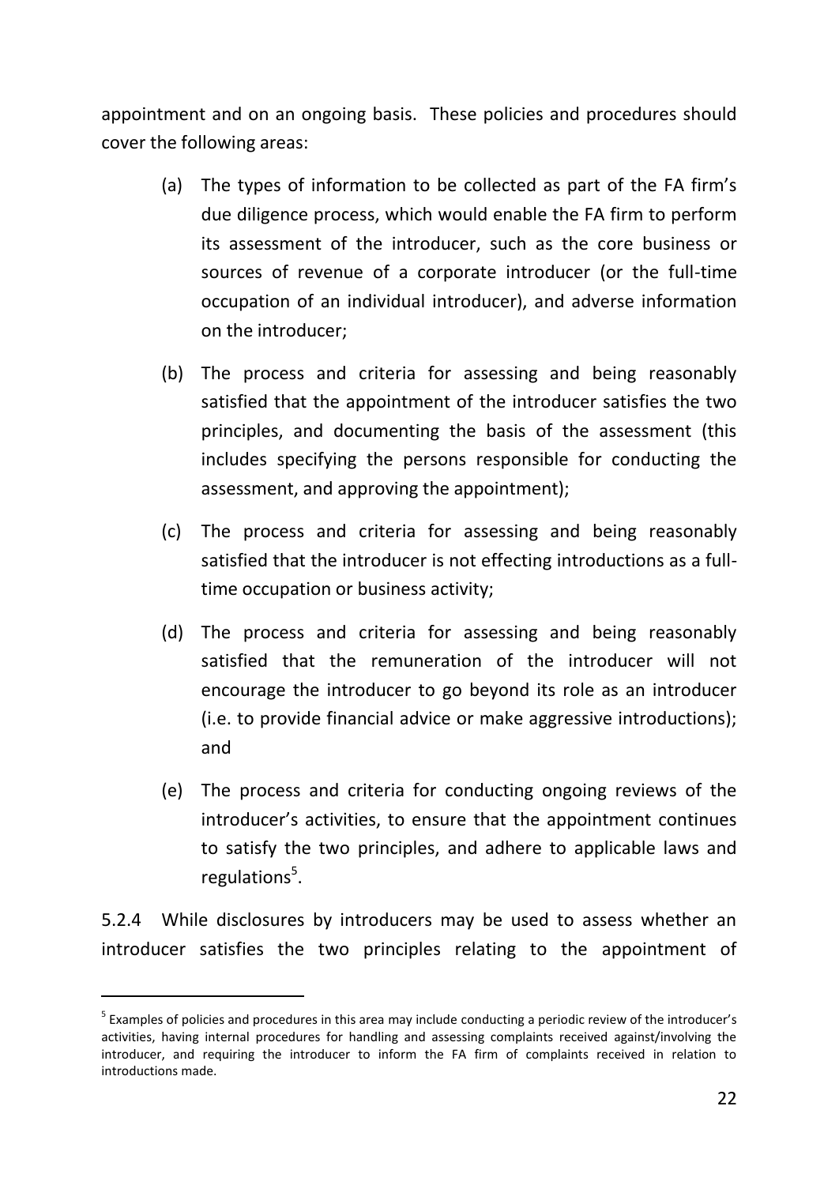appointment and on an ongoing basis. These policies and procedures should cover the following areas:

(a) The types of information to be collected as part of the FA firm's due diligence process, which would enable the FA firm to perform its assessment of the introducer, such as the core business or sources of revenue of a corporate introducer (or the full-time occupation of an individual introducer), and adverse information on the introducer;

(b) The process and criteria for assessing and being reasonably satisfied that the appointment of the introducer satisfies the two principles, and documenting the basis of the assessment (this includes specifying the persons responsible for conducting the assessment, and approving the appointment);

(c) The process and criteria for assessing and being reasonably satisfied that the introducer is not effecting introductions as a full-time occupation or business activity;

(d) The process and criteria for assessing and being reasonably satisfied that the remuneration of the introducer will not encourage the introducer to go beyond its role as an introducer (i.e. to provide financial advice or make aggressive introductions); and

(e) The process and criteria for conducting ongoing reviews of the introducer's activities, to ensure that the appointment continues to satisfy the two principles, and adhere to applicable laws and regulations[5].

5.2.4 While disclosures by introducers may be used to assess whether an introducer satisfies the two principles relating to the appointment of

[5] Examples of policies and procedures in this area may include conducting a periodic review of the introducer's activities, having internal procedures for handling and assessing complaints received against/involving the introducer, and requiring the introducer to inform the FA firm of complaints received in relation to introductions made.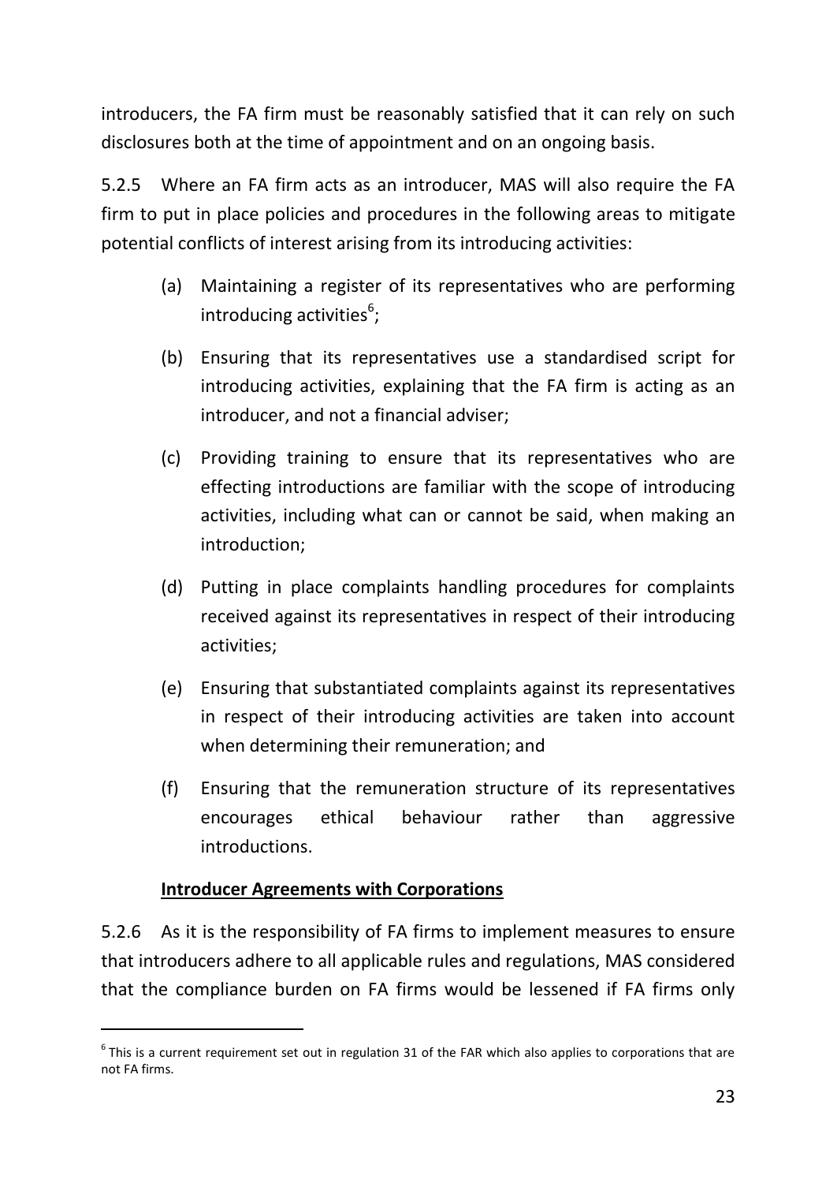introducers, the FA firm must be reasonably satisfied that it can rely on such disclosures both at the time of appointment and on an ongoing basis.

5.2.5 Where an FA firm acts as an introducer, MAS will also require the FA firm to put in place policies and procedures in the following areas to mitigate potential conflicts of interest arising from its introducing activities:

(a) Maintaining a register of its representatives who are performing introducing activities[6];

(b) Ensuring that its representatives use a standardised script for introducing activities, explaining that the FA firm is acting as an introducer, and not a financial adviser;

(c) Providing training to ensure that its representatives who are effecting introductions are familiar with the scope of introducing activities, including what can or cannot be said, when making an introduction;

(d) Putting in place complaints handling procedures for complaints received against its representatives in respect of their introducing activities;

(e) Ensuring that substantiated complaints against its representatives in respect of their introducing activities are taken into account when determining their remuneration; and

(f) Ensuring that the remuneration structure of its representatives encourages ethical behaviour rather than aggressive introductions.

**<u>Introducer Agreements with Corporations</u>**

5.2.6 As it is the responsibility of FA firms to implement measures to ensure that introducers adhere to all applicable rules and regulations, MAS considered that the compliance burden on FA firms would be lessened if FA firms only

---

[6] This is a current requirement set out in regulation 31 of the FAR which also applies to corporations that are not FA firms.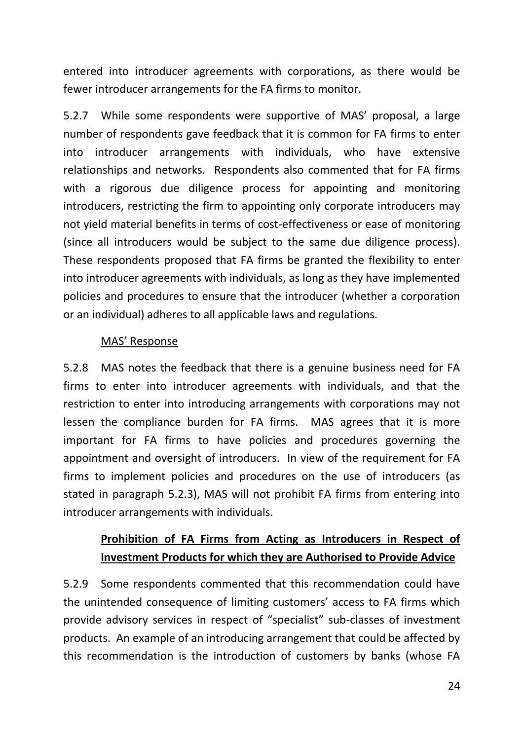entered into introducer agreements with corporations, as there would be fewer introducer arrangements for the FA firms to monitor.

5.2.7 While some respondents were supportive of MAS' proposal, a large number of respondents gave feedback that it is common for FA firms to enter into introducer arrangements with individuals, who have extensive relationships and networks. Respondents also commented that for FA firms with a rigorous due diligence process for appointing and monitoring introducers, restricting the firm to appointing only corporate introducers may not yield material benefits in terms of cost-effectiveness or ease of monitoring (since all introducers would be subject to the same due diligence process). These respondents proposed that FA firms be granted the flexibility to enter into introducer agreements with individuals, as long as they have implemented policies and procedures to ensure that the introducer (whether a corporation or an individual) adheres to all applicable laws and regulations.

<u>MAS' Response</u>

5.2.8 MAS notes the feedback that there is a genuine business need for FA firms to enter into introducer agreements with individuals, and that the restriction to enter into introducing arrangements with corporations may not lessen the compliance burden for FA firms. MAS agrees that it is more important for FA firms to have policies and procedures governing the appointment and oversight of introducers. In view of the requirement for FA firms to implement policies and procedures on the use of introducers (as stated in paragraph 5.2.3), MAS will not prohibit FA firms from entering into introducer arrangements with individuals.

**<u>Prohibition of FA Firms from Acting as Introducers in Respect of Investment Products for which they are Authorised to Provide Advice</u>**

5.2.9 Some respondents commented that this recommendation could have the unintended consequence of limiting customers' access to FA firms which provide advisory services in respect of "specialist" sub-classes of investment products. An example of an introducing arrangement that could be affected by this recommendation is the introduction of customers by banks (whose FA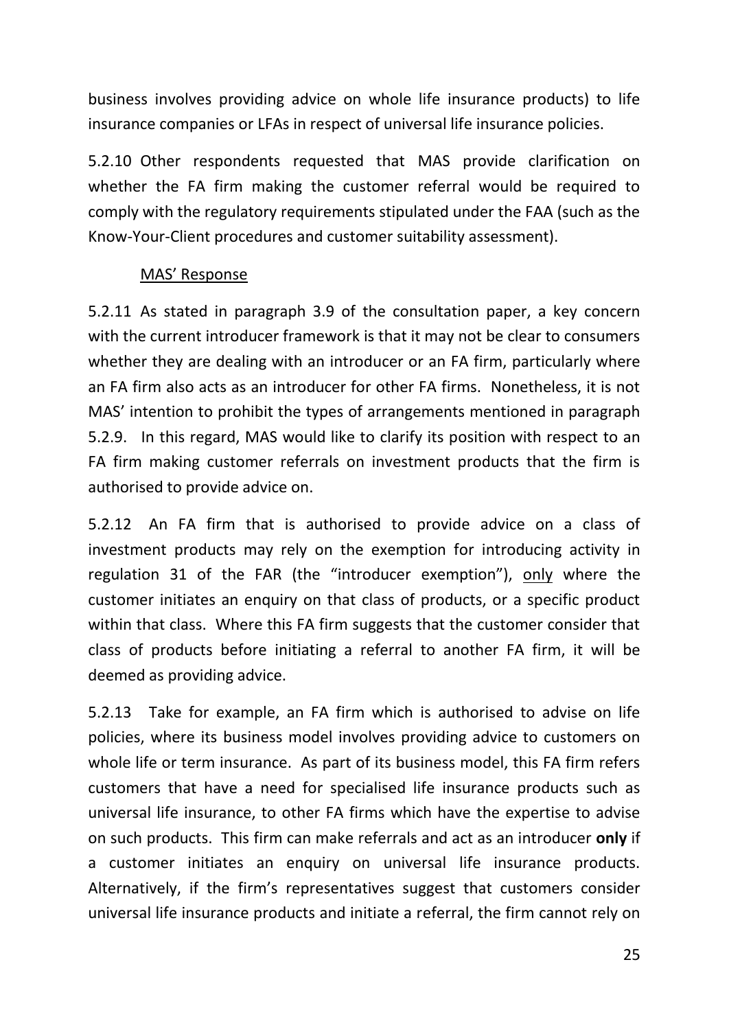business involves providing advice on whole life insurance products) to life insurance companies or LFAs in respect of universal life insurance policies.

5.2.10 Other respondents requested that MAS provide clarification on whether the FA firm making the customer referral would be required to comply with the regulatory requirements stipulated under the FAA (such as the Know-Your-Client procedures and customer suitability assessment).

<u>MAS' Response</u>

5.2.11 As stated in paragraph 3.9 of the consultation paper, a key concern with the current introducer framework is that it may not be clear to consumers whether they are dealing with an introducer or an FA firm, particularly where an FA firm also acts as an introducer for other FA firms. Nonetheless, it is not MAS' intention to prohibit the types of arrangements mentioned in paragraph 5.2.9. In this regard, MAS would like to clarify its position with respect to an FA firm making customer referrals on investment products that the firm is authorised to provide advice on.

5.2.12 An FA firm that is authorised to provide advice on a class of investment products may rely on the exemption for introducing activity in regulation 31 of the FAR (the "introducer exemption"), <u>only</u> where the customer initiates an enquiry on that class of products, or a specific product within that class. Where this FA firm suggests that the customer consider that class of products before initiating a referral to another FA firm, it will be deemed as providing advice.

5.2.13 Take for example, an FA firm which is authorised to advise on life policies, where its business model involves providing advice to customers on whole life or term insurance. As part of its business model, this FA firm refers customers that have a need for specialised life insurance products such as universal life insurance, to other FA firms which have the expertise to advise on such products. This firm can make referrals and act as an introducer **only** if a customer initiates an enquiry on universal life insurance products. Alternatively, if the firm's representatives suggest that customers consider universal life insurance products and initiate a referral, the firm cannot rely on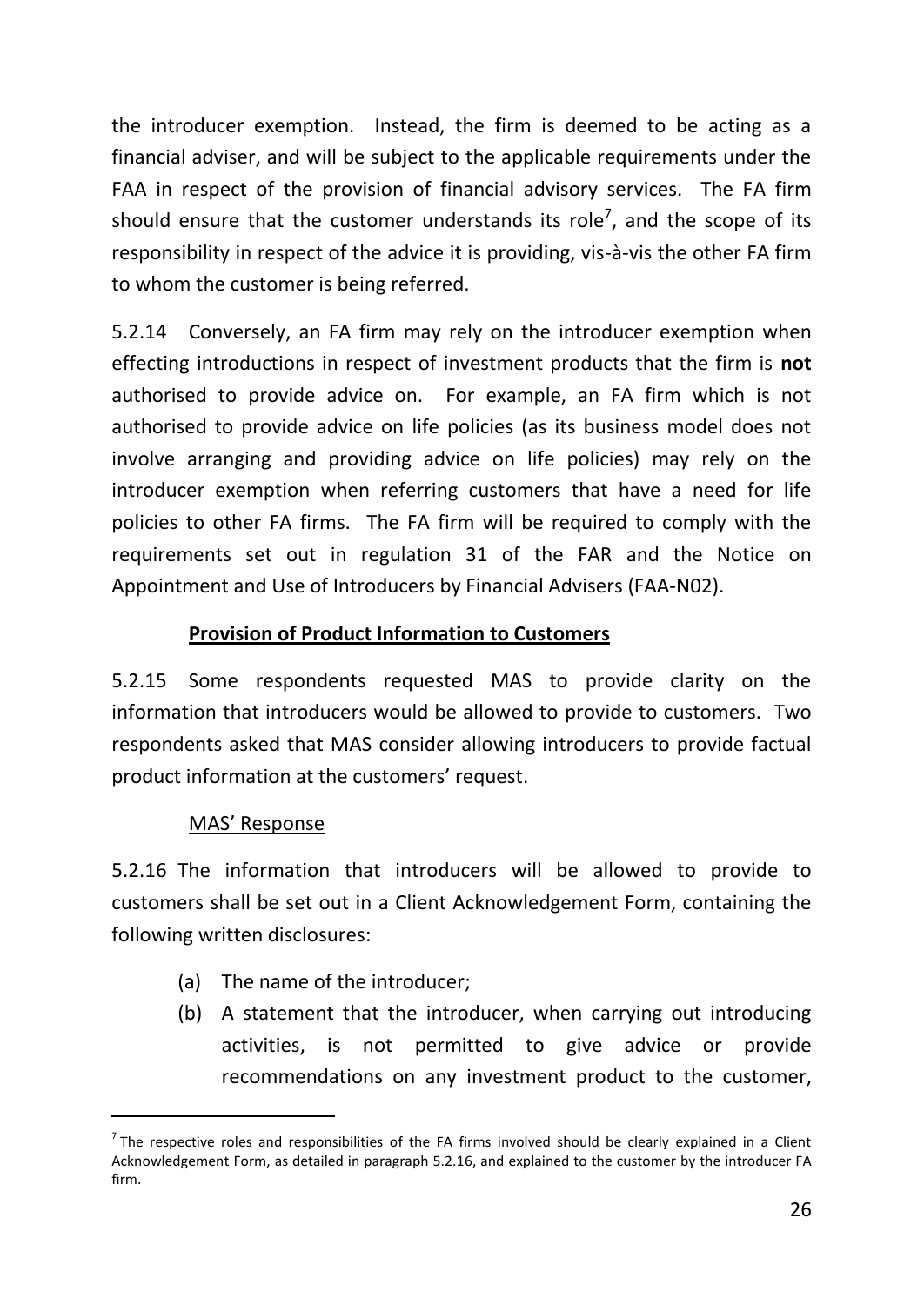the introducer exemption. Instead, the firm is deemed to be acting as a financial adviser, and will be subject to the applicable requirements under the FAA in respect of the provision of financial advisory services. The FA firm should ensure that the customer understands its role[7], and the scope of its responsibility in respect of the advice it is providing, vis-à-vis the other FA firm to whom the customer is being referred.

5.2.14 Conversely, an FA firm may rely on the introducer exemption when effecting introductions in respect of investment products that the firm is **not** authorised to provide advice on. For example, an FA firm which is not authorised to provide advice on life policies (as its business model does not involve arranging and providing advice on life policies) may rely on the introducer exemption when referring customers that have a need for life policies to other FA firms. The FA firm will be required to comply with the requirements set out in regulation 31 of the FAR and the Notice on Appointment and Use of Introducers by Financial Advisers (FAA-N02).

**Provision of Product Information to Customers**

5.2.15 Some respondents requested MAS to provide clarity on the information that introducers would be allowed to provide to customers. Two respondents asked that MAS consider allowing introducers to provide factual product information at the customers' request.

MAS' Response

5.2.16 The information that introducers will be allowed to provide to customers shall be set out in a Client Acknowledgement Form, containing the following written disclosures:

(a) The name of the introducer;
(b) A statement that the introducer, when carrying out introducing activities, is not permitted to give advice or provide recommendations on any investment product to the customer,

[7] The respective roles and responsibilities of the FA firms involved should be clearly explained in a Client Acknowledgement Form, as detailed in paragraph 5.2.16, and explained to the customer by the introducer FA firm.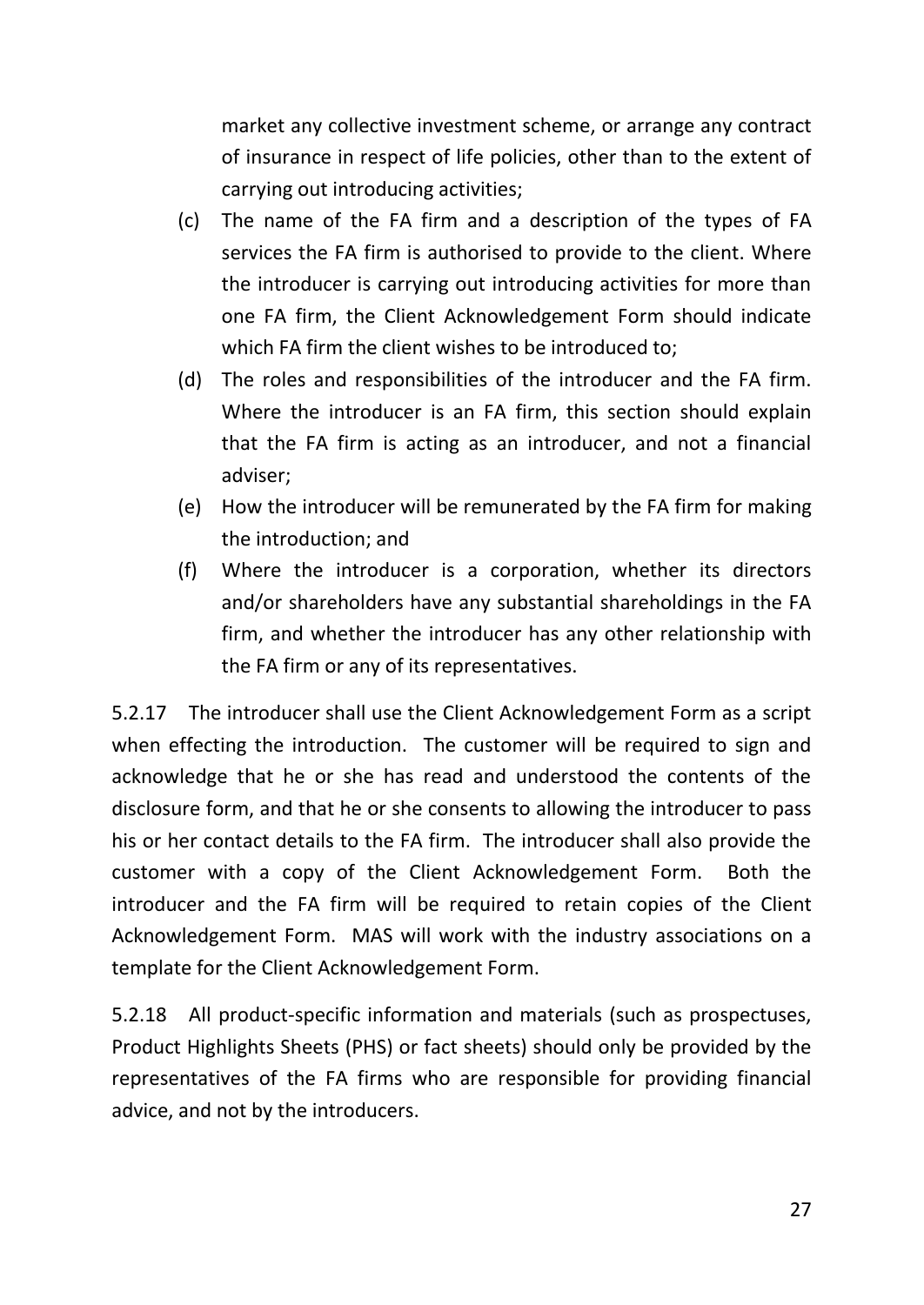market any collective investment scheme, or arrange any contract of insurance in respect of life policies, other than to the extent of carrying out introducing activities;

(c) The name of the FA firm and a description of the types of FA services the FA firm is authorised to provide to the client. Where the introducer is carrying out introducing activities for more than one FA firm, the Client Acknowledgement Form should indicate which FA firm the client wishes to be introduced to;

(d) The roles and responsibilities of the introducer and the FA firm. Where the introducer is an FA firm, this section should explain that the FA firm is acting as an introducer, and not a financial adviser;

(e) How the introducer will be remunerated by the FA firm for making the introduction; and

(f) Where the introducer is a corporation, whether its directors and/or shareholders have any substantial shareholdings in the FA firm, and whether the introducer has any other relationship with the FA firm or any of its representatives.

5.2.17 The introducer shall use the Client Acknowledgement Form as a script when effecting the introduction. The customer will be required to sign and acknowledge that he or she has read and understood the contents of the disclosure form, and that he or she consents to allowing the introducer to pass his or her contact details to the FA firm. The introducer shall also provide the customer with a copy of the Client Acknowledgement Form. Both the introducer and the FA firm will be required to retain copies of the Client Acknowledgement Form. MAS will work with the industry associations on a template for the Client Acknowledgement Form.

5.2.18 All product-specific information and materials (such as prospectuses, Product Highlights Sheets (PHS) or fact sheets) should only be provided by the representatives of the FA firms who are responsible for providing financial advice, and not by the introducers.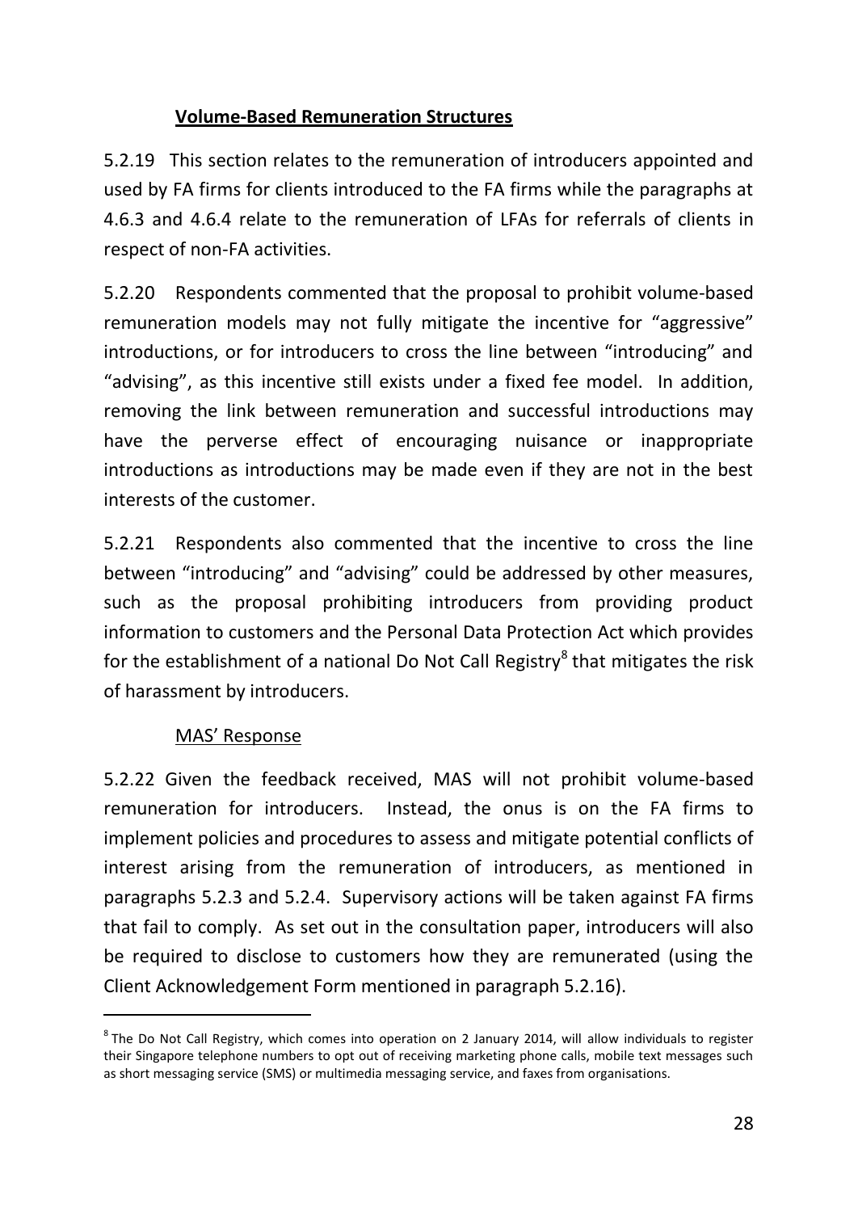### **Volume-Based Remuneration Structures**

5.2.19 This section relates to the remuneration of introducers appointed and used by FA firms for clients introduced to the FA firms while the paragraphs at 4.6.3 and 4.6.4 relate to the remuneration of LFAs for referrals of clients in respect of non-FA activities.

5.2.20 Respondents commented that the proposal to prohibit volume-based remuneration models may not fully mitigate the incentive for "aggressive" introductions, or for introducers to cross the line between "introducing" and "advising", as this incentive still exists under a fixed fee model. In addition, removing the link between remuneration and successful introductions may have the perverse effect of encouraging nuisance or inappropriate introductions as introductions may be made even if they are not in the best interests of the customer.

5.2.21 Respondents also commented that the incentive to cross the line between "introducing" and "advising" could be addressed by other measures, such as the proposal prohibiting introducers from providing product information to customers and the Personal Data Protection Act which provides for the establishment of a national Do Not Call Registry[8] that mitigates the risk of harassment by introducers.

MAS' Response

5.2.22 Given the feedback received, MAS will not prohibit volume-based remuneration for introducers. Instead, the onus is on the FA firms to implement policies and procedures to assess and mitigate potential conflicts of interest arising from the remuneration of introducers, as mentioned in paragraphs 5.2.3 and 5.2.4. Supervisory actions will be taken against FA firms that fail to comply. As set out in the consultation paper, introducers will also be required to disclose to customers how they are remunerated (using the Client Acknowledgement Form mentioned in paragraph 5.2.16).

---

[8] The Do Not Call Registry, which comes into operation on 2 January 2014, will allow individuals to register their Singapore telephone numbers to opt out of receiving marketing phone calls, mobile text messages such as short messaging service (SMS) or multimedia messaging service, and faxes from organisations.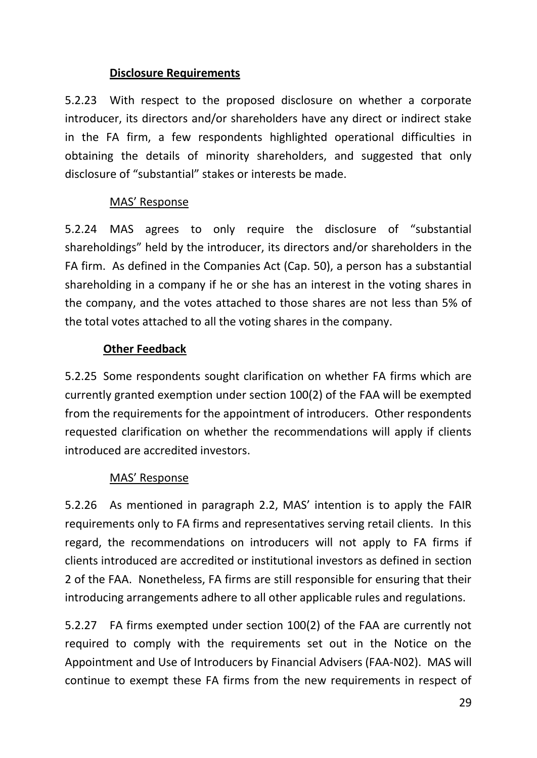**Disclosure Requirements**

5.2.23 With respect to the proposed disclosure on whether a corporate introducer, its directors and/or shareholders have any direct or indirect stake in the FA firm, a few respondents highlighted operational difficulties in obtaining the details of minority shareholders, and suggested that only disclosure of "substantial" stakes or interests be made.

MAS' Response

5.2.24 MAS agrees to only require the disclosure of "substantial shareholdings" held by the introducer, its directors and/or shareholders in the FA firm. As defined in the Companies Act (Cap. 50), a person has a substantial shareholding in a company if he or she has an interest in the voting shares in the company, and the votes attached to those shares are not less than 5% of the total votes attached to all the voting shares in the company.

**Other Feedback**

5.2.25 Some respondents sought clarification on whether FA firms which are currently granted exemption under section 100(2) of the FAA will be exempted from the requirements for the appointment of introducers. Other respondents requested clarification on whether the recommendations will apply if clients introduced are accredited investors.

MAS' Response

5.2.26 As mentioned in paragraph 2.2, MAS' intention is to apply the FAIR requirements only to FA firms and representatives serving retail clients. In this regard, the recommendations on introducers will not apply to FA firms if clients introduced are accredited or institutional investors as defined in section 2 of the FAA. Nonetheless, FA firms are still responsible for ensuring that their introducing arrangements adhere to all other applicable rules and regulations.

5.2.27 FA firms exempted under section 100(2) of the FAA are currently not required to comply with the requirements set out in the Notice on the Appointment and Use of Introducers by Financial Advisers (FAA-N02). MAS will continue to exempt these FA firms from the new requirements in respect of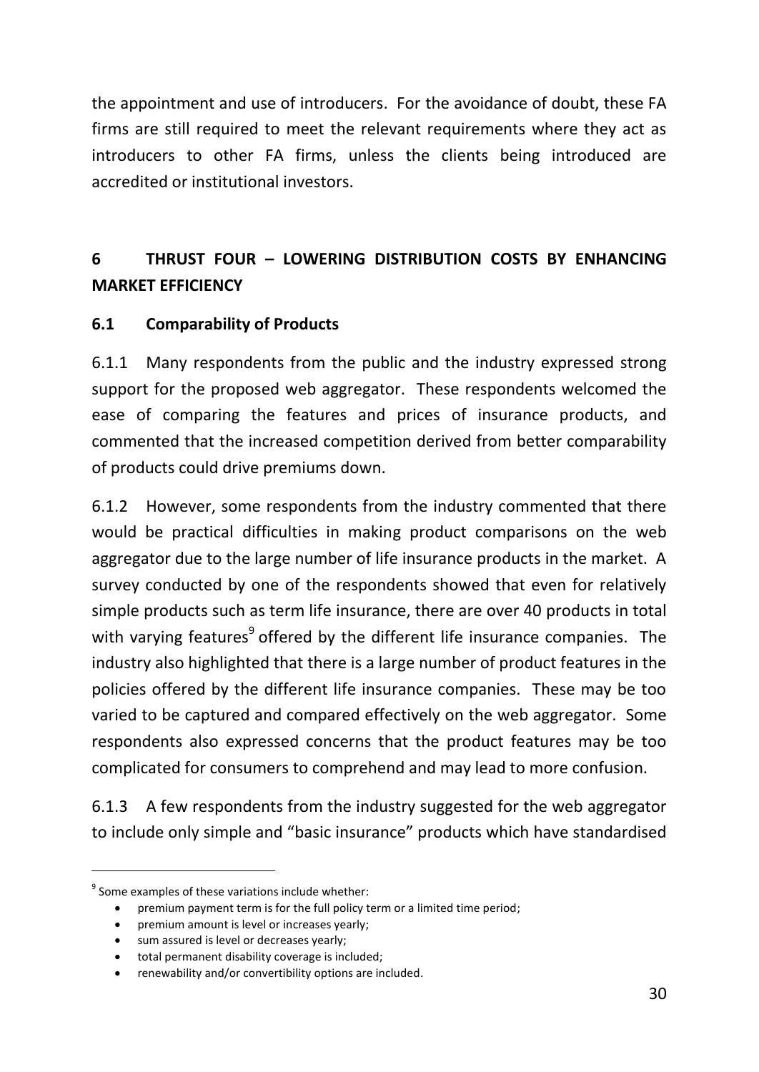the appointment and use of introducers. For the avoidance of doubt, these FA firms are still required to meet the relevant requirements where they act as introducers to other FA firms, unless the clients being introduced are accredited or institutional investors.

## 6 THRUST FOUR – LOWERING DISTRIBUTION COSTS BY ENHANCING MARKET EFFICIENCY

### 6.1 Comparability of Products

6.1.1 Many respondents from the public and the industry expressed strong support for the proposed web aggregator. These respondents welcomed the ease of comparing the features and prices of insurance products, and commented that the increased competition derived from better comparability of products could drive premiums down.

6.1.2 However, some respondents from the industry commented that there would be practical difficulties in making product comparisons on the web aggregator due to the large number of life insurance products in the market. A survey conducted by one of the respondents showed that even for relatively simple products such as term life insurance, there are over 40 products in total with varying features[9] offered by the different life insurance companies. The industry also highlighted that there is a large number of product features in the policies offered by the different life insurance companies. These may be too varied to be captured and compared effectively on the web aggregator. Some respondents also expressed concerns that the product features may be too complicated for consumers to comprehend and may lead to more confusion.

6.1.3 A few respondents from the industry suggested for the web aggregator to include only simple and "basic insurance" products which have standardised

---

[9] Some examples of these variations include whether:

- premium payment term is for the full policy term or a limited time period;
- premium amount is level or increases yearly;
- sum assured is level or decreases yearly;
- total permanent disability coverage is included;
- renewability and/or convertibility options are included.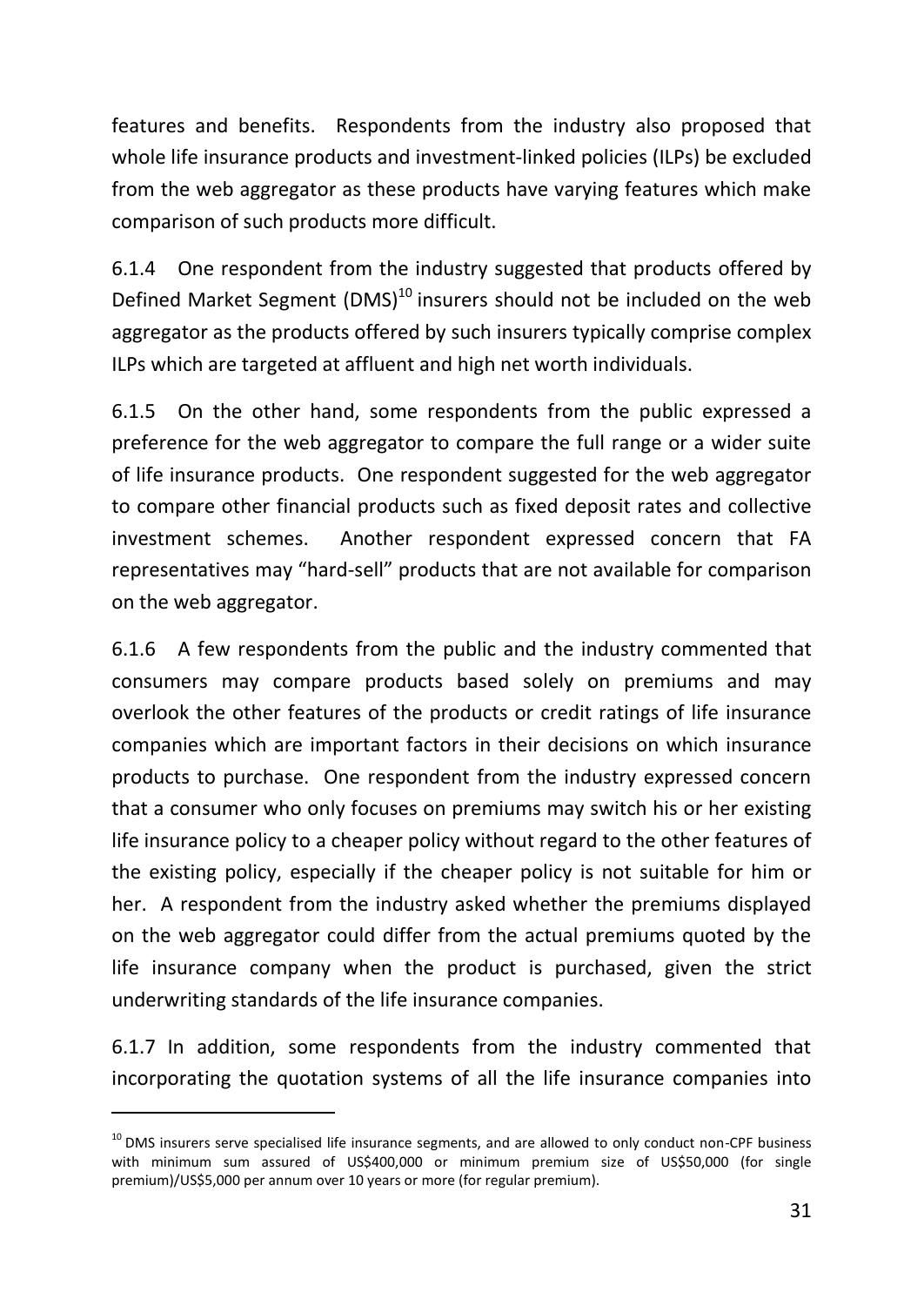features and benefits. Respondents from the industry also proposed that whole life insurance products and investment-linked policies (ILPs) be excluded from the web aggregator as these products have varying features which make comparison of such products more difficult.

6.1.4 One respondent from the industry suggested that products offered by Defined Market Segment (DMS)[10] insurers should not be included on the web aggregator as the products offered by such insurers typically comprise complex ILPs which are targeted at affluent and high net worth individuals.

6.1.5 On the other hand, some respondents from the public expressed a preference for the web aggregator to compare the full range or a wider suite of life insurance products. One respondent suggested for the web aggregator to compare other financial products such as fixed deposit rates and collective investment schemes. Another respondent expressed concern that FA representatives may "hard-sell" products that are not available for comparison on the web aggregator.

6.1.6 A few respondents from the public and the industry commented that consumers may compare products based solely on premiums and may overlook the other features of the products or credit ratings of life insurance companies which are important factors in their decisions on which insurance products to purchase. One respondent from the industry expressed concern that a consumer who only focuses on premiums may switch his or her existing life insurance policy to a cheaper policy without regard to the other features of the existing policy, especially if the cheaper policy is not suitable for him or her. A respondent from the industry asked whether the premiums displayed on the web aggregator could differ from the actual premiums quoted by the life insurance company when the product is purchased, given the strict underwriting standards of the life insurance companies.

6.1.7 In addition, some respondents from the industry commented that incorporating the quotation systems of all the life insurance companies into

[10] DMS insurers serve specialised life insurance segments, and are allowed to only conduct non-CPF business with minimum sum assured of US$400,000 or minimum premium size of US$50,000 (for single premium)/US$5,000 per annum over 10 years or more (for regular premium).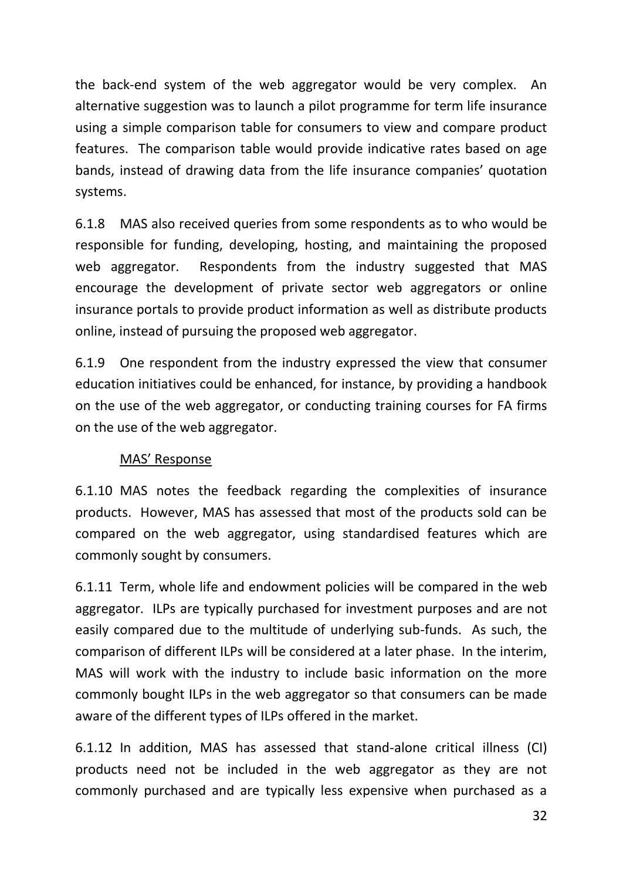the back-end system of the web aggregator would be very complex. An alternative suggestion was to launch a pilot programme for term life insurance using a simple comparison table for consumers to view and compare product features. The comparison table would provide indicative rates based on age bands, instead of drawing data from the life insurance companies' quotation systems.

6.1.8 MAS also received queries from some respondents as to who would be responsible for funding, developing, hosting, and maintaining the proposed web aggregator. Respondents from the industry suggested that MAS encourage the development of private sector web aggregators or online insurance portals to provide product information as well as distribute products online, instead of pursuing the proposed web aggregator.

6.1.9 One respondent from the industry expressed the view that consumer education initiatives could be enhanced, for instance, by providing a handbook on the use of the web aggregator, or conducting training courses for FA firms on the use of the web aggregator.

<u>MAS' Response</u>

6.1.10 MAS notes the feedback regarding the complexities of insurance products. However, MAS has assessed that most of the products sold can be compared on the web aggregator, using standardised features which are commonly sought by consumers.

6.1.11 Term, whole life and endowment policies will be compared in the web aggregator. ILPs are typically purchased for investment purposes and are not easily compared due to the multitude of underlying sub-funds. As such, the comparison of different ILPs will be considered at a later phase. In the interim, MAS will work with the industry to include basic information on the more commonly bought ILPs in the web aggregator so that consumers can be made aware of the different types of ILPs offered in the market.

6.1.12 In addition, MAS has assessed that stand-alone critical illness (CI) products need not be included in the web aggregator as they are not commonly purchased and are typically less expensive when purchased as a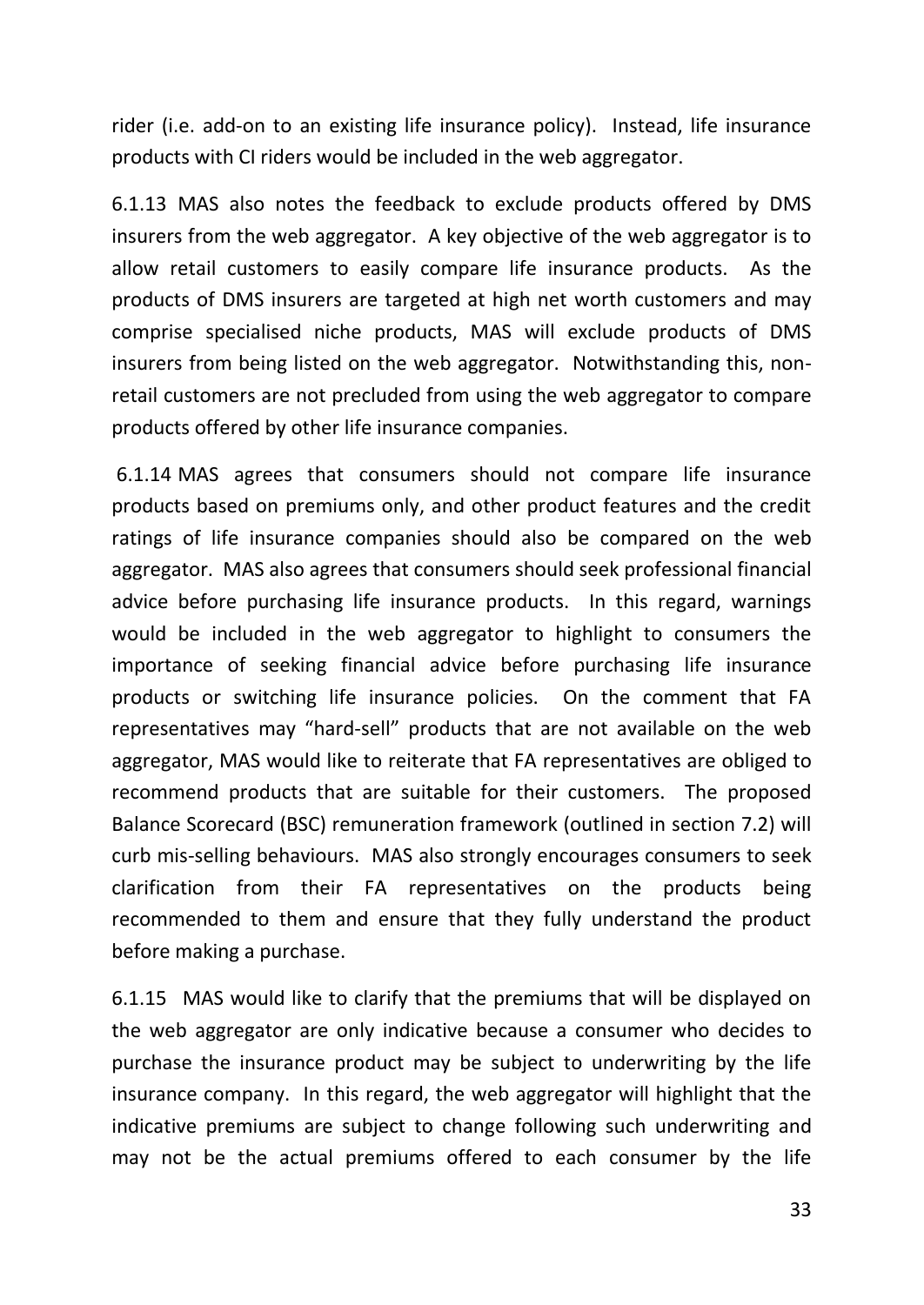rider (i.e. add-on to an existing life insurance policy). Instead, life insurance products with CI riders would be included in the web aggregator.

6.1.13 MAS also notes the feedback to exclude products offered by DMS insurers from the web aggregator. A key objective of the web aggregator is to allow retail customers to easily compare life insurance products. As the products of DMS insurers are targeted at high net worth customers and may comprise specialised niche products, MAS will exclude products of DMS insurers from being listed on the web aggregator. Notwithstanding this, non-retail customers are not precluded from using the web aggregator to compare products offered by other life insurance companies.

6.1.14 MAS agrees that consumers should not compare life insurance products based on premiums only, and other product features and the credit ratings of life insurance companies should also be compared on the web aggregator. MAS also agrees that consumers should seek professional financial advice before purchasing life insurance products. In this regard, warnings would be included in the web aggregator to highlight to consumers the importance of seeking financial advice before purchasing life insurance products or switching life insurance policies. On the comment that FA representatives may "hard-sell" products that are not available on the web aggregator, MAS would like to reiterate that FA representatives are obliged to recommend products that are suitable for their customers. The proposed Balance Scorecard (BSC) remuneration framework (outlined in section 7.2) will curb mis-selling behaviours. MAS also strongly encourages consumers to seek clarification from their FA representatives on the products being recommended to them and ensure that they fully understand the product before making a purchase.

6.1.15 MAS would like to clarify that the premiums that will be displayed on the web aggregator are only indicative because a consumer who decides to purchase the insurance product may be subject to underwriting by the life insurance company. In this regard, the web aggregator will highlight that the indicative premiums are subject to change following such underwriting and may not be the actual premiums offered to each consumer by the life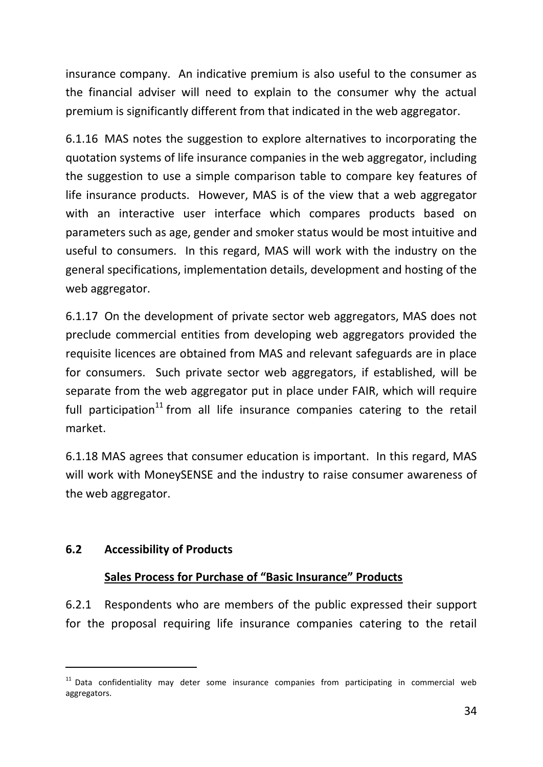insurance company. An indicative premium is also useful to the consumer as the financial adviser will need to explain to the consumer why the actual premium is significantly different from that indicated in the web aggregator.

6.1.16 MAS notes the suggestion to explore alternatives to incorporating the quotation systems of life insurance companies in the web aggregator, including the suggestion to use a simple comparison table to compare key features of life insurance products. However, MAS is of the view that a web aggregator with an interactive user interface which compares products based on parameters such as age, gender and smoker status would be most intuitive and useful to consumers. In this regard, MAS will work with the industry on the general specifications, implementation details, development and hosting of the web aggregator.

6.1.17 On the development of private sector web aggregators, MAS does not preclude commercial entities from developing web aggregators provided the requisite licences are obtained from MAS and relevant safeguards are in place for consumers. Such private sector web aggregators, if established, will be separate from the web aggregator put in place under FAIR, which will require full participation[11] from all life insurance companies catering to the retail market.

6.1.18 MAS agrees that consumer education is important. In this regard, MAS will work with MoneySENSE and the industry to raise consumer awareness of the web aggregator.

## 6.2 Accessibility of Products

**Sales Process for Purchase of "Basic Insurance" Products**

6.2.1 Respondents who are members of the public expressed their support for the proposal requiring life insurance companies catering to the retail

---

[11] Data confidentiality may deter some insurance companies from participating in commercial web aggregators.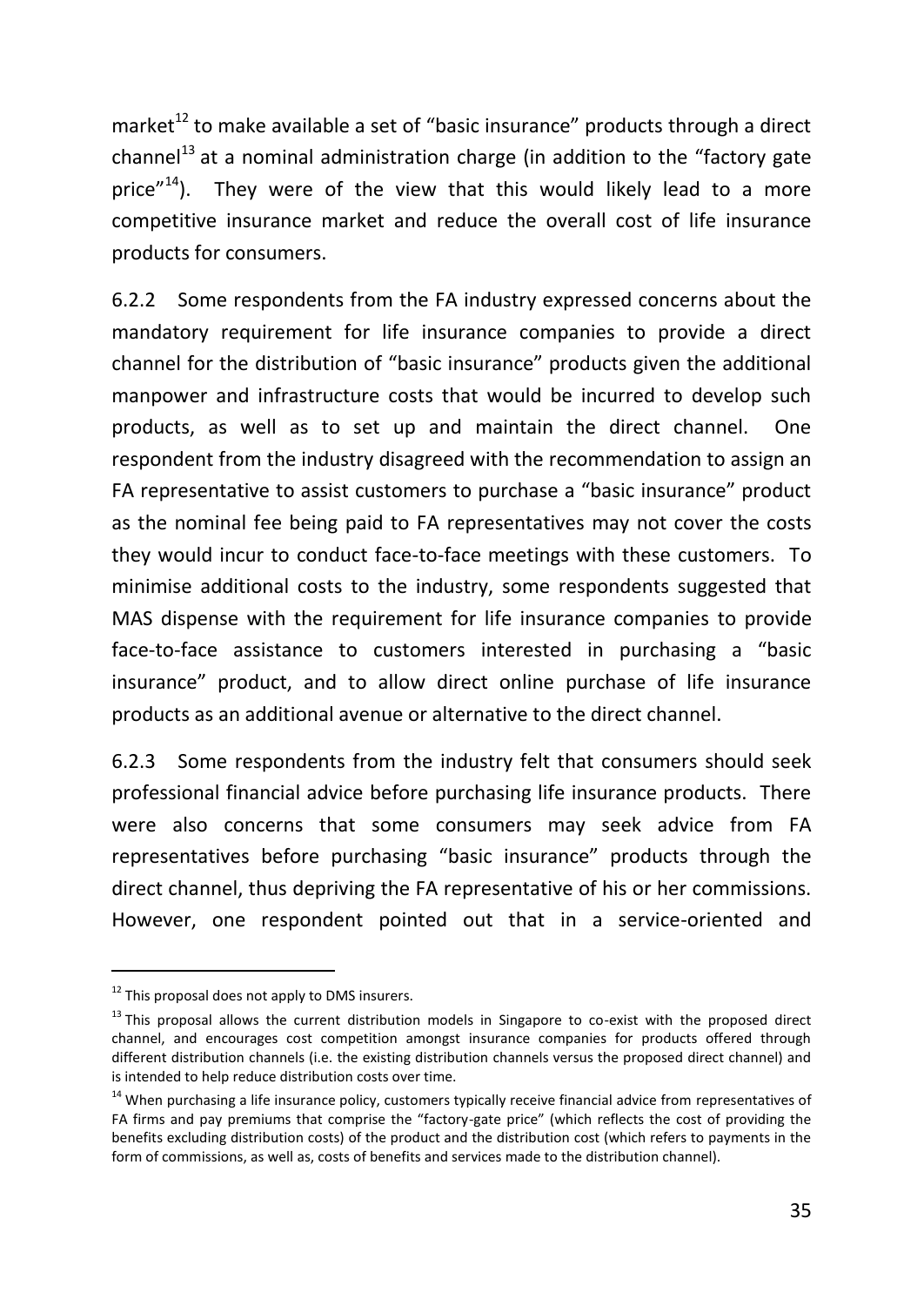market[12] to make available a set of "basic insurance" products through a direct channel[13] at a nominal administration charge (in addition to the "factory gate price"[14]). They were of the view that this would likely lead to a more competitive insurance market and reduce the overall cost of life insurance products for consumers.

6.2.2 Some respondents from the FA industry expressed concerns about the mandatory requirement for life insurance companies to provide a direct channel for the distribution of "basic insurance" products given the additional manpower and infrastructure costs that would be incurred to develop such products, as well as to set up and maintain the direct channel. One respondent from the industry disagreed with the recommendation to assign an FA representative to assist customers to purchase a "basic insurance" product as the nominal fee being paid to FA representatives may not cover the costs they would incur to conduct face-to-face meetings with these customers. To minimise additional costs to the industry, some respondents suggested that MAS dispense with the requirement for life insurance companies to provide face-to-face assistance to customers interested in purchasing a "basic insurance" product, and to allow direct online purchase of life insurance products as an additional avenue or alternative to the direct channel.

6.2.3 Some respondents from the industry felt that consumers should seek professional financial advice before purchasing life insurance products. There were also concerns that some consumers may seek advice from FA representatives before purchasing "basic insurance" products through the direct channel, thus depriving the FA representative of his or her commissions. However, one respondent pointed out that in a service-oriented and

---

[12] This proposal does not apply to DMS insurers.

[13] This proposal allows the current distribution models in Singapore to co-exist with the proposed direct channel, and encourages cost competition amongst insurance companies for products offered through different distribution channels (i.e. the existing distribution channels versus the proposed direct channel) and is intended to help reduce distribution costs over time.

[14] When purchasing a life insurance policy, customers typically receive financial advice from representatives of FA firms and pay premiums that comprise the "factory-gate price" (which reflects the cost of providing the benefits excluding distribution costs) of the product and the distribution cost (which refers to payments in the form of commissions, as well as, costs of benefits and services made to the distribution channel).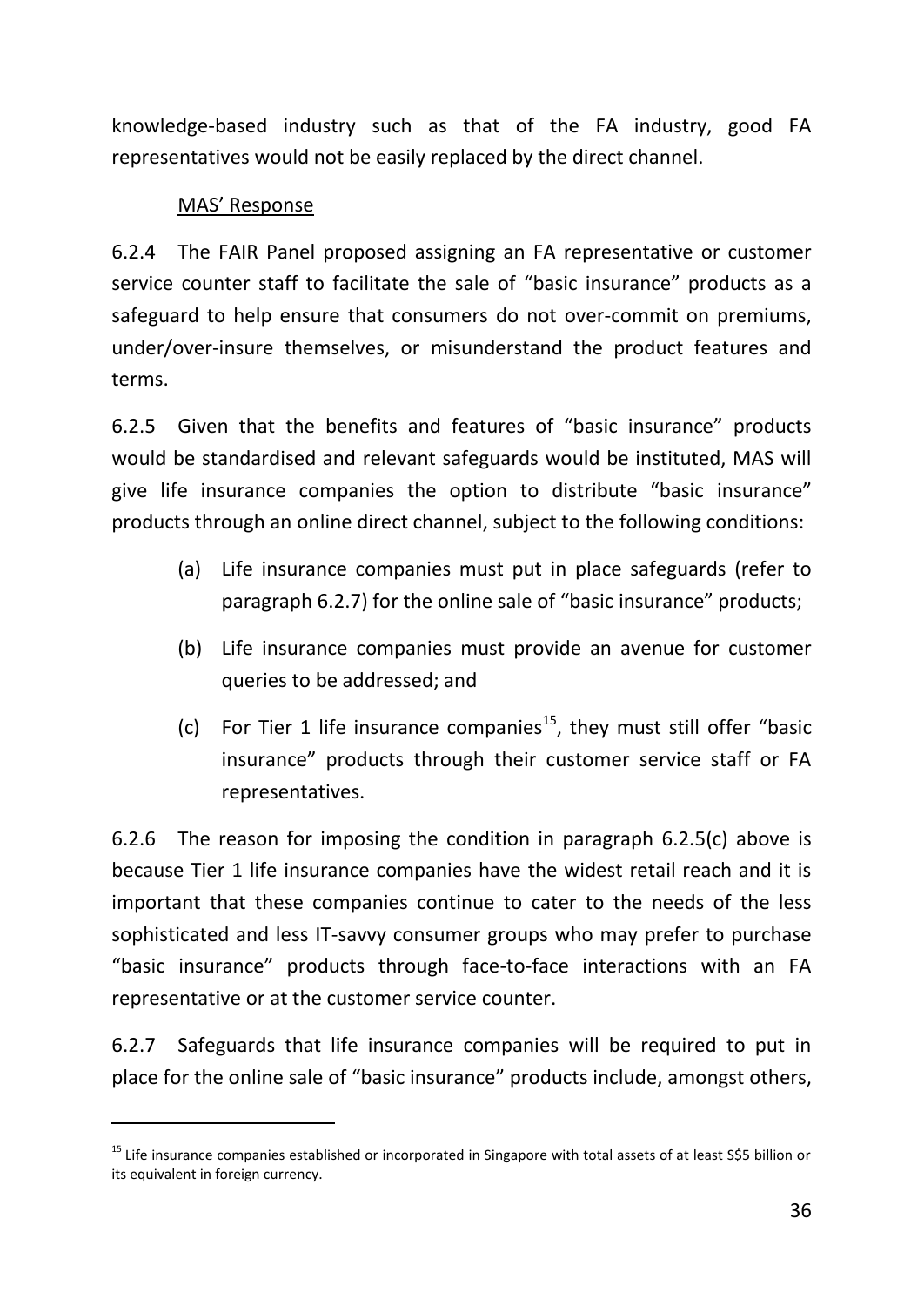knowledge-based industry such as that of the FA industry, good FA representatives would not be easily replaced by the direct channel.

MAS' Response

6.2.4 The FAIR Panel proposed assigning an FA representative or customer service counter staff to facilitate the sale of "basic insurance" products as a safeguard to help ensure that consumers do not over-commit on premiums, under/over-insure themselves, or misunderstand the product features and terms.

6.2.5 Given that the benefits and features of "basic insurance" products would be standardised and relevant safeguards would be instituted, MAS will give life insurance companies the option to distribute "basic insurance" products through an online direct channel, subject to the following conditions:

(a) Life insurance companies must put in place safeguards (refer to paragraph 6.2.7) for the online sale of "basic insurance" products;

(b) Life insurance companies must provide an avenue for customer queries to be addressed; and

(c) For Tier 1 life insurance companies[15], they must still offer "basic insurance" products through their customer service staff or FA representatives.

6.2.6 The reason for imposing the condition in paragraph 6.2.5(c) above is because Tier 1 life insurance companies have the widest retail reach and it is important that these companies continue to cater to the needs of the less sophisticated and less IT-savvy consumer groups who may prefer to purchase "basic insurance" products through face-to-face interactions with an FA representative or at the customer service counter.

6.2.7 Safeguards that life insurance companies will be required to put in place for the online sale of "basic insurance" products include, amongst others,

[15] Life insurance companies established or incorporated in Singapore with total assets of at least S$5 billion or its equivalent in foreign currency.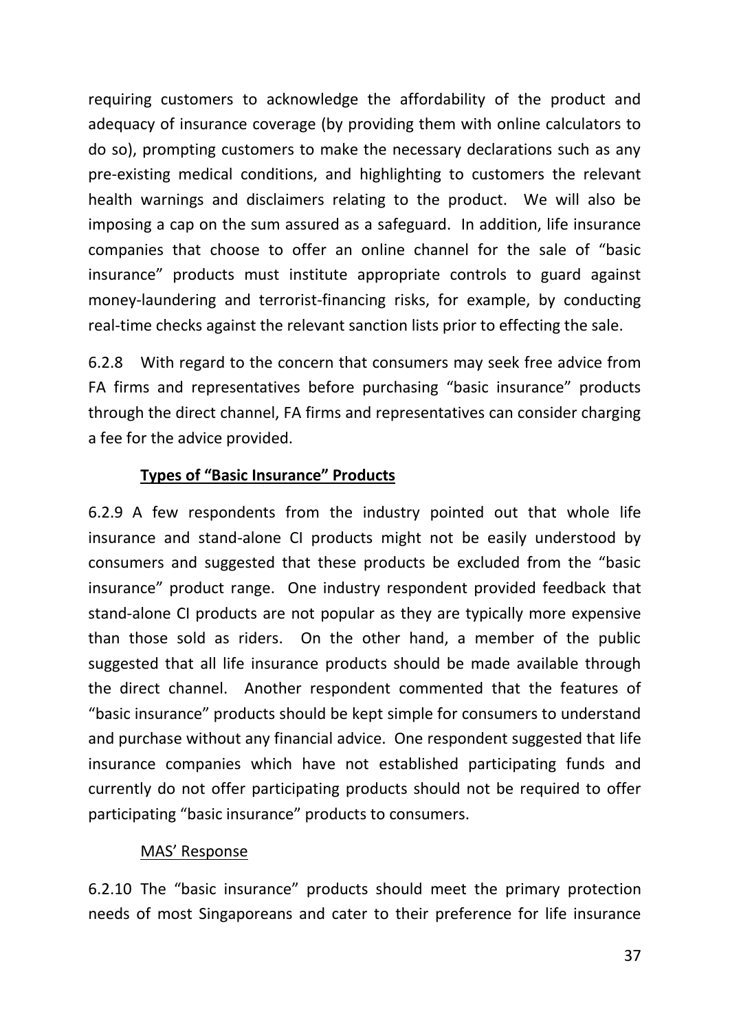requiring customers to acknowledge the affordability of the product and adequacy of insurance coverage (by providing them with online calculators to do so), prompting customers to make the necessary declarations such as any pre-existing medical conditions, and highlighting to customers the relevant health warnings and disclaimers relating to the product. We will also be imposing a cap on the sum assured as a safeguard. In addition, life insurance companies that choose to offer an online channel for the sale of "basic insurance" products must institute appropriate controls to guard against money-laundering and terrorist-financing risks, for example, by conducting real-time checks against the relevant sanction lists prior to effecting the sale.

6.2.8 With regard to the concern that consumers may seek free advice from FA firms and representatives before purchasing "basic insurance" products through the direct channel, FA firms and representatives can consider charging a fee for the advice provided.

**Types of "Basic Insurance" Products**

6.2.9 A few respondents from the industry pointed out that whole life insurance and stand-alone CI products might not be easily understood by consumers and suggested that these products be excluded from the "basic insurance" product range. One industry respondent provided feedback that stand-alone CI products are not popular as they are typically more expensive than those sold as riders. On the other hand, a member of the public suggested that all life insurance products should be made available through the direct channel. Another respondent commented that the features of "basic insurance" products should be kept simple for consumers to understand and purchase without any financial advice. One respondent suggested that life insurance companies which have not established participating funds and currently do not offer participating products should not be required to offer participating "basic insurance" products to consumers.

MAS' Response

6.2.10 The "basic insurance" products should meet the primary protection needs of most Singaporeans and cater to their preference for life insurance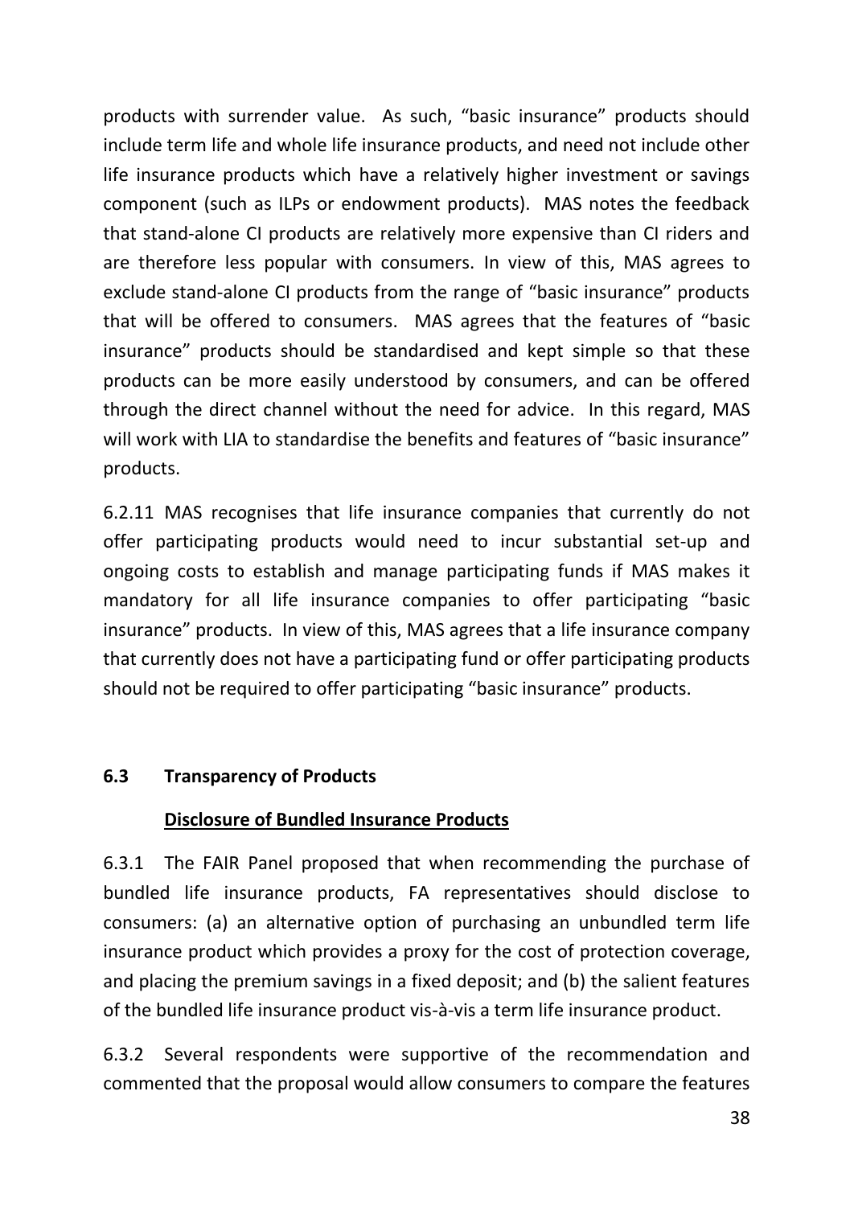products with surrender value. As such, "basic insurance" products should include term life and whole life insurance products, and need not include other life insurance products which have a relatively higher investment or savings component (such as ILPs or endowment products). MAS notes the feedback that stand-alone CI products are relatively more expensive than CI riders and are therefore less popular with consumers. In view of this, MAS agrees to exclude stand-alone CI products from the range of "basic insurance" products that will be offered to consumers. MAS agrees that the features of "basic insurance" products should be standardised and kept simple so that these products can be more easily understood by consumers, and can be offered through the direct channel without the need for advice. In this regard, MAS will work with LIA to standardise the benefits and features of "basic insurance" products.

6.2.11 MAS recognises that life insurance companies that currently do not offer participating products would need to incur substantial set-up and ongoing costs to establish and manage participating funds if MAS makes it mandatory for all life insurance companies to offer participating "basic insurance" products. In view of this, MAS agrees that a life insurance company that currently does not have a participating fund or offer participating products should not be required to offer participating "basic insurance" products.

### 6.3 Transparency of Products

**Disclosure of Bundled Insurance Products**

6.3.1 The FAIR Panel proposed that when recommending the purchase of bundled life insurance products, FA representatives should disclose to consumers: (a) an alternative option of purchasing an unbundled term life insurance product which provides a proxy for the cost of protection coverage, and placing the premium savings in a fixed deposit; and (b) the salient features of the bundled life insurance product vis-à-vis a term life insurance product.

6.3.2 Several respondents were supportive of the recommendation and commented that the proposal would allow consumers to compare the features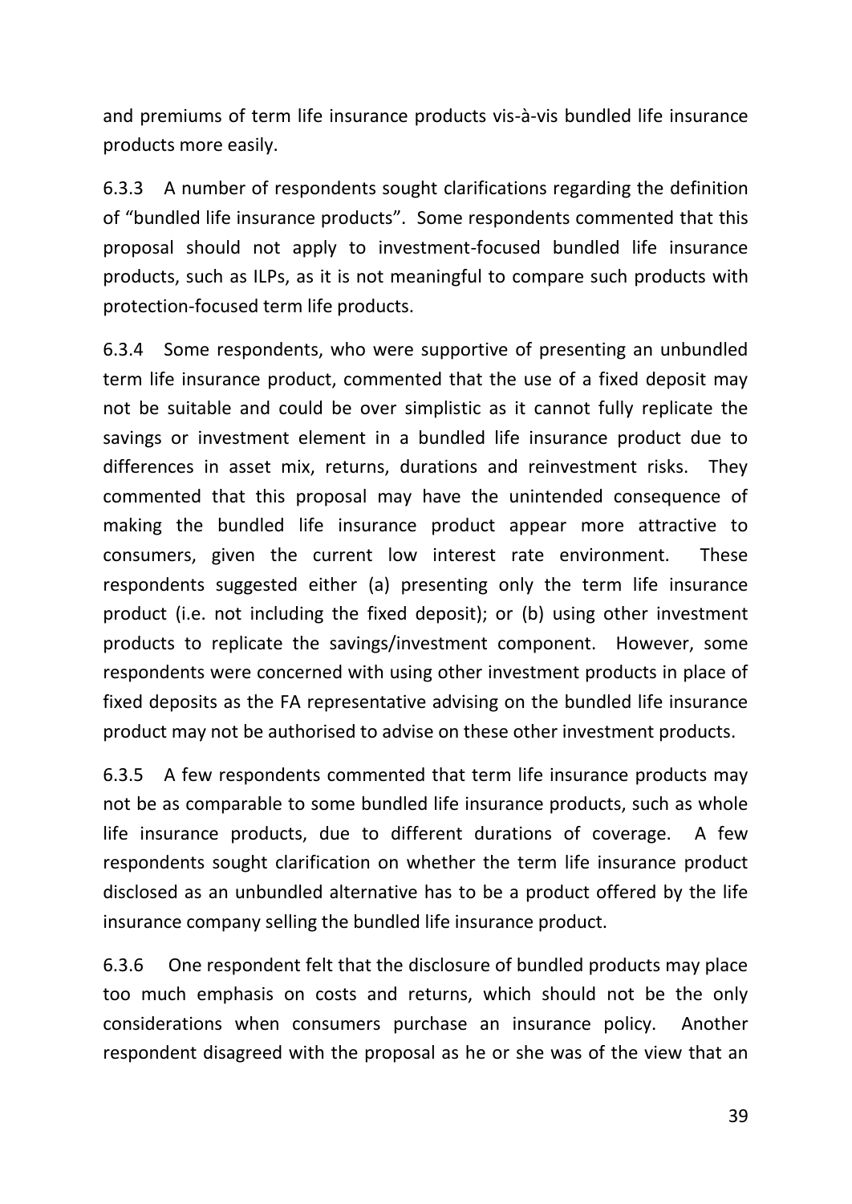and premiums of term life insurance products vis-à-vis bundled life insurance products more easily.

6.3.3 A number of respondents sought clarifications regarding the definition of "bundled life insurance products". Some respondents commented that this proposal should not apply to investment-focused bundled life insurance products, such as ILPs, as it is not meaningful to compare such products with protection-focused term life products.

6.3.4 Some respondents, who were supportive of presenting an unbundled term life insurance product, commented that the use of a fixed deposit may not be suitable and could be over simplistic as it cannot fully replicate the savings or investment element in a bundled life insurance product due to differences in asset mix, returns, durations and reinvestment risks. They commented that this proposal may have the unintended consequence of making the bundled life insurance product appear more attractive to consumers, given the current low interest rate environment. These respondents suggested either (a) presenting only the term life insurance product (i.e. not including the fixed deposit); or (b) using other investment products to replicate the savings/investment component. However, some respondents were concerned with using other investment products in place of fixed deposits as the FA representative advising on the bundled life insurance product may not be authorised to advise on these other investment products.

6.3.5 A few respondents commented that term life insurance products may not be as comparable to some bundled life insurance products, such as whole life insurance products, due to different durations of coverage. A few respondents sought clarification on whether the term life insurance product disclosed as an unbundled alternative has to be a product offered by the life insurance company selling the bundled life insurance product.

6.3.6 One respondent felt that the disclosure of bundled products may place too much emphasis on costs and returns, which should not be the only considerations when consumers purchase an insurance policy. Another respondent disagreed with the proposal as he or she was of the view that an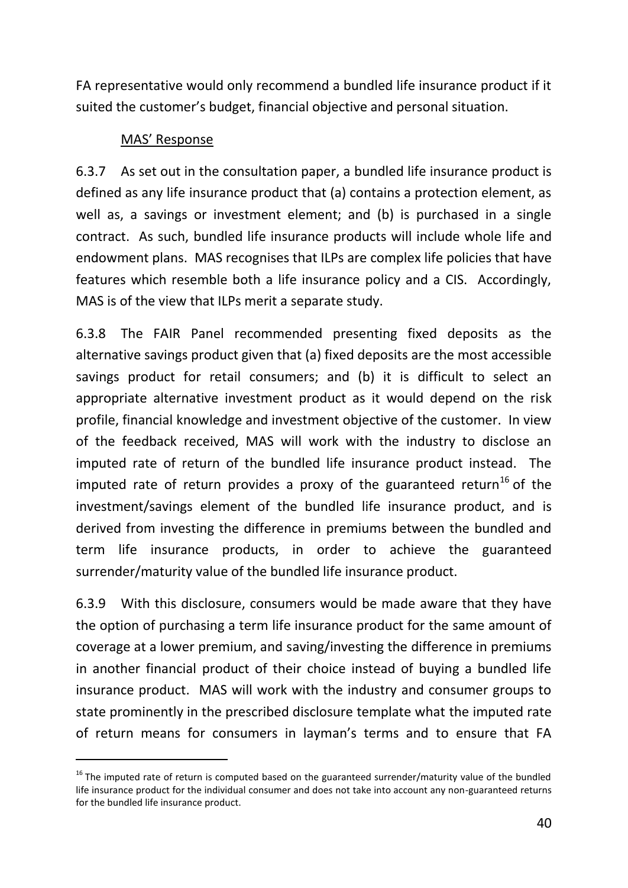FA representative would only recommend a bundled life insurance product if it suited the customer's budget, financial objective and personal situation.

MAS' Response

6.3.7 As set out in the consultation paper, a bundled life insurance product is defined as any life insurance product that (a) contains a protection element, as well as, a savings or investment element; and (b) is purchased in a single contract. As such, bundled life insurance products will include whole life and endowment plans. MAS recognises that ILPs are complex life policies that have features which resemble both a life insurance policy and a CIS. Accordingly, MAS is of the view that ILPs merit a separate study.

6.3.8 The FAIR Panel recommended presenting fixed deposits as the alternative savings product given that (a) fixed deposits are the most accessible savings product for retail consumers; and (b) it is difficult to select an appropriate alternative investment product as it would depend on the risk profile, financial knowledge and investment objective of the customer. In view of the feedback received, MAS will work with the industry to disclose an imputed rate of return of the bundled life insurance product instead. The imputed rate of return provides a proxy of the guaranteed return[16] of the investment/savings element of the bundled life insurance product, and is derived from investing the difference in premiums between the bundled and term life insurance products, in order to achieve the guaranteed surrender/maturity value of the bundled life insurance product.

6.3.9 With this disclosure, consumers would be made aware that they have the option of purchasing a term life insurance product for the same amount of coverage at a lower premium, and saving/investing the difference in premiums in another financial product of their choice instead of buying a bundled life insurance product. MAS will work with the industry and consumer groups to state prominently in the prescribed disclosure template what the imputed rate of return means for consumers in layman's terms and to ensure that FA

[16] The imputed rate of return is computed based on the guaranteed surrender/maturity value of the bundled life insurance product for the individual consumer and does not take into account any non-guaranteed returns for the bundled life insurance product.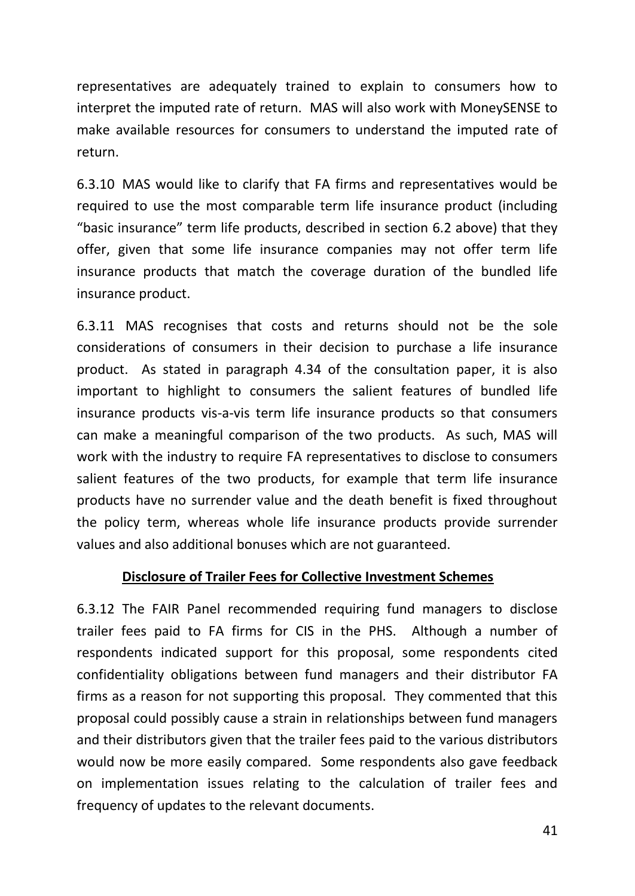representatives are adequately trained to explain to consumers how to interpret the imputed rate of return. MAS will also work with MoneySENSE to make available resources for consumers to understand the imputed rate of return.

6.3.10 MAS would like to clarify that FA firms and representatives would be required to use the most comparable term life insurance product (including "basic insurance" term life products, described in section 6.2 above) that they offer, given that some life insurance companies may not offer term life insurance products that match the coverage duration of the bundled life insurance product.

6.3.11 MAS recognises that costs and returns should not be the sole considerations of consumers in their decision to purchase a life insurance product. As stated in paragraph 4.34 of the consultation paper, it is also important to highlight to consumers the salient features of bundled life insurance products vis-a-vis term life insurance products so that consumers can make a meaningful comparison of the two products. As such, MAS will work with the industry to require FA representatives to disclose to consumers salient features of the two products, for example that term life insurance products have no surrender value and the death benefit is fixed throughout the policy term, whereas whole life insurance products provide surrender values and also additional bonuses which are not guaranteed.

**<u>Disclosure of Trailer Fees for Collective Investment Schemes</u>**

6.3.12 The FAIR Panel recommended requiring fund managers to disclose trailer fees paid to FA firms for CIS in the PHS. Although a number of respondents indicated support for this proposal, some respondents cited confidentiality obligations between fund managers and their distributor FA firms as a reason for not supporting this proposal. They commented that this proposal could possibly cause a strain in relationships between fund managers and their distributors given that the trailer fees paid to the various distributors would now be more easily compared. Some respondents also gave feedback on implementation issues relating to the calculation of trailer fees and frequency of updates to the relevant documents.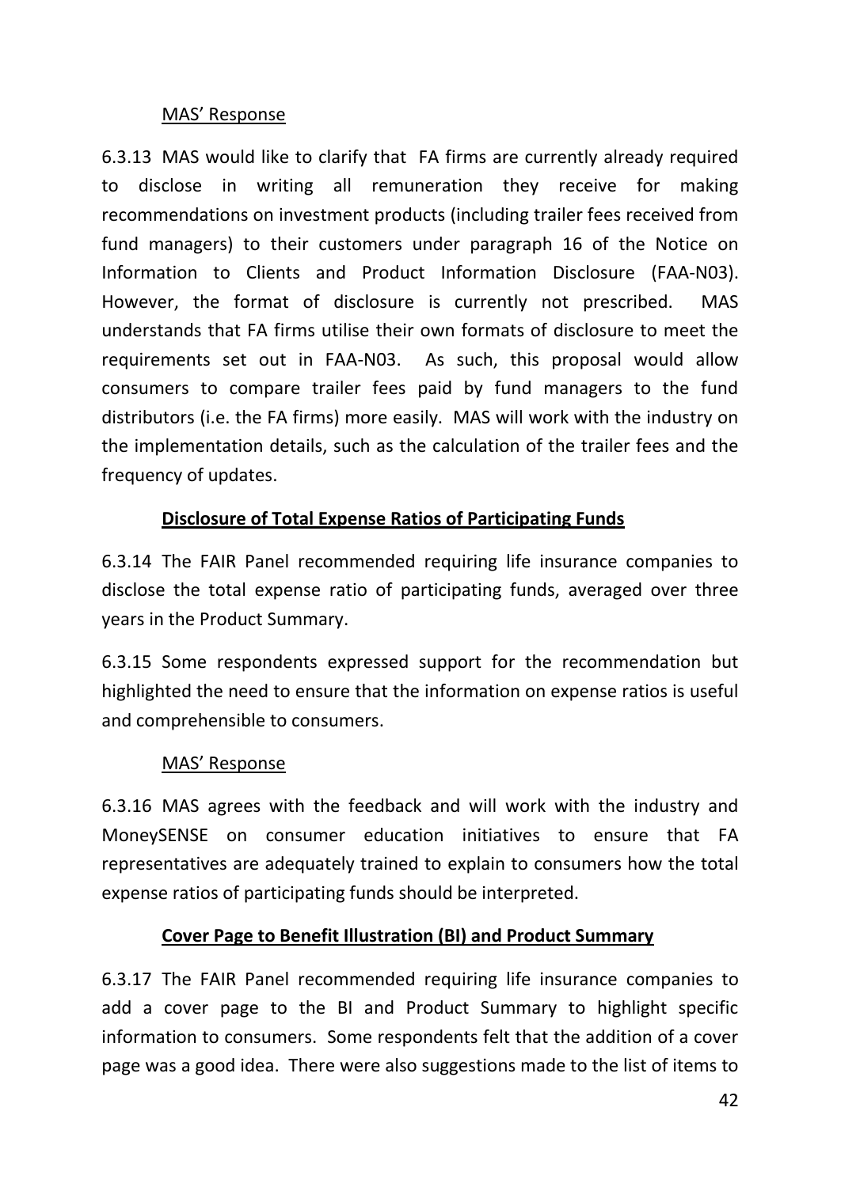MAS' Response

6.3.13 MAS would like to clarify that FA firms are currently already required to disclose in writing all remuneration they receive for making recommendations on investment products (including trailer fees received from fund managers) to their customers under paragraph 16 of the Notice on Information to Clients and Product Information Disclosure (FAA-N03). However, the format of disclosure is currently not prescribed. MAS understands that FA firms utilise their own formats of disclosure to meet the requirements set out in FAA-N03. As such, this proposal would allow consumers to compare trailer fees paid by fund managers to the fund distributors (i.e. the FA firms) more easily. MAS will work with the industry on the implementation details, such as the calculation of the trailer fees and the frequency of updates.

**Disclosure of Total Expense Ratios of Participating Funds**

6.3.14 The FAIR Panel recommended requiring life insurance companies to disclose the total expense ratio of participating funds, averaged over three years in the Product Summary.

6.3.15 Some respondents expressed support for the recommendation but highlighted the need to ensure that the information on expense ratios is useful and comprehensible to consumers.

MAS' Response

6.3.16 MAS agrees with the feedback and will work with the industry and MoneySENSE on consumer education initiatives to ensure that FA representatives are adequately trained to explain to consumers how the total expense ratios of participating funds should be interpreted.

**Cover Page to Benefit Illustration (BI) and Product Summary**

6.3.17 The FAIR Panel recommended requiring life insurance companies to add a cover page to the BI and Product Summary to highlight specific information to consumers. Some respondents felt that the addition of a cover page was a good idea. There were also suggestions made to the list of items to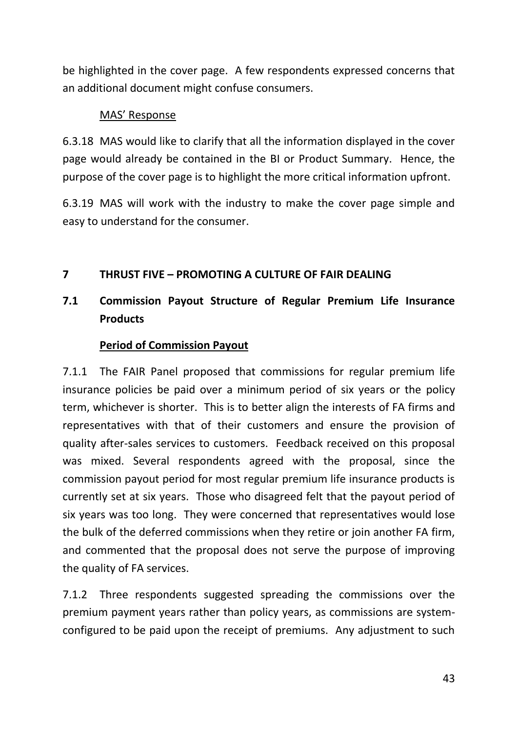be highlighted in the cover page. A few respondents expressed concerns that an additional document might confuse consumers.

<u>MAS' Response</u>

6.3.18 MAS would like to clarify that all the information displayed in the cover page would already be contained in the BI or Product Summary. Hence, the purpose of the cover page is to highlight the more critical information upfront.

6.3.19 MAS will work with the industry to make the cover page simple and easy to understand for the consumer.

## 7 THRUST FIVE – PROMOTING A CULTURE OF FAIR DEALING

### 7.1 Commission Payout Structure of Regular Premium Life Insurance Products

**<u>Period of Commission Payout</u>**

7.1.1 The FAIR Panel proposed that commissions for regular premium life insurance policies be paid over a minimum period of six years or the policy term, whichever is shorter. This is to better align the interests of FA firms and representatives with that of their customers and ensure the provision of quality after-sales services to customers. Feedback received on this proposal was mixed. Several respondents agreed with the proposal, since the commission payout period for most regular premium life insurance products is currently set at six years. Those who disagreed felt that the payout period of six years was too long. They were concerned that representatives would lose the bulk of the deferred commissions when they retire or join another FA firm, and commented that the proposal does not serve the purpose of improving the quality of FA services.

7.1.2 Three respondents suggested spreading the commissions over the premium payment years rather than policy years, as commissions are system-configured to be paid upon the receipt of premiums. Any adjustment to such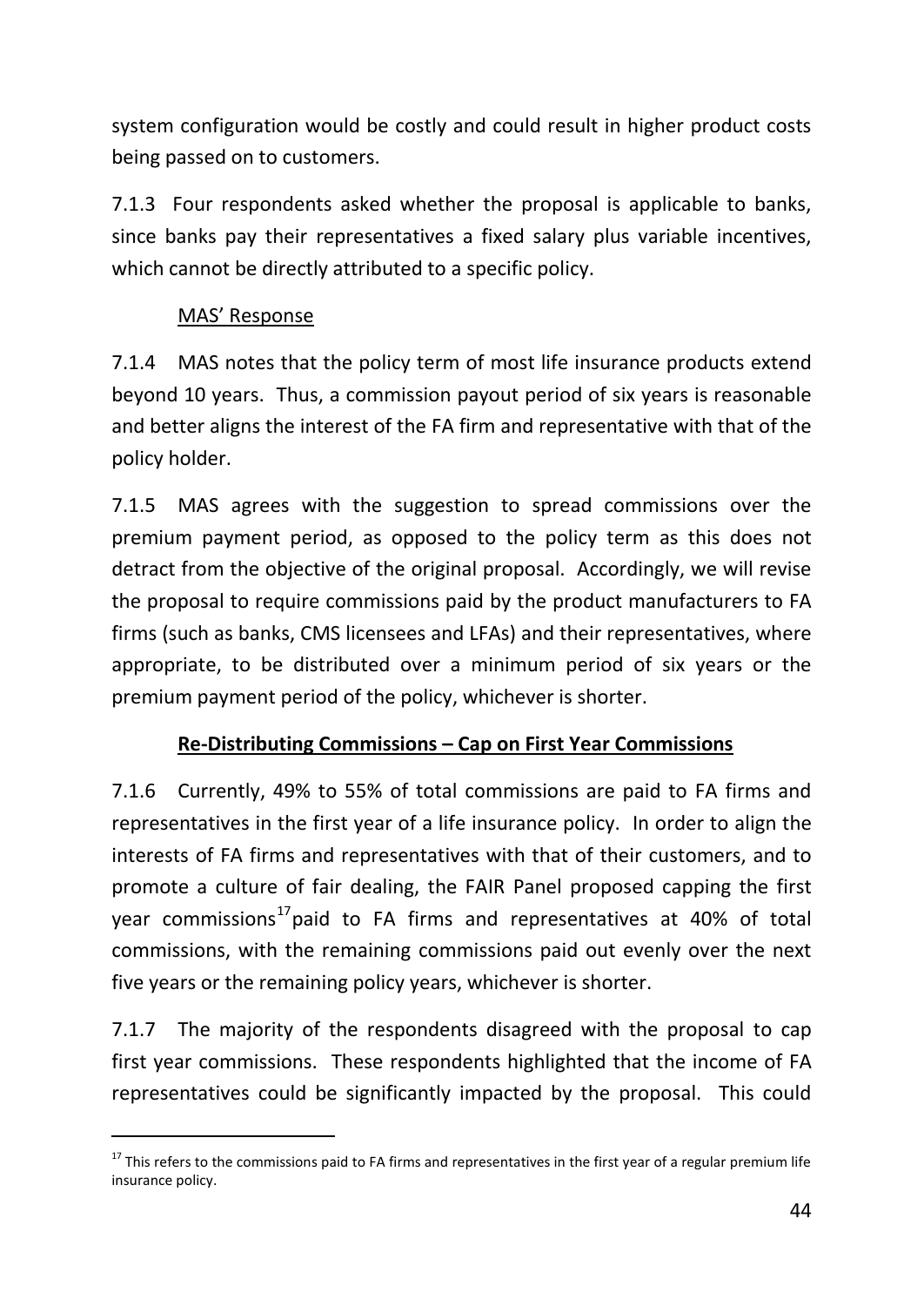system configuration would be costly and could result in higher product costs being passed on to customers.

7.1.3 Four respondents asked whether the proposal is applicable to banks, since banks pay their representatives a fixed salary plus variable incentives, which cannot be directly attributed to a specific policy.

MAS' Response

7.1.4 MAS notes that the policy term of most life insurance products extend beyond 10 years. Thus, a commission payout period of six years is reasonable and better aligns the interest of the FA firm and representative with that of the policy holder.

7.1.5 MAS agrees with the suggestion to spread commissions over the premium payment period, as opposed to the policy term as this does not detract from the objective of the original proposal. Accordingly, we will revise the proposal to require commissions paid by the product manufacturers to FA firms (such as banks, CMS licensees and LFAs) and their representatives, where appropriate, to be distributed over a minimum period of six years or the premium payment period of the policy, whichever is shorter.

**Re-Distributing Commissions – Cap on First Year Commissions**

7.1.6 Currently, 49% to 55% of total commissions are paid to FA firms and representatives in the first year of a life insurance policy. In order to align the interests of FA firms and representatives with that of their customers, and to promote a culture of fair dealing, the FAIR Panel proposed capping the first year commissions[17] paid to FA firms and representatives at 40% of total commissions, with the remaining commissions paid out evenly over the next five years or the remaining policy years, whichever is shorter.

7.1.7 The majority of the respondents disagreed with the proposal to cap first year commissions. These respondents highlighted that the income of FA representatives could be significantly impacted by the proposal. This could

[17] This refers to the commissions paid to FA firms and representatives in the first year of a regular premium life insurance policy.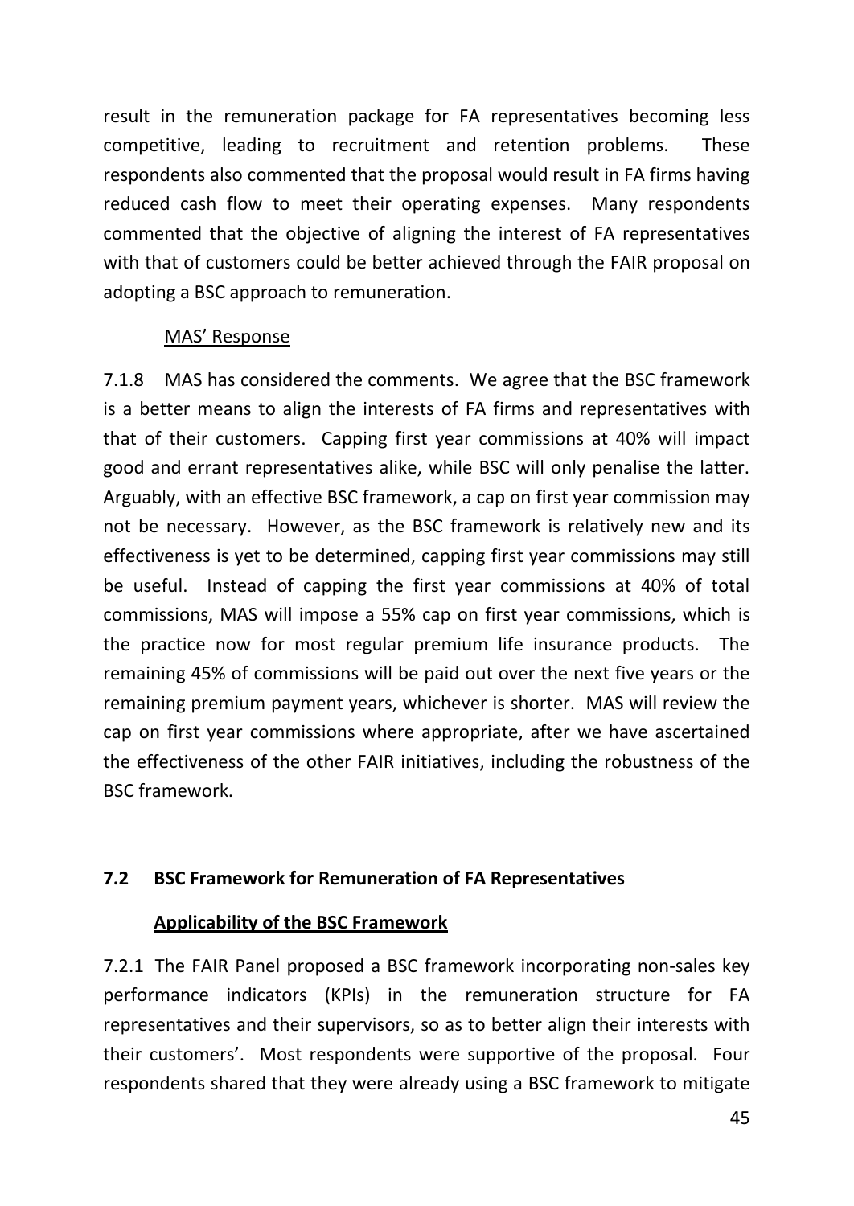result in the remuneration package for FA representatives becoming less competitive, leading to recruitment and retention problems. These respondents also commented that the proposal would result in FA firms having reduced cash flow to meet their operating expenses. Many respondents commented that the objective of aligning the interest of FA representatives with that of customers could be better achieved through the FAIR proposal on adopting a BSC approach to remuneration.

MAS' Response

7.1.8 MAS has considered the comments. We agree that the BSC framework is a better means to align the interests of FA firms and representatives with that of their customers. Capping first year commissions at 40% will impact good and errant representatives alike, while BSC will only penalise the latter. Arguably, with an effective BSC framework, a cap on first year commission may not be necessary. However, as the BSC framework is relatively new and its effectiveness is yet to be determined, capping first year commissions may still be useful. Instead of capping the first year commissions at 40% of total commissions, MAS will impose a 55% cap on first year commissions, which is the practice now for most regular premium life insurance products. The remaining 45% of commissions will be paid out over the next five years or the remaining premium payment years, whichever is shorter. MAS will review the cap on first year commissions where appropriate, after we have ascertained the effectiveness of the other FAIR initiatives, including the robustness of the BSC framework.

### 7.2 BSC Framework for Remuneration of FA Representatives

**Applicability of the BSC Framework**

7.2.1 The FAIR Panel proposed a BSC framework incorporating non-sales key performance indicators (KPIs) in the remuneration structure for FA representatives and their supervisors, so as to better align their interests with their customers'. Most respondents were supportive of the proposal. Four respondents shared that they were already using a BSC framework to mitigate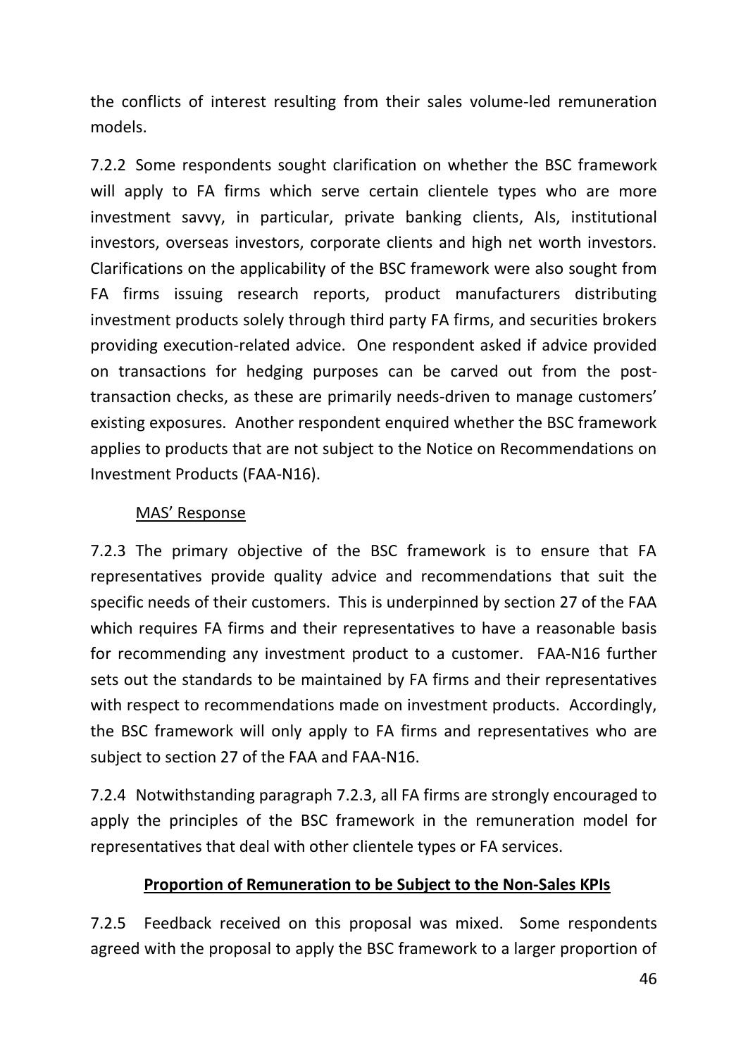the conflicts of interest resulting from their sales volume-led remuneration models.

7.2.2 Some respondents sought clarification on whether the BSC framework will apply to FA firms which serve certain clientele types who are more investment savvy, in particular, private banking clients, AIs, institutional investors, overseas investors, corporate clients and high net worth investors. Clarifications on the applicability of the BSC framework were also sought from FA firms issuing research reports, product manufacturers distributing investment products solely through third party FA firms, and securities brokers providing execution-related advice. One respondent asked if advice provided on transactions for hedging purposes can be carved out from the post-transaction checks, as these are primarily needs-driven to manage customers' existing exposures. Another respondent enquired whether the BSC framework applies to products that are not subject to the Notice on Recommendations on Investment Products (FAA-N16).

MAS' Response

7.2.3 The primary objective of the BSC framework is to ensure that FA representatives provide quality advice and recommendations that suit the specific needs of their customers. This is underpinned by section 27 of the FAA which requires FA firms and their representatives to have a reasonable basis for recommending any investment product to a customer. FAA-N16 further sets out the standards to be maintained by FA firms and their representatives with respect to recommendations made on investment products. Accordingly, the BSC framework will only apply to FA firms and representatives who are subject to section 27 of the FAA and FAA-N16.

7.2.4 Notwithstanding paragraph 7.2.3, all FA firms are strongly encouraged to apply the principles of the BSC framework in the remuneration model for representatives that deal with other clientele types or FA services.

**Proportion of Remuneration to be Subject to the Non-Sales KPIs**

7.2.5 Feedback received on this proposal was mixed. Some respondents agreed with the proposal to apply the BSC framework to a larger proportion of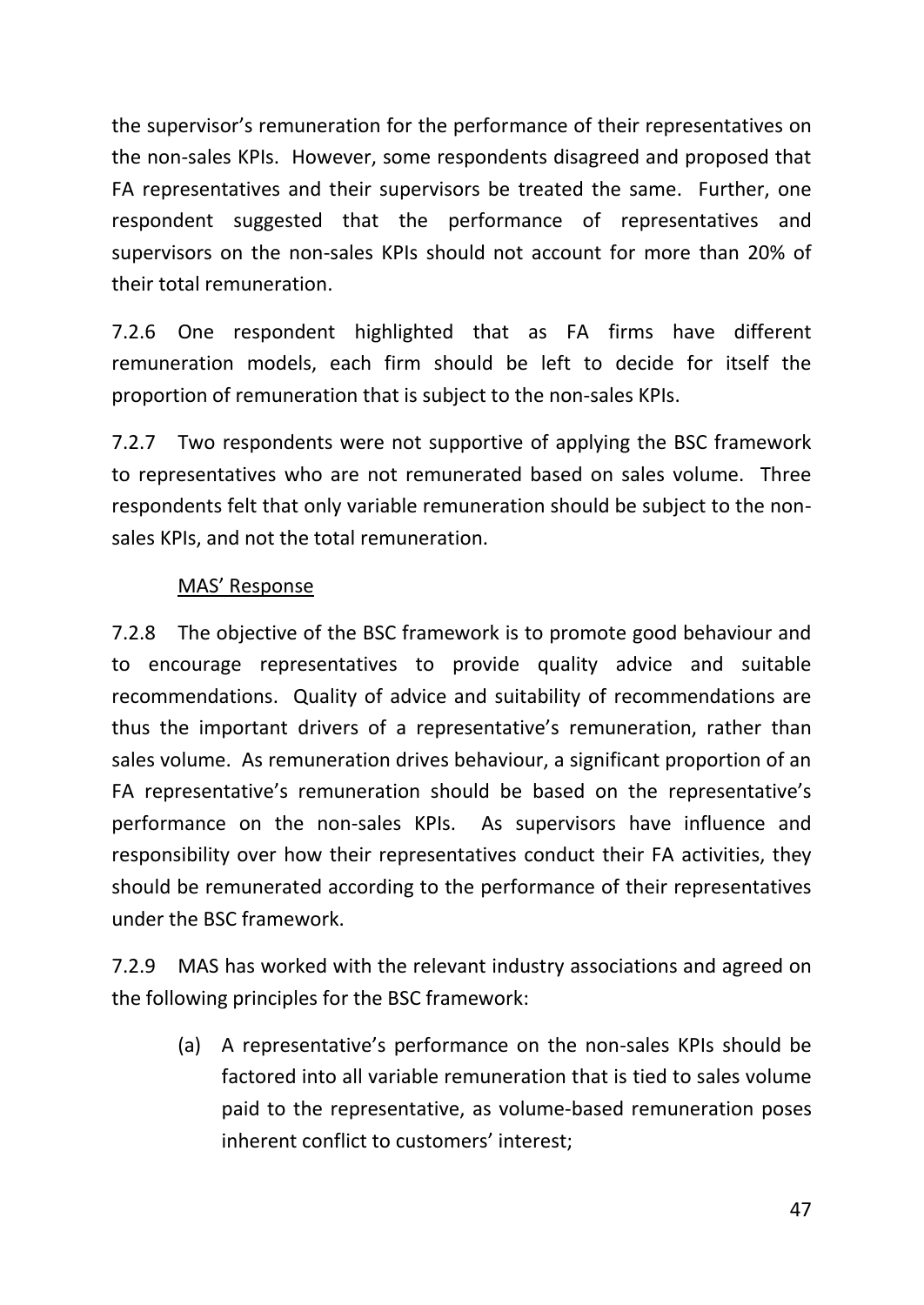the supervisor's remuneration for the performance of their representatives on the non-sales KPIs. However, some respondents disagreed and proposed that FA representatives and their supervisors be treated the same. Further, one respondent suggested that the performance of representatives and supervisors on the non-sales KPIs should not account for more than 20% of their total remuneration.

7.2.6 One respondent highlighted that as FA firms have different remuneration models, each firm should be left to decide for itself the proportion of remuneration that is subject to the non-sales KPIs.

7.2.7 Two respondents were not supportive of applying the BSC framework to representatives who are not remunerated based on sales volume. Three respondents felt that only variable remuneration should be subject to the non-sales KPIs, and not the total remuneration.

<u>MAS' Response</u>

7.2.8 The objective of the BSC framework is to promote good behaviour and to encourage representatives to provide quality advice and suitable recommendations. Quality of advice and suitability of recommendations are thus the important drivers of a representative's remuneration, rather than sales volume. As remuneration drives behaviour, a significant proportion of an FA representative's remuneration should be based on the representative's performance on the non-sales KPIs. As supervisors have influence and responsibility over how their representatives conduct their FA activities, they should be remunerated according to the performance of their representatives under the BSC framework.

7.2.9 MAS has worked with the relevant industry associations and agreed on the following principles for the BSC framework:

(a) A representative's performance on the non-sales KPIs should be factored into all variable remuneration that is tied to sales volume paid to the representative, as volume-based remuneration poses inherent conflict to customers' interest;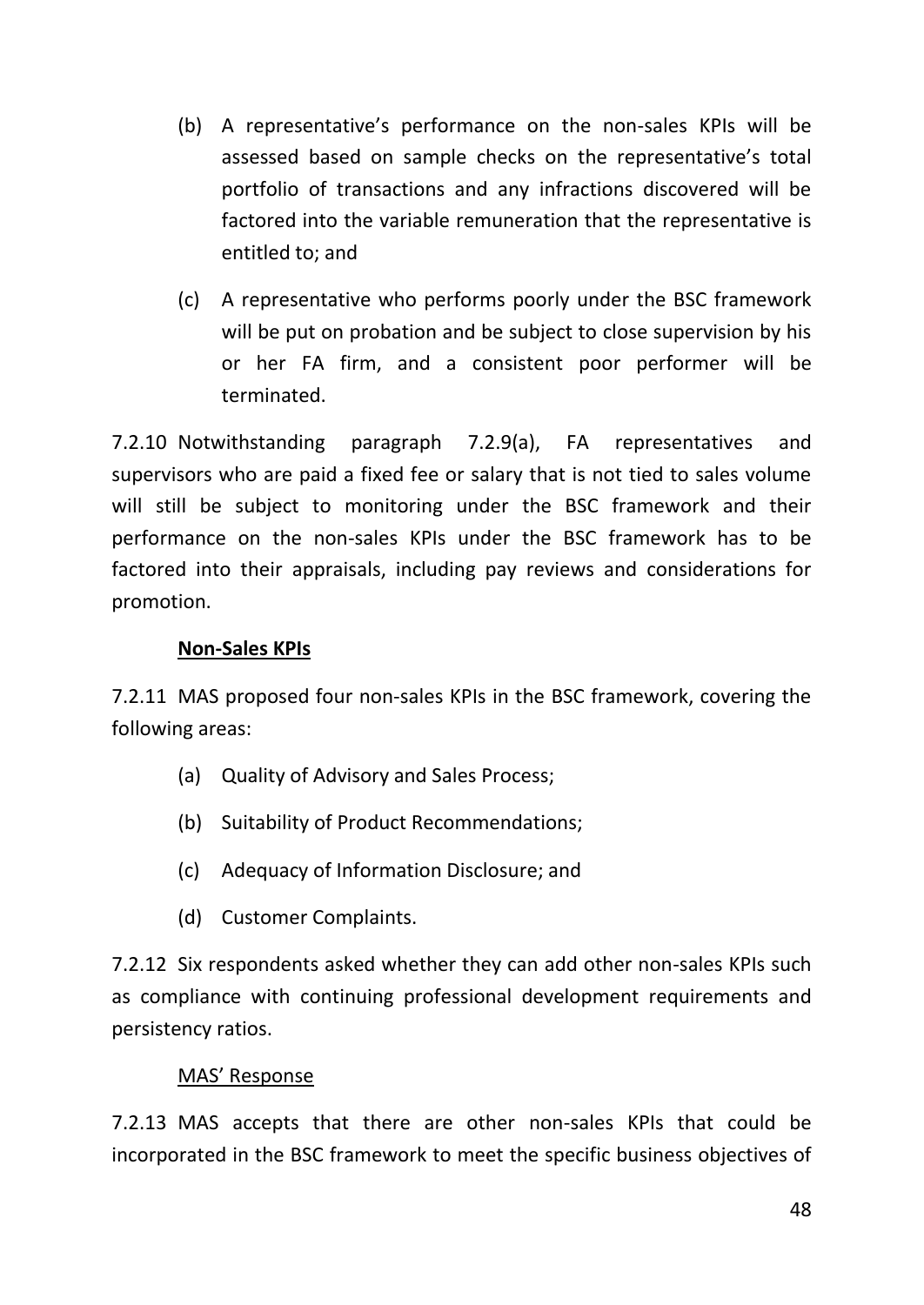(b) A representative's performance on the non-sales KPIs will be assessed based on sample checks on the representative's total portfolio of transactions and any infractions discovered will be factored into the variable remuneration that the representative is entitled to; and

(c) A representative who performs poorly under the BSC framework will be put on probation and be subject to close supervision by his or her FA firm, and a consistent poor performer will be terminated.

7.2.10 Notwithstanding paragraph 7.2.9(a), FA representatives and supervisors who are paid a fixed fee or salary that is not tied to sales volume will still be subject to monitoring under the BSC framework and their performance on the non-sales KPIs under the BSC framework has to be factored into their appraisals, including pay reviews and considerations for promotion.

**Non-Sales KPIs**

7.2.11 MAS proposed four non-sales KPIs in the BSC framework, covering the following areas:

(a) Quality of Advisory and Sales Process;

(b) Suitability of Product Recommendations;

(c) Adequacy of Information Disclosure; and

(d) Customer Complaints.

7.2.12 Six respondents asked whether they can add other non-sales KPIs such as compliance with continuing professional development requirements and persistency ratios.

MAS' Response

7.2.13 MAS accepts that there are other non-sales KPIs that could be incorporated in the BSC framework to meet the specific business objectives of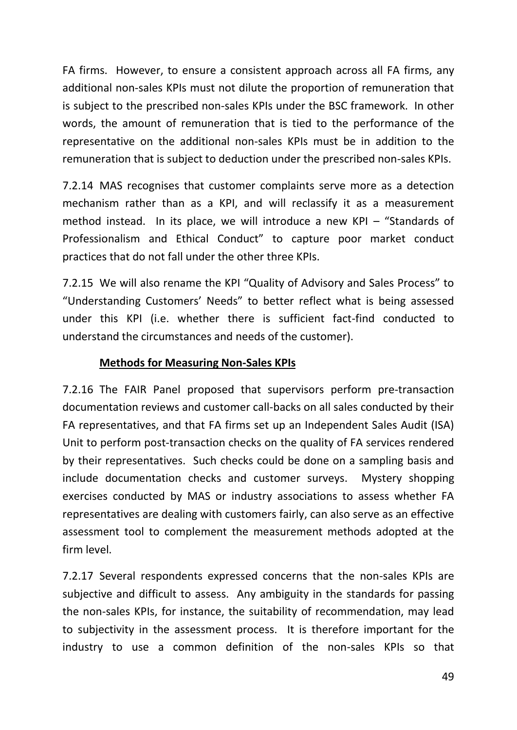FA firms. However, to ensure a consistent approach across all FA firms, any additional non-sales KPIs must not dilute the proportion of remuneration that is subject to the prescribed non-sales KPIs under the BSC framework. In other words, the amount of remuneration that is tied to the performance of the representative on the additional non-sales KPIs must be in addition to the remuneration that is subject to deduction under the prescribed non-sales KPIs.

7.2.14 MAS recognises that customer complaints serve more as a detection mechanism rather than as a KPI, and will reclassify it as a measurement method instead. In its place, we will introduce a new KPI – "Standards of Professionalism and Ethical Conduct" to capture poor market conduct practices that do not fall under the other three KPIs.

7.2.15 We will also rename the KPI "Quality of Advisory and Sales Process" to "Understanding Customers' Needs" to better reflect what is being assessed under this KPI (i.e. whether there is sufficient fact-find conducted to understand the circumstances and needs of the customer).

**Methods for Measuring Non-Sales KPIs**

7.2.16 The FAIR Panel proposed that supervisors perform pre-transaction documentation reviews and customer call-backs on all sales conducted by their FA representatives, and that FA firms set up an Independent Sales Audit (ISA) Unit to perform post-transaction checks on the quality of FA services rendered by their representatives. Such checks could be done on a sampling basis and include documentation checks and customer surveys. Mystery shopping exercises conducted by MAS or industry associations to assess whether FA representatives are dealing with customers fairly, can also serve as an effective assessment tool to complement the measurement methods adopted at the firm level.

7.2.17 Several respondents expressed concerns that the non-sales KPIs are subjective and difficult to assess. Any ambiguity in the standards for passing the non-sales KPIs, for instance, the suitability of recommendation, may lead to subjectivity in the assessment process. It is therefore important for the industry to use a common definition of the non-sales KPIs so that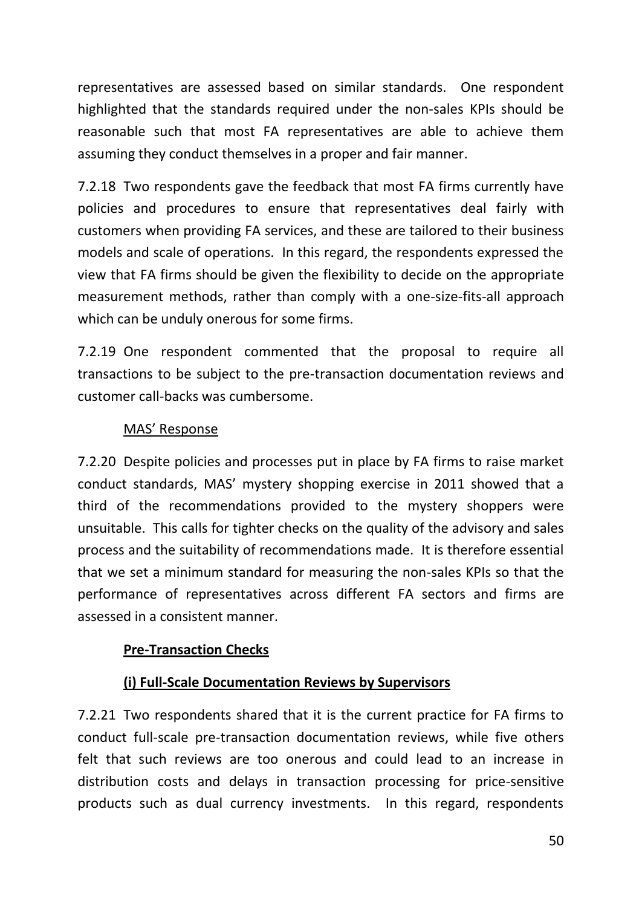representatives are assessed based on similar standards. One respondent highlighted that the standards required under the non-sales KPIs should be reasonable such that most FA representatives are able to achieve them assuming they conduct themselves in a proper and fair manner.

7.2.18 Two respondents gave the feedback that most FA firms currently have policies and procedures to ensure that representatives deal fairly with customers when providing FA services, and these are tailored to their business models and scale of operations. In this regard, the respondents expressed the view that FA firms should be given the flexibility to decide on the appropriate measurement methods, rather than comply with a one-size-fits-all approach which can be unduly onerous for some firms.

7.2.19 One respondent commented that the proposal to require all transactions to be subject to the pre-transaction documentation reviews and customer call-backs was cumbersome.

<u>MAS' Response</u>

7.2.20 Despite policies and processes put in place by FA firms to raise market conduct standards, MAS' mystery shopping exercise in 2011 showed that a third of the recommendations provided to the mystery shoppers were unsuitable. This calls for tighter checks on the quality of the advisory and sales process and the suitability of recommendations made. It is therefore essential that we set a minimum standard for measuring the non-sales KPIs so that the performance of representatives across different FA sectors and firms are assessed in a consistent manner.

**<u>Pre-Transaction Checks</u>**

**<u>(i) Full-Scale Documentation Reviews by Supervisors</u>**

7.2.21 Two respondents shared that it is the current practice for FA firms to conduct full-scale pre-transaction documentation reviews, while five others felt that such reviews are too onerous and could lead to an increase in distribution costs and delays in transaction processing for price-sensitive products such as dual currency investments. In this regard, respondents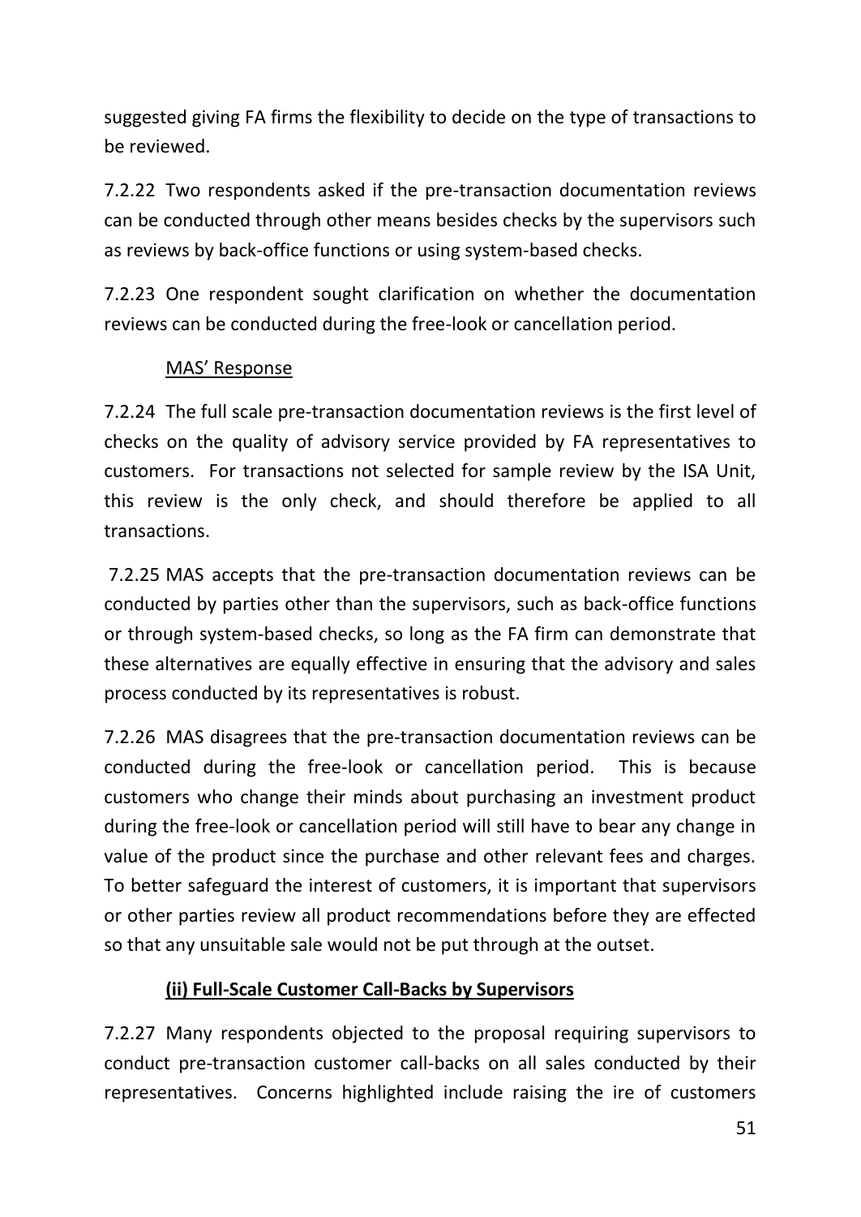suggested giving FA firms the flexibility to decide on the type of transactions to be reviewed.

7.2.22 Two respondents asked if the pre-transaction documentation reviews can be conducted through other means besides checks by the supervisors such as reviews by back-office functions or using system-based checks.

7.2.23 One respondent sought clarification on whether the documentation reviews can be conducted during the free-look or cancellation period.

<u>MAS' Response</u>

7.2.24 The full scale pre-transaction documentation reviews is the first level of checks on the quality of advisory service provided by FA representatives to customers. For transactions not selected for sample review by the ISA Unit, this review is the only check, and should therefore be applied to all transactions.

7.2.25 MAS accepts that the pre-transaction documentation reviews can be conducted by parties other than the supervisors, such as back-office functions or through system-based checks, so long as the FA firm can demonstrate that these alternatives are equally effective in ensuring that the advisory and sales process conducted by its representatives is robust.

7.2.26 MAS disagrees that the pre-transaction documentation reviews can be conducted during the free-look or cancellation period. This is because customers who change their minds about purchasing an investment product during the free-look or cancellation period will still have to bear any change in value of the product since the purchase and other relevant fees and charges. To better safeguard the interest of customers, it is important that supervisors or other parties review all product recommendations before they are effected so that any unsuitable sale would not be put through at the outset.

**<u>(ii) Full-Scale Customer Call-Backs by Supervisors</u>**

7.2.27 Many respondents objected to the proposal requiring supervisors to conduct pre-transaction customer call-backs on all sales conducted by their representatives. Concerns highlighted include raising the ire of customers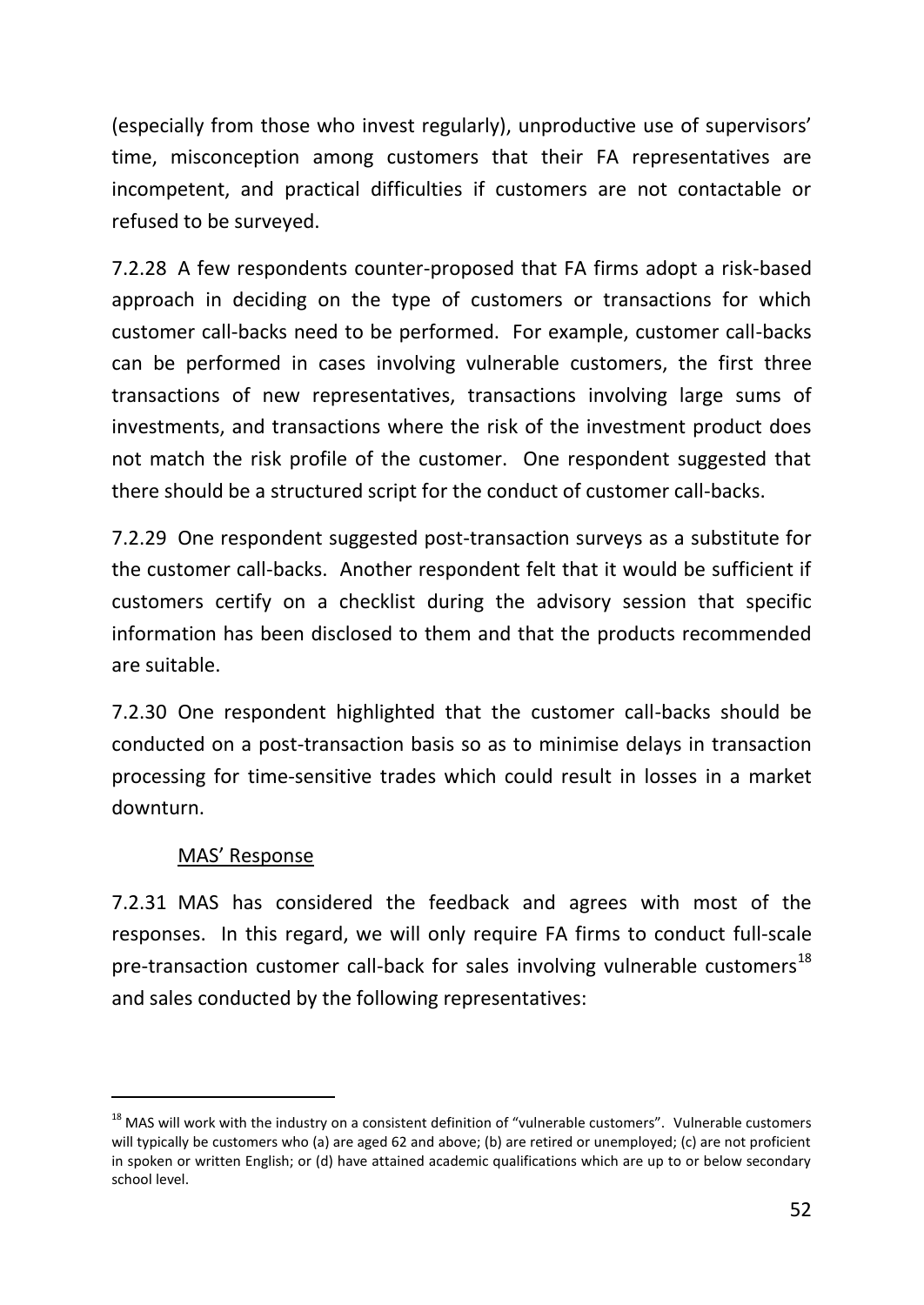(especially from those who invest regularly), unproductive use of supervisors' time, misconception among customers that their FA representatives are incompetent, and practical difficulties if customers are not contactable or refused to be surveyed.

7.2.28 A few respondents counter-proposed that FA firms adopt a risk-based approach in deciding on the type of customers or transactions for which customer call-backs need to be performed. For example, customer call-backs can be performed in cases involving vulnerable customers, the first three transactions of new representatives, transactions involving large sums of investments, and transactions where the risk of the investment product does not match the risk profile of the customer. One respondent suggested that there should be a structured script for the conduct of customer call-backs.

7.2.29 One respondent suggested post-transaction surveys as a substitute for the customer call-backs. Another respondent felt that it would be sufficient if customers certify on a checklist during the advisory session that specific information has been disclosed to them and that the products recommended are suitable.

7.2.30 One respondent highlighted that the customer call-backs should be conducted on a post-transaction basis so as to minimise delays in transaction processing for time-sensitive trades which could result in losses in a market downturn.

MAS' Response

7.2.31 MAS has considered the feedback and agrees with most of the responses. In this regard, we will only require FA firms to conduct full-scale pre-transaction customer call-back for sales involving vulnerable customers[18] and sales conducted by the following representatives:

[18] MAS will work with the industry on a consistent definition of "vulnerable customers". Vulnerable customers will typically be customers who (a) are aged 62 and above; (b) are retired or unemployed; (c) are not proficient in spoken or written English; or (d) have attained academic qualifications which are up to or below secondary school level.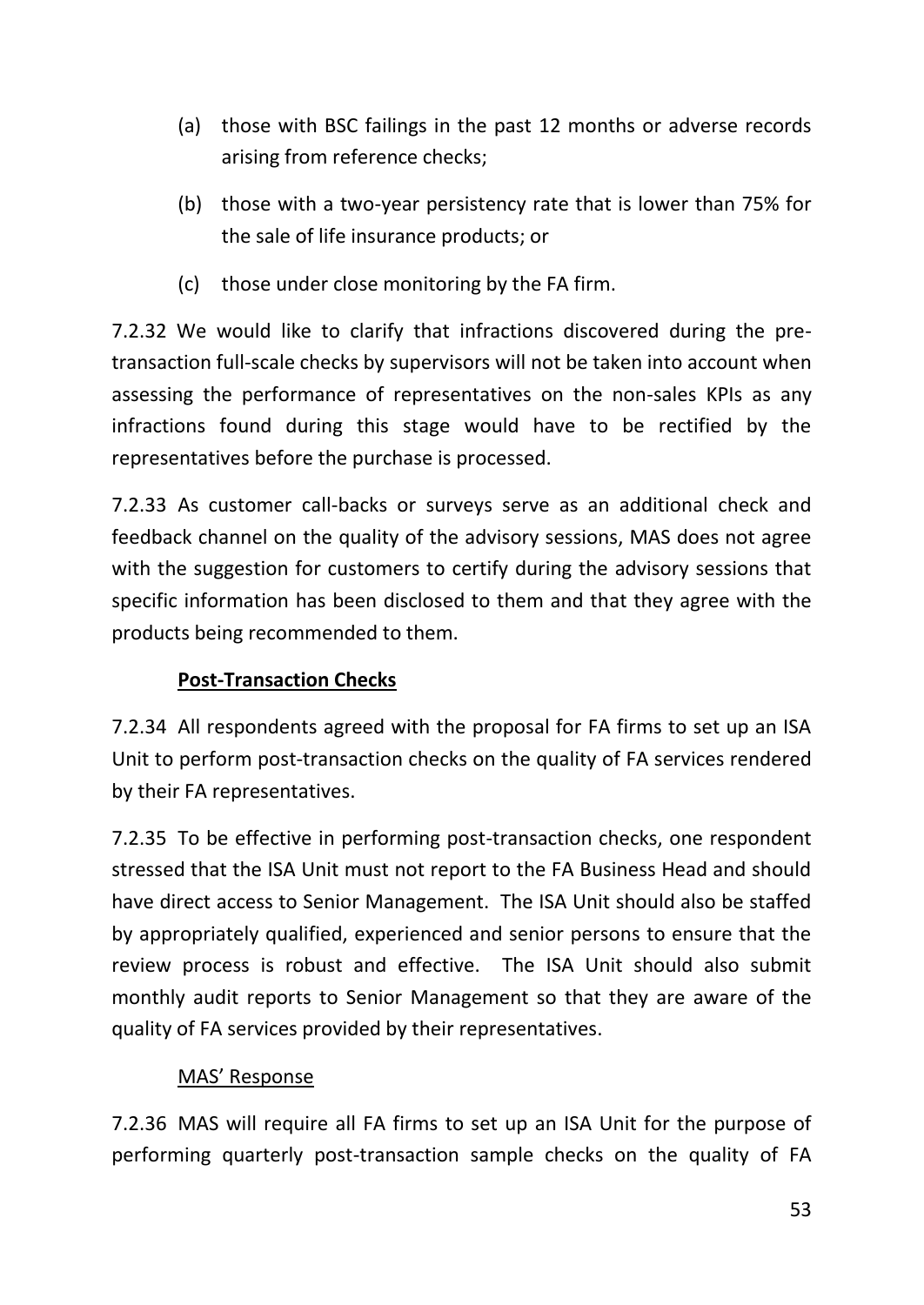(a) those with BSC failings in the past 12 months or adverse records arising from reference checks;

(b) those with a two-year persistency rate that is lower than 75% for the sale of life insurance products; or

(c) those under close monitoring by the FA firm.

7.2.32 We would like to clarify that infractions discovered during the pre-transaction full-scale checks by supervisors will not be taken into account when assessing the performance of representatives on the non-sales KPIs as any infractions found during this stage would have to be rectified by the representatives before the purchase is processed.

7.2.33 As customer call-backs or surveys serve as an additional check and feedback channel on the quality of the advisory sessions, MAS does not agree with the suggestion for customers to certify during the advisory sessions that specific information has been disclosed to them and that they agree with the products being recommended to them.

**Post-Transaction Checks**

7.2.34 All respondents agreed with the proposal for FA firms to set up an ISA Unit to perform post-transaction checks on the quality of FA services rendered by their FA representatives.

7.2.35 To be effective in performing post-transaction checks, one respondent stressed that the ISA Unit must not report to the FA Business Head and should have direct access to Senior Management. The ISA Unit should also be staffed by appropriately qualified, experienced and senior persons to ensure that the review process is robust and effective. The ISA Unit should also submit monthly audit reports to Senior Management so that they are aware of the quality of FA services provided by their representatives.

MAS' Response

7.2.36 MAS will require all FA firms to set up an ISA Unit for the purpose of performing quarterly post-transaction sample checks on the quality of FA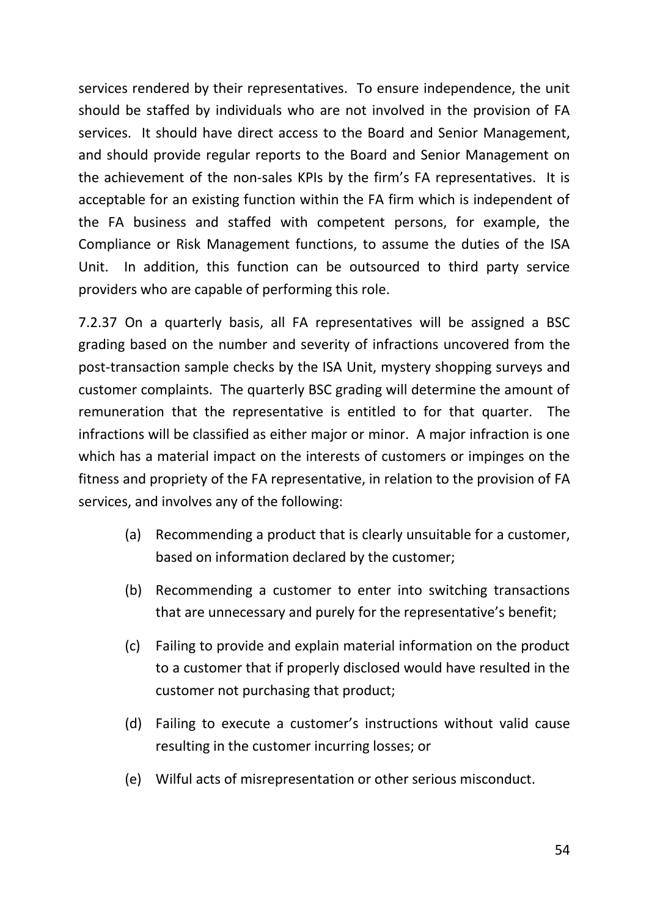services rendered by their representatives. To ensure independence, the unit should be staffed by individuals who are not involved in the provision of FA services. It should have direct access to the Board and Senior Management, and should provide regular reports to the Board and Senior Management on the achievement of the non-sales KPIs by the firm's FA representatives. It is acceptable for an existing function within the FA firm which is independent of the FA business and staffed with competent persons, for example, the Compliance or Risk Management functions, to assume the duties of the ISA Unit. In addition, this function can be outsourced to third party service providers who are capable of performing this role.

7.2.37 On a quarterly basis, all FA representatives will be assigned a BSC grading based on the number and severity of infractions uncovered from the post-transaction sample checks by the ISA Unit, mystery shopping surveys and customer complaints. The quarterly BSC grading will determine the amount of remuneration that the representative is entitled to for that quarter. The infractions will be classified as either major or minor. A major infraction is one which has a material impact on the interests of customers or impinges on the fitness and propriety of the FA representative, in relation to the provision of FA services, and involves any of the following:

- (a) Recommending a product that is clearly unsuitable for a customer, based on information declared by the customer;
- (b) Recommending a customer to enter into switching transactions that are unnecessary and purely for the representative's benefit;
- (c) Failing to provide and explain material information on the product to a customer that if properly disclosed would have resulted in the customer not purchasing that product;
- (d) Failing to execute a customer's instructions without valid cause resulting in the customer incurring losses; or
- (e) Wilful acts of misrepresentation or other serious misconduct.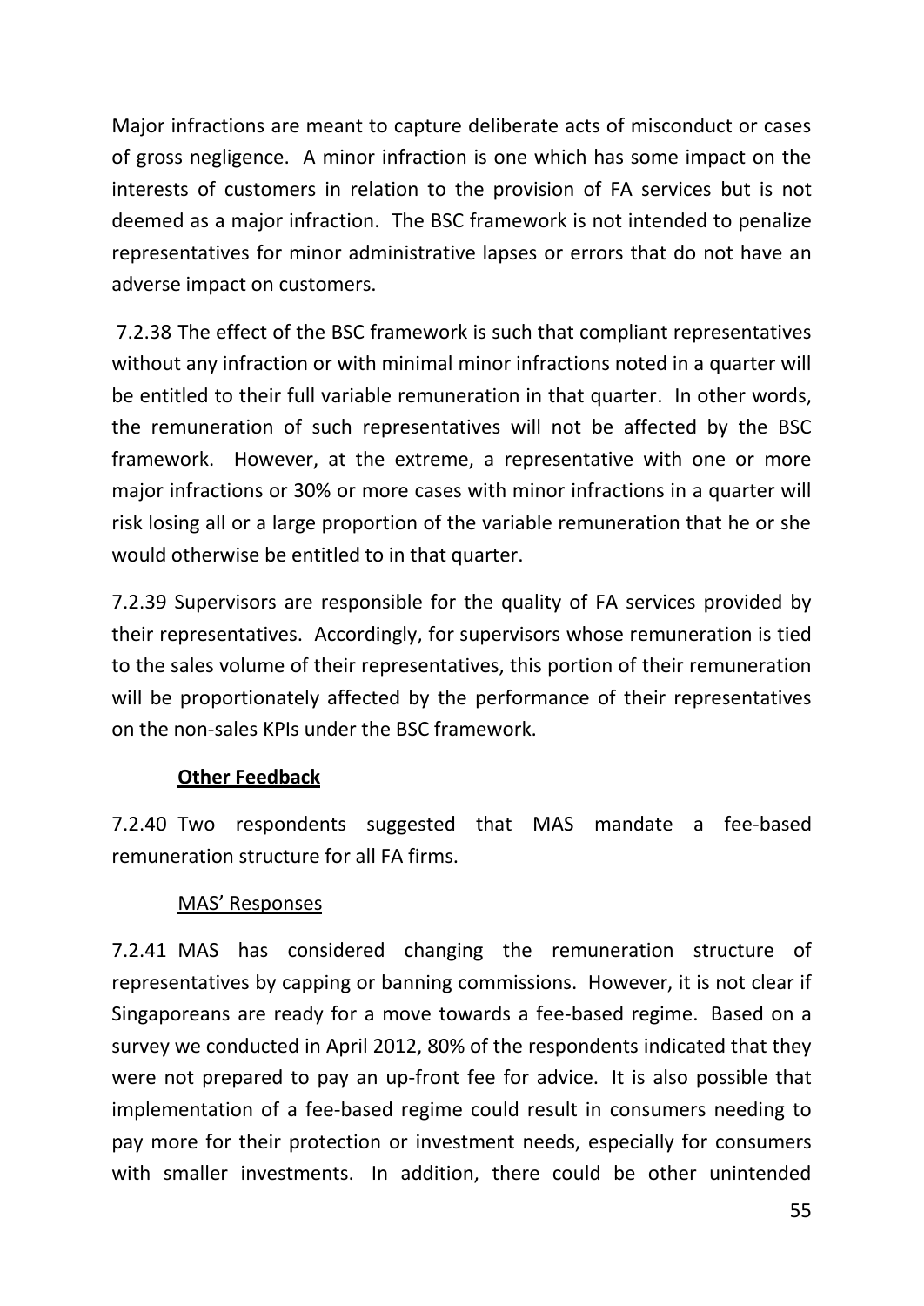Major infractions are meant to capture deliberate acts of misconduct or cases of gross negligence. A minor infraction is one which has some impact on the interests of customers in relation to the provision of FA services but is not deemed as a major infraction. The BSC framework is not intended to penalize representatives for minor administrative lapses or errors that do not have an adverse impact on customers.

7.2.38 The effect of the BSC framework is such that compliant representatives without any infraction or with minimal minor infractions noted in a quarter will be entitled to their full variable remuneration in that quarter. In other words, the remuneration of such representatives will not be affected by the BSC framework. However, at the extreme, a representative with one or more major infractions or 30% or more cases with minor infractions in a quarter will risk losing all or a large proportion of the variable remuneration that he or she would otherwise be entitled to in that quarter.

7.2.39 Supervisors are responsible for the quality of FA services provided by their representatives. Accordingly, for supervisors whose remuneration is tied to the sales volume of their representatives, this portion of their remuneration will be proportionately affected by the performance of their representatives on the non-sales KPIs under the BSC framework.

**Other Feedback**

7.2.40 Two respondents suggested that MAS mandate a fee-based remuneration structure for all FA firms.

MAS' Responses

7.2.41 MAS has considered changing the remuneration structure of representatives by capping or banning commissions. However, it is not clear if Singaporeans are ready for a move towards a fee-based regime. Based on a survey we conducted in April 2012, 80% of the respondents indicated that they were not prepared to pay an up-front fee for advice. It is also possible that implementation of a fee-based regime could result in consumers needing to pay more for their protection or investment needs, especially for consumers with smaller investments. In addition, there could be other unintended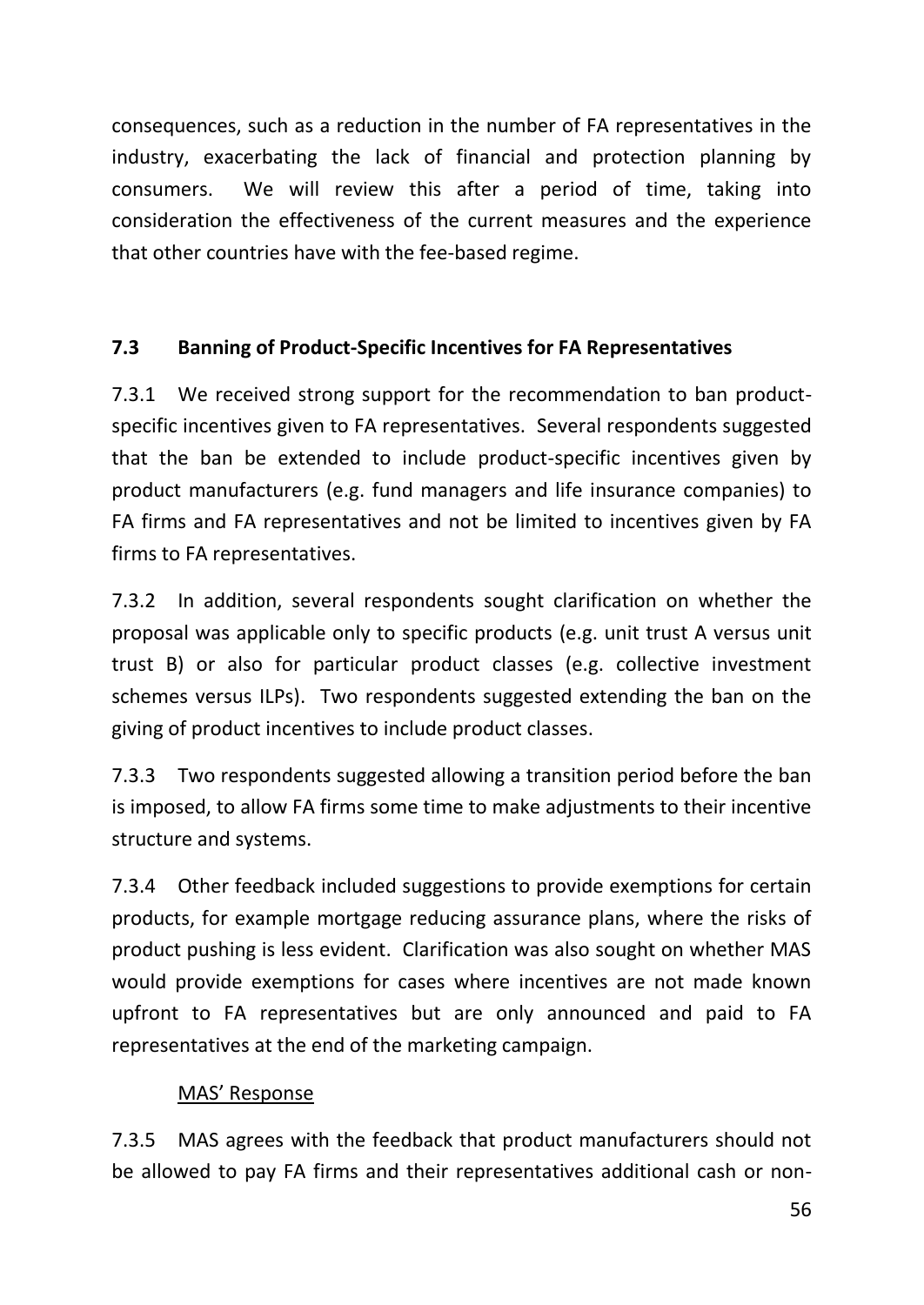consequences, such as a reduction in the number of FA representatives in the industry, exacerbating the lack of financial and protection planning by consumers. We will review this after a period of time, taking into consideration the effectiveness of the current measures and the experience that other countries have with the fee-based regime.

### 7.3 Banning of Product-Specific Incentives for FA Representatives

7.3.1 We received strong support for the recommendation to ban product-specific incentives given to FA representatives. Several respondents suggested that the ban be extended to include product-specific incentives given by product manufacturers (e.g. fund managers and life insurance companies) to FA firms and FA representatives and not be limited to incentives given by FA firms to FA representatives.

7.3.2 In addition, several respondents sought clarification on whether the proposal was applicable only to specific products (e.g. unit trust A versus unit trust B) or also for particular product classes (e.g. collective investment schemes versus ILPs). Two respondents suggested extending the ban on the giving of product incentives to include product classes.

7.3.3 Two respondents suggested allowing a transition period before the ban is imposed, to allow FA firms some time to make adjustments to their incentive structure and systems.

7.3.4 Other feedback included suggestions to provide exemptions for certain products, for example mortgage reducing assurance plans, where the risks of product pushing is less evident. Clarification was also sought on whether MAS would provide exemptions for cases where incentives are not made known upfront to FA representatives but are only announced and paid to FA representatives at the end of the marketing campaign.

<u>MAS' Response</u>

7.3.5 MAS agrees with the feedback that product manufacturers should not be allowed to pay FA firms and their representatives additional cash or non-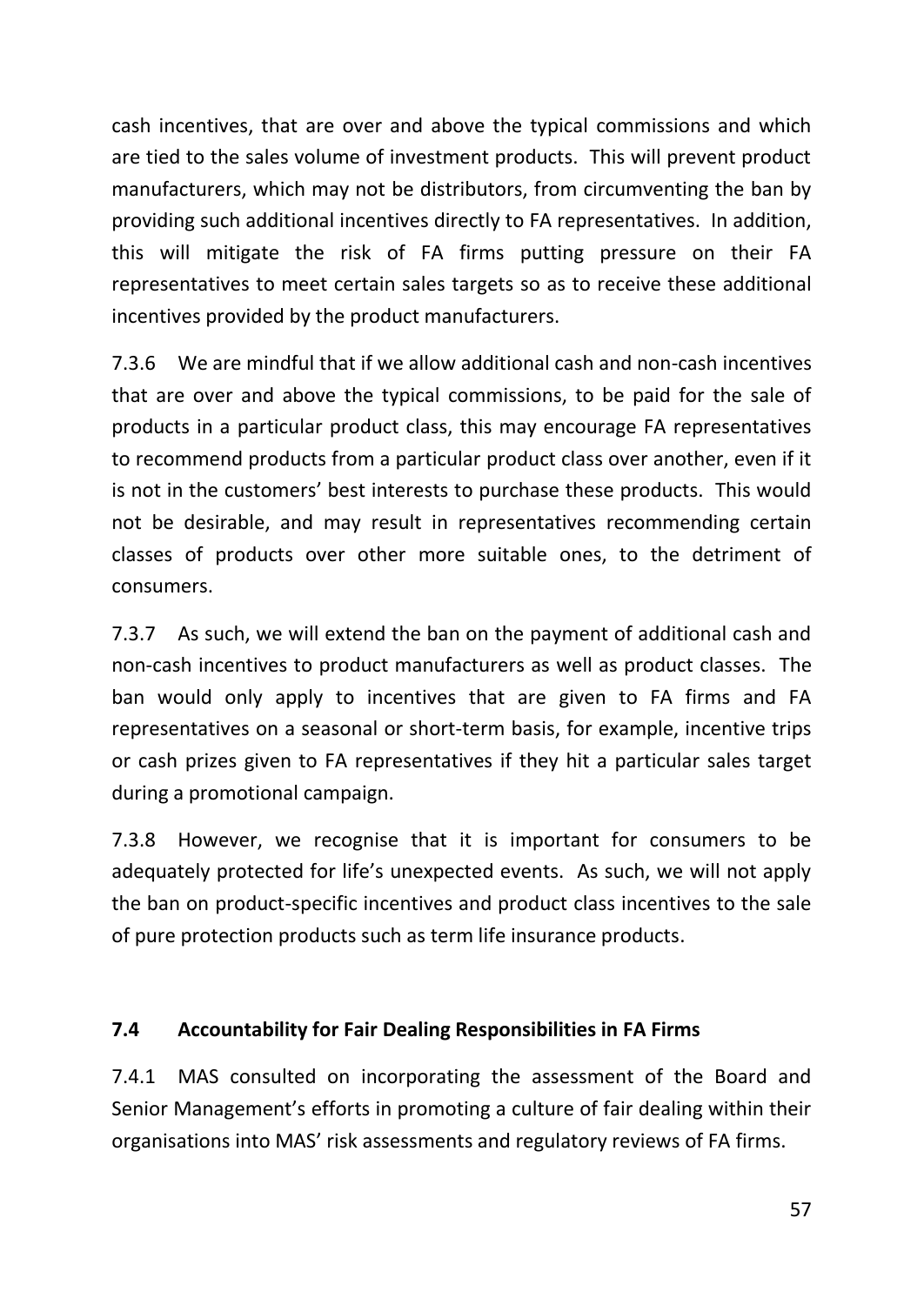cash incentives, that are over and above the typical commissions and which are tied to the sales volume of investment products. This will prevent product manufacturers, which may not be distributors, from circumventing the ban by providing such additional incentives directly to FA representatives. In addition, this will mitigate the risk of FA firms putting pressure on their FA representatives to meet certain sales targets so as to receive these additional incentives provided by the product manufacturers.

7.3.6 We are mindful that if we allow additional cash and non-cash incentives that are over and above the typical commissions, to be paid for the sale of products in a particular product class, this may encourage FA representatives to recommend products from a particular product class over another, even if it is not in the customers' best interests to purchase these products. This would not be desirable, and may result in representatives recommending certain classes of products over other more suitable ones, to the detriment of consumers.

7.3.7 As such, we will extend the ban on the payment of additional cash and non-cash incentives to product manufacturers as well as product classes. The ban would only apply to incentives that are given to FA firms and FA representatives on a seasonal or short-term basis, for example, incentive trips or cash prizes given to FA representatives if they hit a particular sales target during a promotional campaign.

7.3.8 However, we recognise that it is important for consumers to be adequately protected for life's unexpected events. As such, we will not apply the ban on product-specific incentives and product class incentives to the sale of pure protection products such as term life insurance products.

### 7.4 Accountability for Fair Dealing Responsibilities in FA Firms

7.4.1 MAS consulted on incorporating the assessment of the Board and Senior Management's efforts in promoting a culture of fair dealing within their organisations into MAS' risk assessments and regulatory reviews of FA firms.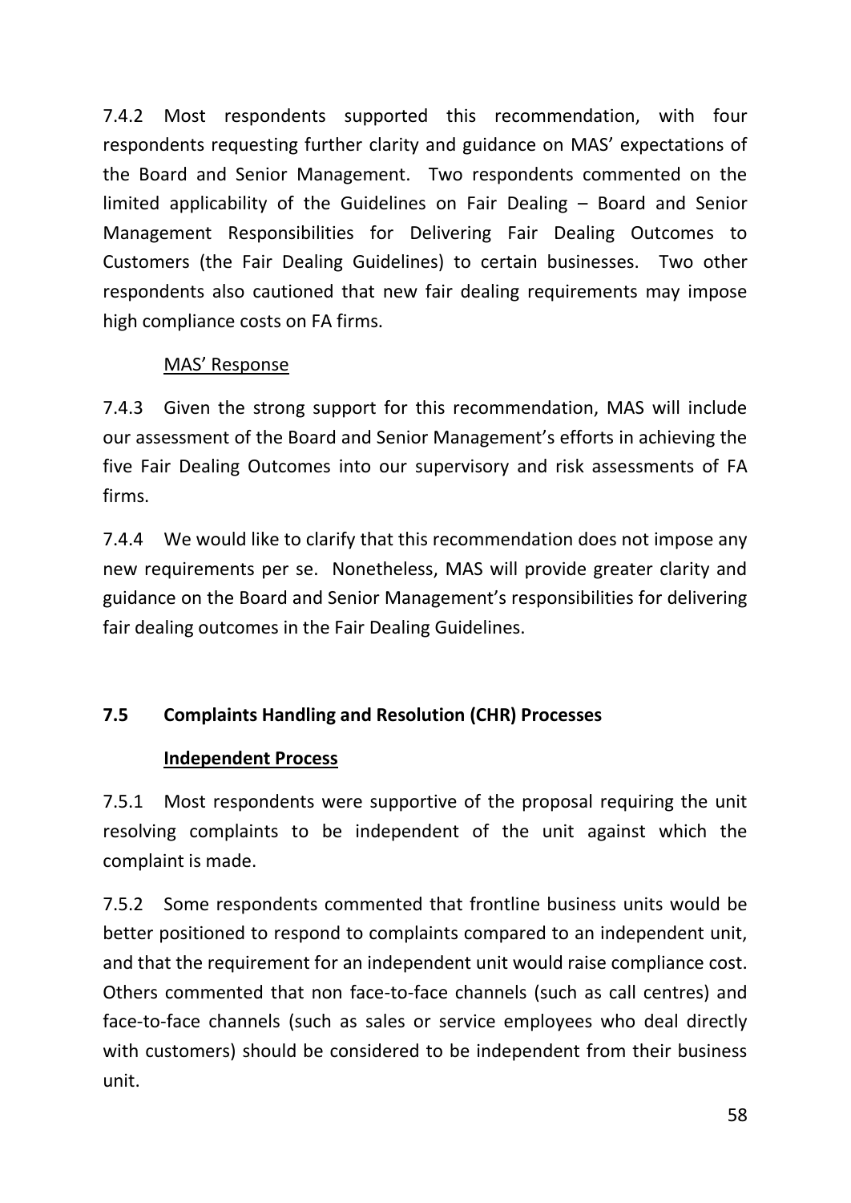7.4.2 Most respondents supported this recommendation, with four respondents requesting further clarity and guidance on MAS' expectations of the Board and Senior Management. Two respondents commented on the limited applicability of the Guidelines on Fair Dealing – Board and Senior Management Responsibilities for Delivering Fair Dealing Outcomes to Customers (the Fair Dealing Guidelines) to certain businesses. Two other respondents also cautioned that new fair dealing requirements may impose high compliance costs on FA firms.

<u>MAS' Response</u>

7.4.3 Given the strong support for this recommendation, MAS will include our assessment of the Board and Senior Management's efforts in achieving the five Fair Dealing Outcomes into our supervisory and risk assessments of FA firms.

7.4.4 We would like to clarify that this recommendation does not impose any new requirements per se. Nonetheless, MAS will provide greater clarity and guidance on the Board and Senior Management's responsibilities for delivering fair dealing outcomes in the Fair Dealing Guidelines.

### 7.5 Complaints Handling and Resolution (CHR) Processes

#### <u>Independent Process</u>

7.5.1 Most respondents were supportive of the proposal requiring the unit resolving complaints to be independent of the unit against which the complaint is made.

7.5.2 Some respondents commented that frontline business units would be better positioned to respond to complaints compared to an independent unit, and that the requirement for an independent unit would raise compliance cost. Others commented that non face-to-face channels (such as call centres) and face-to-face channels (such as sales or service employees who deal directly with customers) should be considered to be independent from their business unit.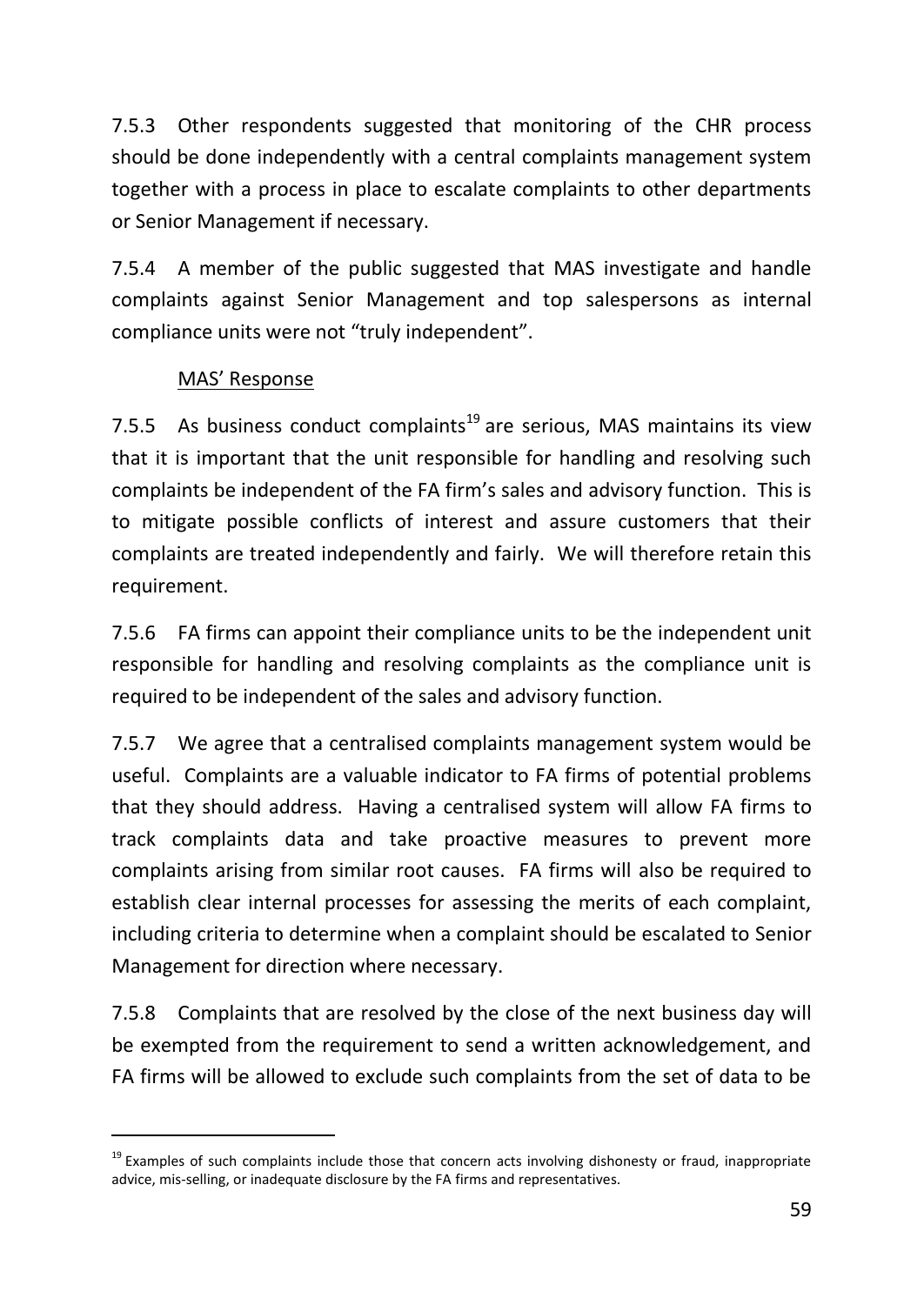7.5.3 Other respondents suggested that monitoring of the CHR process should be done independently with a central complaints management system together with a process in place to escalate complaints to other departments or Senior Management if necessary.

7.5.4 A member of the public suggested that MAS investigate and handle complaints against Senior Management and top salespersons as internal compliance units were not “truly independent”.

MAS’ Response

7.5.5 As business conduct complaints[19] are serious, MAS maintains its view that it is important that the unit responsible for handling and resolving such complaints be independent of the FA firm’s sales and advisory function. This is to mitigate possible conflicts of interest and assure customers that their complaints are treated independently and fairly. We will therefore retain this requirement.

7.5.6 FA firms can appoint their compliance units to be the independent unit responsible for handling and resolving complaints as the compliance unit is required to be independent of the sales and advisory function.

7.5.7 We agree that a centralised complaints management system would be useful. Complaints are a valuable indicator to FA firms of potential problems that they should address. Having a centralised system will allow FA firms to track complaints data and take proactive measures to prevent more complaints arising from similar root causes. FA firms will also be required to establish clear internal processes for assessing the merits of each complaint, including criteria to determine when a complaint should be escalated to Senior Management for direction where necessary.

7.5.8 Complaints that are resolved by the close of the next business day will be exempted from the requirement to send a written acknowledgement, and FA firms will be allowed to exclude such complaints from the set of data to be

[19] Examples of such complaints include those that concern acts involving dishonesty or fraud, inappropriate advice, mis-selling, or inadequate disclosure by the FA firms and representatives.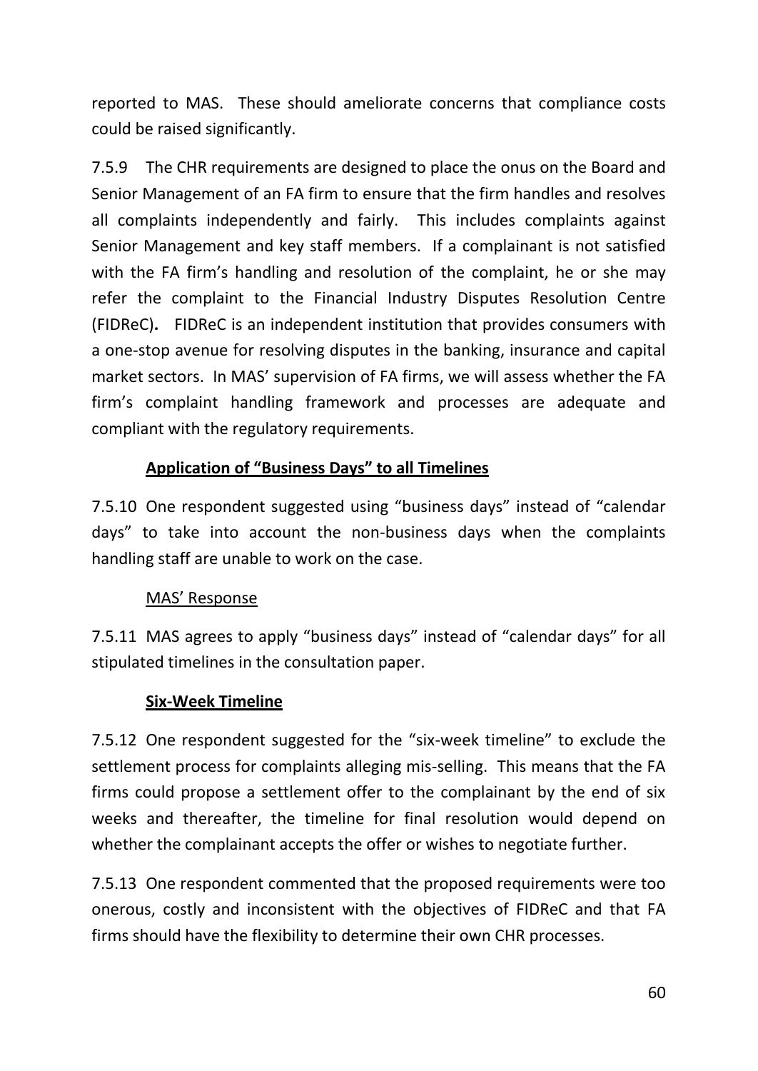reported to MAS. These should ameliorate concerns that compliance costs could be raised significantly.

7.5.9 The CHR requirements are designed to place the onus on the Board and Senior Management of an FA firm to ensure that the firm handles and resolves all complaints independently and fairly. This includes complaints against Senior Management and key staff members. If a complainant is not satisfied with the FA firm's handling and resolution of the complaint, he or she may refer the complaint to the Financial Industry Disputes Resolution Centre (FIDReC). FIDReC is an independent institution that provides consumers with a one-stop avenue for resolving disputes in the banking, insurance and capital market sectors. In MAS' supervision of FA firms, we will assess whether the FA firm's complaint handling framework and processes are adequate and compliant with the regulatory requirements.

**Application of "Business Days" to all Timelines**

7.5.10 One respondent suggested using "business days" instead of "calendar days" to take into account the non-business days when the complaints handling staff are unable to work on the case.

<u>MAS' Response</u>

7.5.11 MAS agrees to apply "business days" instead of "calendar days" for all stipulated timelines in the consultation paper.

**Six-Week Timeline**

7.5.12 One respondent suggested for the "six-week timeline" to exclude the settlement process for complaints alleging mis-selling. This means that the FA firms could propose a settlement offer to the complainant by the end of six weeks and thereafter, the timeline for final resolution would depend on whether the complainant accepts the offer or wishes to negotiate further.

7.5.13 One respondent commented that the proposed requirements were too onerous, costly and inconsistent with the objectives of FIDReC and that FA firms should have the flexibility to determine their own CHR processes.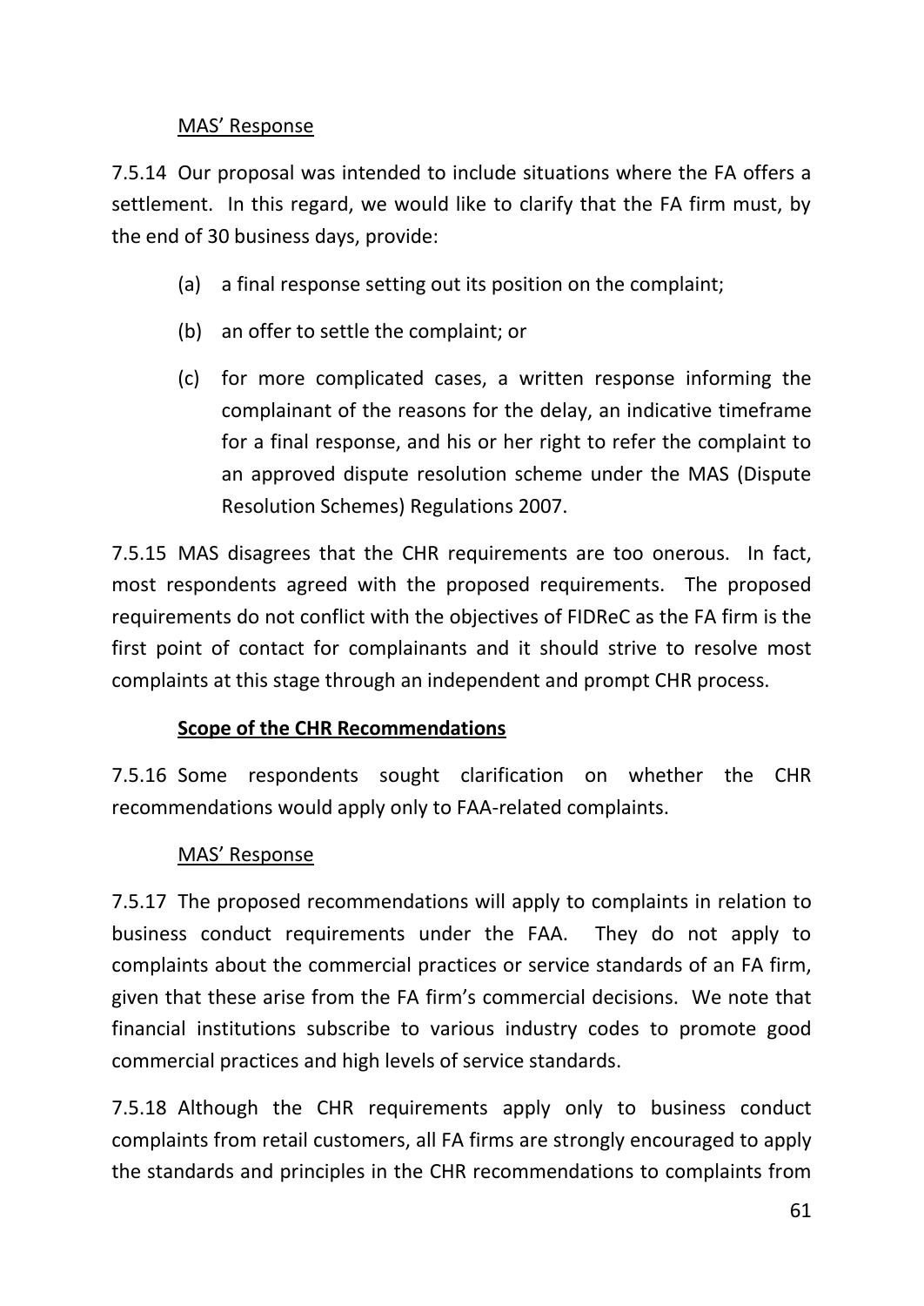MAS' Response

7.5.14 Our proposal was intended to include situations where the FA offers a settlement. In this regard, we would like to clarify that the FA firm must, by the end of 30 business days, provide:

(a) a final response setting out its position on the complaint;

(b) an offer to settle the complaint; or

(c) for more complicated cases, a written response informing the complainant of the reasons for the delay, an indicative timeframe for a final response, and his or her right to refer the complaint to an approved dispute resolution scheme under the MAS (Dispute Resolution Schemes) Regulations 2007.

7.5.15 MAS disagrees that the CHR requirements are too onerous. In fact, most respondents agreed with the proposed requirements. The proposed requirements do not conflict with the objectives of FIDReC as the FA firm is the first point of contact for complainants and it should strive to resolve most complaints at this stage through an independent and prompt CHR process.

**Scope of the CHR Recommendations**

7.5.16 Some respondents sought clarification on whether the CHR recommendations would apply only to FAA-related complaints.

MAS' Response

7.5.17 The proposed recommendations will apply to complaints in relation to business conduct requirements under the FAA. They do not apply to complaints about the commercial practices or service standards of an FA firm, given that these arise from the FA firm's commercial decisions. We note that financial institutions subscribe to various industry codes to promote good commercial practices and high levels of service standards.

7.5.18 Although the CHR requirements apply only to business conduct complaints from retail customers, all FA firms are strongly encouraged to apply the standards and principles in the CHR recommendations to complaints from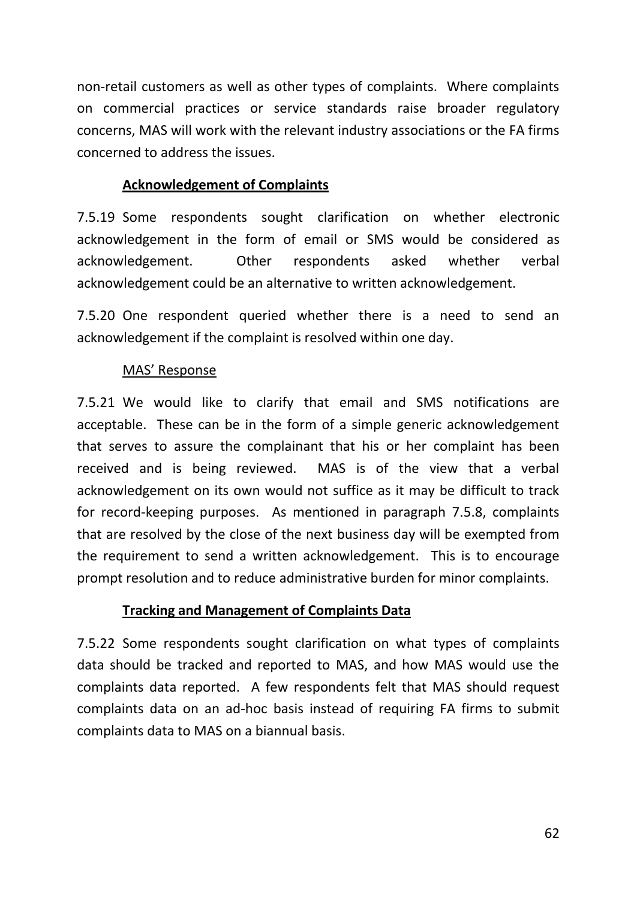non-retail customers as well as other types of complaints. Where complaints on commercial practices or service standards raise broader regulatory concerns, MAS will work with the relevant industry associations or the FA firms concerned to address the issues.

**Acknowledgement of Complaints**

7.5.19 Some respondents sought clarification on whether electronic acknowledgement in the form of email or SMS would be considered as acknowledgement. Other respondents asked whether verbal acknowledgement could be an alternative to written acknowledgement.

7.5.20 One respondent queried whether there is a need to send an acknowledgement if the complaint is resolved within one day.

MAS' Response

7.5.21 We would like to clarify that email and SMS notifications are acceptable. These can be in the form of a simple generic acknowledgement that serves to assure the complainant that his or her complaint has been received and is being reviewed. MAS is of the view that a verbal acknowledgement on its own would not suffice as it may be difficult to track for record-keeping purposes. As mentioned in paragraph 7.5.8, complaints that are resolved by the close of the next business day will be exempted from the requirement to send a written acknowledgement. This is to encourage prompt resolution and to reduce administrative burden for minor complaints.

**Tracking and Management of Complaints Data**

7.5.22 Some respondents sought clarification on what types of complaints data should be tracked and reported to MAS, and how MAS would use the complaints data reported. A few respondents felt that MAS should request complaints data on an ad-hoc basis instead of requiring FA firms to submit complaints data to MAS on a biannual basis.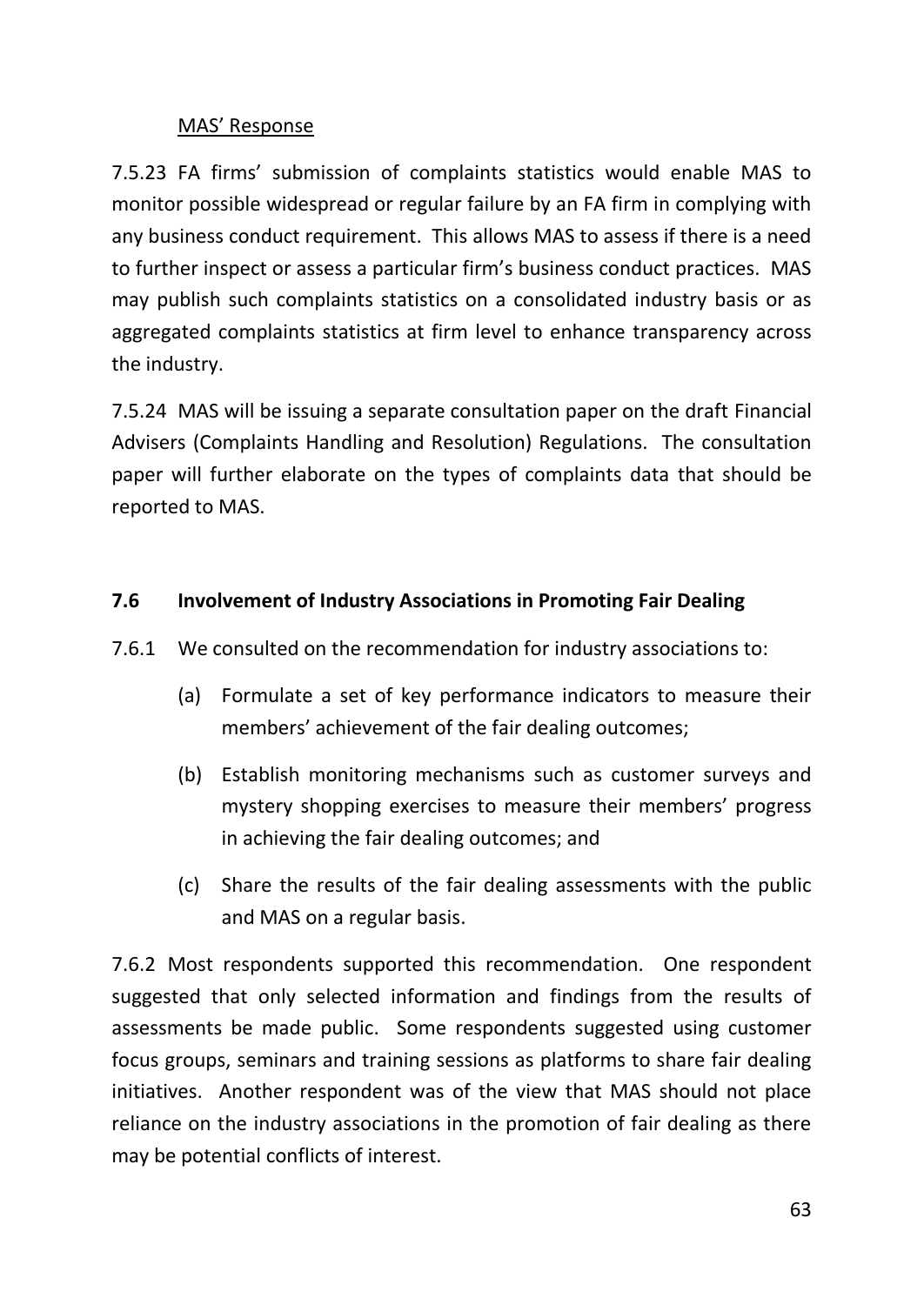<u>MAS' Response</u>

7.5.23 FA firms' submission of complaints statistics would enable MAS to monitor possible widespread or regular failure by an FA firm in complying with any business conduct requirement. This allows MAS to assess if there is a need to further inspect or assess a particular firm's business conduct practices. MAS may publish such complaints statistics on a consolidated industry basis or as aggregated complaints statistics at firm level to enhance transparency across the industry.

7.5.24 MAS will be issuing a separate consultation paper on the draft Financial Advisers (Complaints Handling and Resolution) Regulations. The consultation paper will further elaborate on the types of complaints data that should be reported to MAS.

### 7.6 Involvement of Industry Associations in Promoting Fair Dealing

7.6.1 We consulted on the recommendation for industry associations to:

(a) Formulate a set of key performance indicators to measure their members' achievement of the fair dealing outcomes;

(b) Establish monitoring mechanisms such as customer surveys and mystery shopping exercises to measure their members' progress in achieving the fair dealing outcomes; and

(c) Share the results of the fair dealing assessments with the public and MAS on a regular basis.

7.6.2 Most respondents supported this recommendation. One respondent suggested that only selected information and findings from the results of assessments be made public. Some respondents suggested using customer focus groups, seminars and training sessions as platforms to share fair dealing initiatives. Another respondent was of the view that MAS should not place reliance on the industry associations in the promotion of fair dealing as there may be potential conflicts of interest.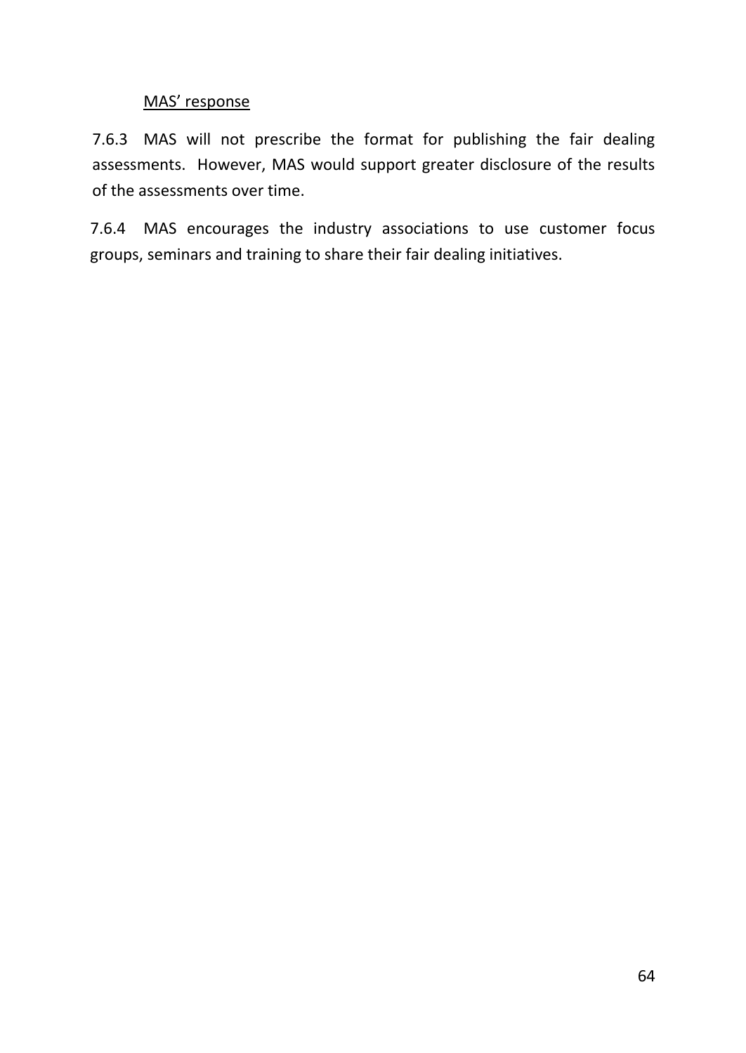<u>MAS' response</u>

7.6.3 MAS will not prescribe the format for publishing the fair dealing assessments. However, MAS would support greater disclosure of the results of the assessments over time.

7.6.4 MAS encourages the industry associations to use customer focus groups, seminars and training to share their fair dealing initiatives.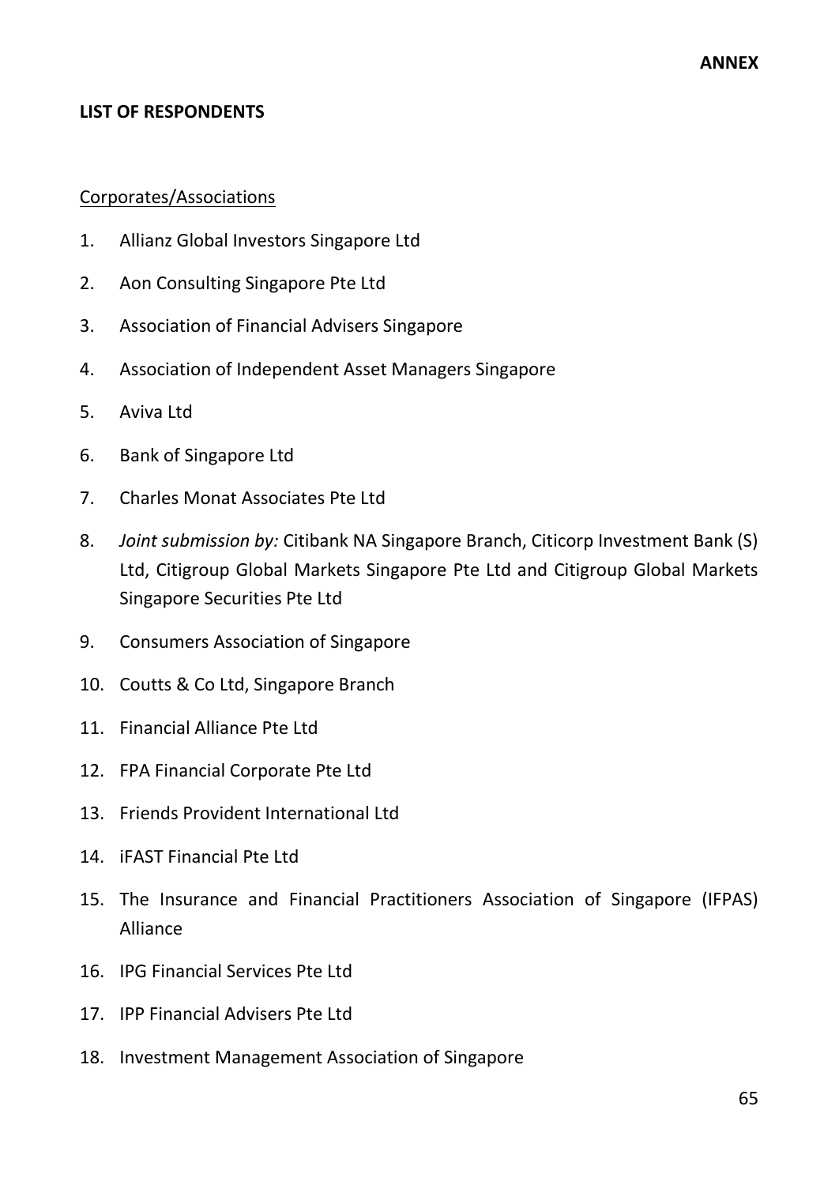**ANNEX**

**LIST OF RESPONDENTS**

Corporates/Associations

1. Allianz Global Investors Singapore Ltd
2. Aon Consulting Singapore Pte Ltd
3. Association of Financial Advisers Singapore
4. Association of Independent Asset Managers Singapore
5. Aviva Ltd
6. Bank of Singapore Ltd
7. Charles Monat Associates Pte Ltd
8. *Joint submission by:* Citibank NA Singapore Branch, Citicorp Investment Bank (S) Ltd, Citigroup Global Markets Singapore Pte Ltd and Citigroup Global Markets Singapore Securities Pte Ltd
9. Consumers Association of Singapore
10. Coutts & Co Ltd, Singapore Branch
11. Financial Alliance Pte Ltd
12. FPA Financial Corporate Pte Ltd
13. Friends Provident International Ltd
14. iFAST Financial Pte Ltd
15. The Insurance and Financial Practitioners Association of Singapore (IFPAS) Alliance
16. IPG Financial Services Pte Ltd
17. IPP Financial Advisers Pte Ltd
18. Investment Management Association of Singapore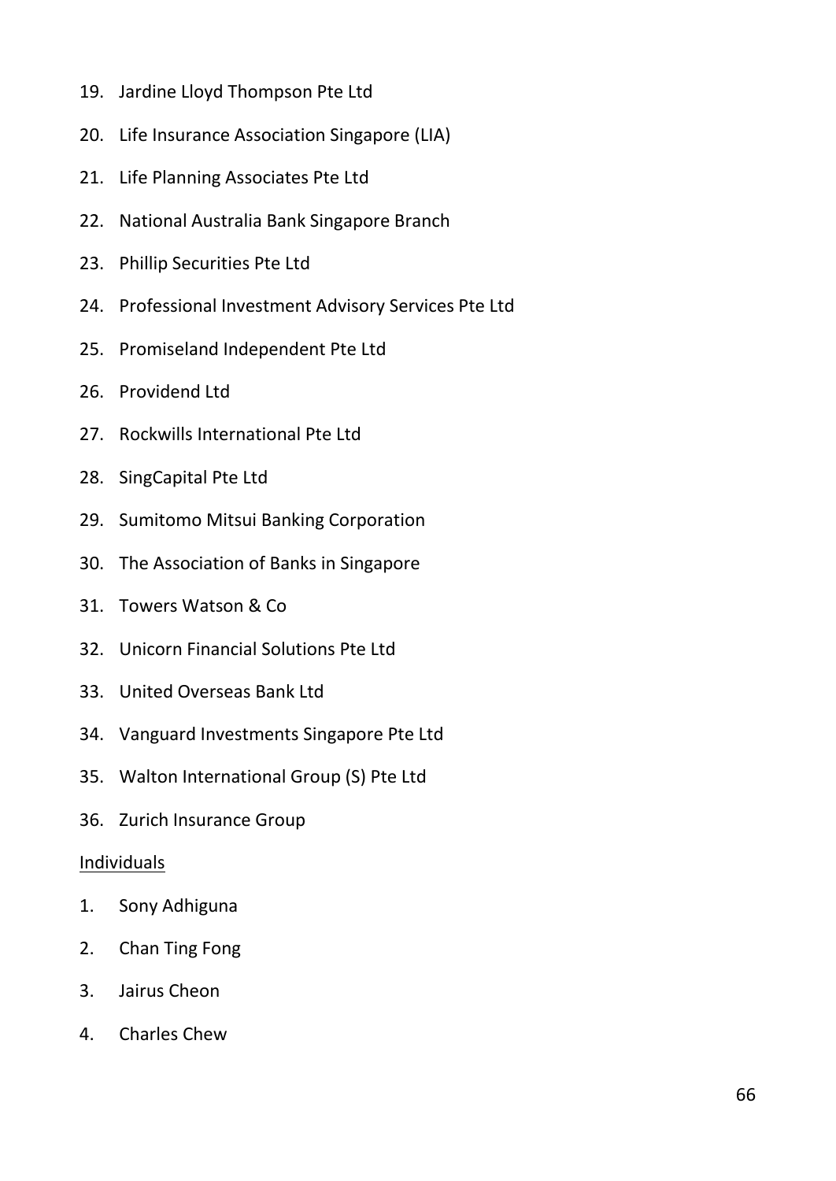19. Jardine Lloyd Thompson Pte Ltd
20. Life Insurance Association Singapore (LIA)
21. Life Planning Associates Pte Ltd
22. National Australia Bank Singapore Branch
23. Phillip Securities Pte Ltd
24. Professional Investment Advisory Services Pte Ltd
25. Promiseland Independent Pte Ltd
26. Providend Ltd
27. Rockwills International Pte Ltd
28. SingCapital Pte Ltd
29. Sumitomo Mitsui Banking Corporation
30. The Association of Banks in Singapore
31. Towers Watson & Co
32. Unicorn Financial Solutions Pte Ltd
33. United Overseas Bank Ltd
34. Vanguard Investments Singapore Pte Ltd
35. Walton International Group (S) Pte Ltd
36. Zurich Insurance Group

<u>Individuals</u>

1. Sony Adhiguna
2. Chan Ting Fong
3. Jairus Cheon
4. Charles Chew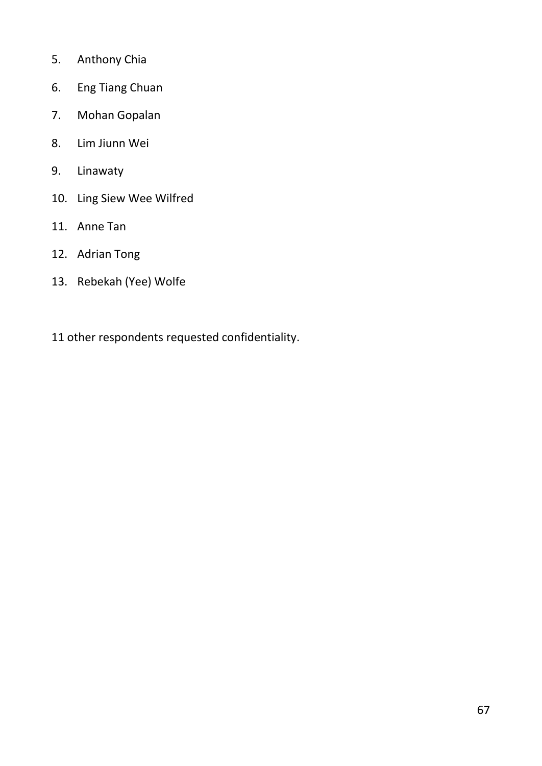5. Anthony Chia
6. Eng Tiang Chuan
7. Mohan Gopalan
8. Lim Jiunn Wei
9. Linawaty
10. Ling Siew Wee Wilfred
11. Anne Tan
12. Adrian Tong
13. Rebekah (Yee) Wolfe

11 other respondents requested confidentiality.